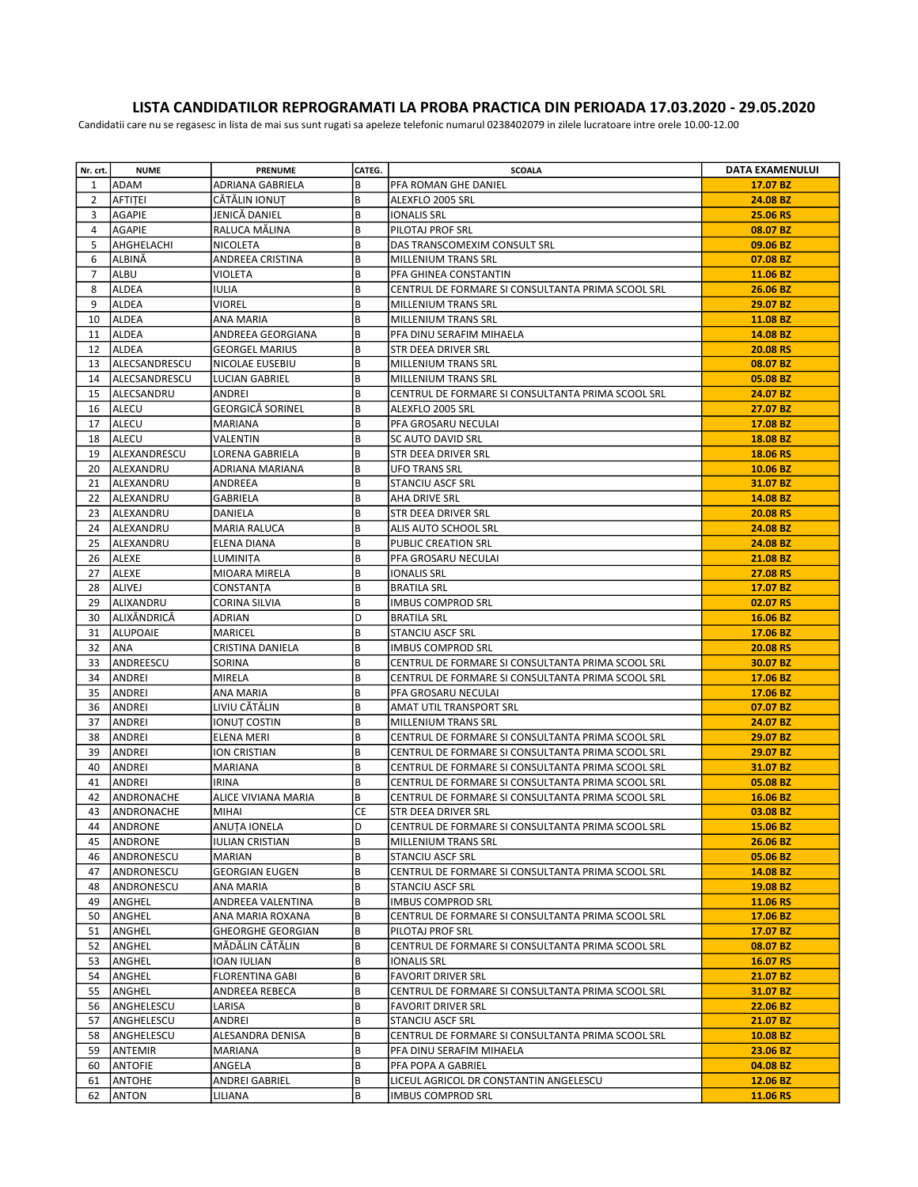# LISTA CANDIDATILOR REPROGRAMATI LA PROBA PRACTICA DIN PERIOADA 17.03.2020 - 29.05.2020

Candidatii care nu se regasesc in lista de mai sus sunt rugati sa apeleze telefonic numarul 0238402079 in zilele lucratoare intre orele 10.00-12.00

| Nr. crt. | NUME | PRENUME | CATEG. | SCOALA | DATA EXAMENULUI |
|---|---|---|---|---|---|
| 1 | ADAM | ADRIANA GABRIELA | B | PFA ROMAN GHE DANIEL | 17.07 BZ |
| 2 | AFTIȚEI | CĂTĂLIN IONUȚ | B | ALEXFLO 2005 SRL | 24.08 BZ |
| 3 | AGAPIE | JENICĂ DANIEL | B | IONALIS SRL | 25.06 RS |
| 4 | AGAPIE | RALUCA MĂLINA | B | PILOTAJ PROF SRL | 08.07 BZ |
| 5 | AHGHELACHI | NICOLETA | B | DAS TRANSCOMEXIM CONSULT SRL | 09.06 BZ |
| 6 | ALBINĂ | ANDREEA CRISTINA | B | MILLENIUM TRANS SRL | 07.08 BZ |
| 7 | ALBU | VIOLETA | B | PFA GHINEA CONSTANTIN | 11.06 BZ |
| 8 | ALDEA | IULIA | B | CENTRUL DE FORMARE SI CONSULTANTA PRIMA SCOOL SRL | 26.06 BZ |
| 9 | ALDEA | VIOREL | B | MILLENIUM TRANS SRL | 29.07 BZ |
| 10 | ALDEA | ANA MARIA | B | MILLENIUM TRANS SRL | 11.08 BZ |
| 11 | ALDEA | ANDREEA GEORGIANA | B | PFA DINU SERAFIM MIHAELA | 14.08 BZ |
| 12 | ALDEA | GEORGEL MARIUS | B | STR DEEA DRIVER SRL | 20.08 RS |
| 13 | ALECSANDRESCU | NICOLAE EUSEBIU | B | MILLENIUM TRANS SRL | 08.07 BZ |
| 14 | ALECSANDRESCU | LUCIAN GABRIEL | B | MILLENIUM TRANS SRL | 05.08 BZ |
| 15 | ALECSANDRU | ANDREI | B | CENTRUL DE FORMARE SI CONSULTANTA PRIMA SCOOL SRL | 24.07 BZ |
| 16 | ALECU | GEORGICĂ SORINEL | B | ALEXFLO 2005 SRL | 27.07 BZ |
| 17 | ALECU | MARIANA | B | PFA GROSARU NECULAI | 17.08 BZ |
| 18 | ALECU | VALENTIN | B | SC AUTO DAVID SRL | 18.08 BZ |
| 19 | ALEXANDRESCU | LORENA GABRIELA | B | STR DEEA DRIVER SRL | 18.06 RS |
| 20 | ALEXANDRU | ADRIANA MARIANA | B | UFO TRANS SRL | 10.06 BZ |
| 21 | ALEXANDRU | ANDREEA | B | STANCIU ASCF SRL | 31.07 BZ |
| 22 | ALEXANDRU | GABRIELA | B | AHA DRIVE SRL | 14.08 BZ |
| 23 | ALEXANDRU | DANIELA | B | STR DEEA DRIVER SRL | 20.08 RS |
| 24 | ALEXANDRU | MARIA RALUCA | B | ALIS AUTO SCHOOL SRL | 24.08 BZ |
| 25 | ALEXANDRU | ELENA DIANA | B | PUBLIC CREATION SRL | 24.08 BZ |
| 26 | ALEXE | LUMINIȚA | B | PFA GROSARU NECULAI | 21.08 BZ |
| 27 | ALEXE | MIOARA MIRELA | B | IONALIS SRL | 27.08 RS |
| 28 | ALIVEJ | CONSTANȚA | B | BRATILA SRL | 17.07 BZ |
| 29 | ALIXANDRU | CORINA SILVIA | B | IMBUS COMPROD SRL | 02.07 RS |
| 30 | ALIXĂNDRICĂ | ADRIAN | D | BRATILA SRL | 16.06 BZ |
| 31 | ALUPOAIE | MARICEL | B | STANCIU ASCF SRL | 17.06 BZ |
| 32 | ANA | CRISTINA DANIELA | B | IMBUS COMPROD SRL | 20.08 RS |
| 33 | ANDREESCU | SORINA | B | CENTRUL DE FORMARE SI CONSULTANTA PRIMA SCOOL SRL | 30.07 BZ |
| 34 | ANDREI | MIRELA | B | CENTRUL DE FORMARE SI CONSULTANTA PRIMA SCOOL SRL | 17.06 BZ |
| 35 | ANDREI | ANA MARIA | B | PFA GROSARU NECULAI | 17.06 BZ |
| 36 | ANDREI | LIVIU CĂTĂLIN | B | AMAT UTIL TRANSPORT SRL | 07.07 BZ |
| 37 | ANDREI | IONUȚ COSTIN | B | MILLENIUM TRANS SRL | 24.07 BZ |
| 38 | ANDREI | ELENA MERI | B | CENTRUL DE FORMARE SI CONSULTANTA PRIMA SCOOL SRL | 29.07 BZ |
| 39 | ANDREI | ION CRISTIAN | B | CENTRUL DE FORMARE SI CONSULTANTA PRIMA SCOOL SRL | 29.07 BZ |
| 40 | ANDREI | MARIANA | B | CENTRUL DE FORMARE SI CONSULTANTA PRIMA SCOOL SRL | 31.07 BZ |
| 41 | ANDREI | IRINA | B | CENTRUL DE FORMARE SI CONSULTANTA PRIMA SCOOL SRL | 05.08 BZ |
| 42 | ANDRONACHE | ALICE VIVIANA MARIA | B | CENTRUL DE FORMARE SI CONSULTANTA PRIMA SCOOL SRL | 16.06 BZ |
| 43 | ANDRONACHE | MIHAI | CE | STR DEEA DRIVER SRL | 03.08 BZ |
| 44 | ANDRONE | ANUȚA IONELA | D | CENTRUL DE FORMARE SI CONSULTANTA PRIMA SCOOL SRL | 15.06 BZ |
| 45 | ANDRONE | IULIAN CRISTIAN | B | MILLENIUM TRANS SRL | 26.06 BZ |
| 46 | ANDRONESCU | MARIAN | B | STANCIU ASCF SRL | 05.06 BZ |
| 47 | ANDRONESCU | GEORGIAN EUGEN | B | CENTRUL DE FORMARE SI CONSULTANTA PRIMA SCOOL SRL | 14.08 BZ |
| 48 | ANDRONESCU | ANA MARIA | B | STANCIU ASCF SRL | 19.08 BZ |
| 49 | ANGHEL | ANDREEA VALENTINA | B | IMBUS COMPROD SRL | 11.06 RS |
| 50 | ANGHEL | ANA MARIA ROXANA | B | CENTRUL DE FORMARE SI CONSULTANTA PRIMA SCOOL SRL | 17.06 BZ |
| 51 | ANGHEL | GHEORGHE GEORGIAN | B | PILOTAJ PROF SRL | 17.07 BZ |
| 52 | ANGHEL | MĂDĂLIN CĂTĂLIN | B | CENTRUL DE FORMARE SI CONSULTANTA PRIMA SCOOL SRL | 08.07 BZ |
| 53 | ANGHEL | IOAN IULIAN | B | IONALIS SRL | 16.07 RS |
| 54 | ANGHEL | FLORENTINA GABI | B | FAVORIT DRIVER SRL | 21.07 BZ |
| 55 | ANGHEL | ANDREEA REBECA | B | CENTRUL DE FORMARE SI CONSULTANTA PRIMA SCOOL SRL | 31.07 BZ |
| 56 | ANGHELESCU | LARISA | B | FAVORIT DRIVER SRL | 22.06 BZ |
| 57 | ANGHELESCU | ANDREI | B | STANCIU ASCF SRL | 21.07 BZ |
| 58 | ANGHELESCU | ALESANDRA DENISA | B | CENTRUL DE FORMARE SI CONSULTANTA PRIMA SCOOL SRL | 10.08 BZ |
| 59 | ANTEMIR | MARIANA | B | PFA DINU SERAFIM MIHAELA | 23.06 BZ |
| 60 | ANTOFIE | ANGELA | B | PFA POPA A GABRIEL | 04.08 BZ |
| 61 | ANTOHE | ANDREI GABRIEL | B | LICEUL AGRICOL DR CONSTANTIN ANGELESCU | 12.06 BZ |
| 62 | ANTON | LILIANA | B | IMBUS COMPROD SRL | 11.06 RS |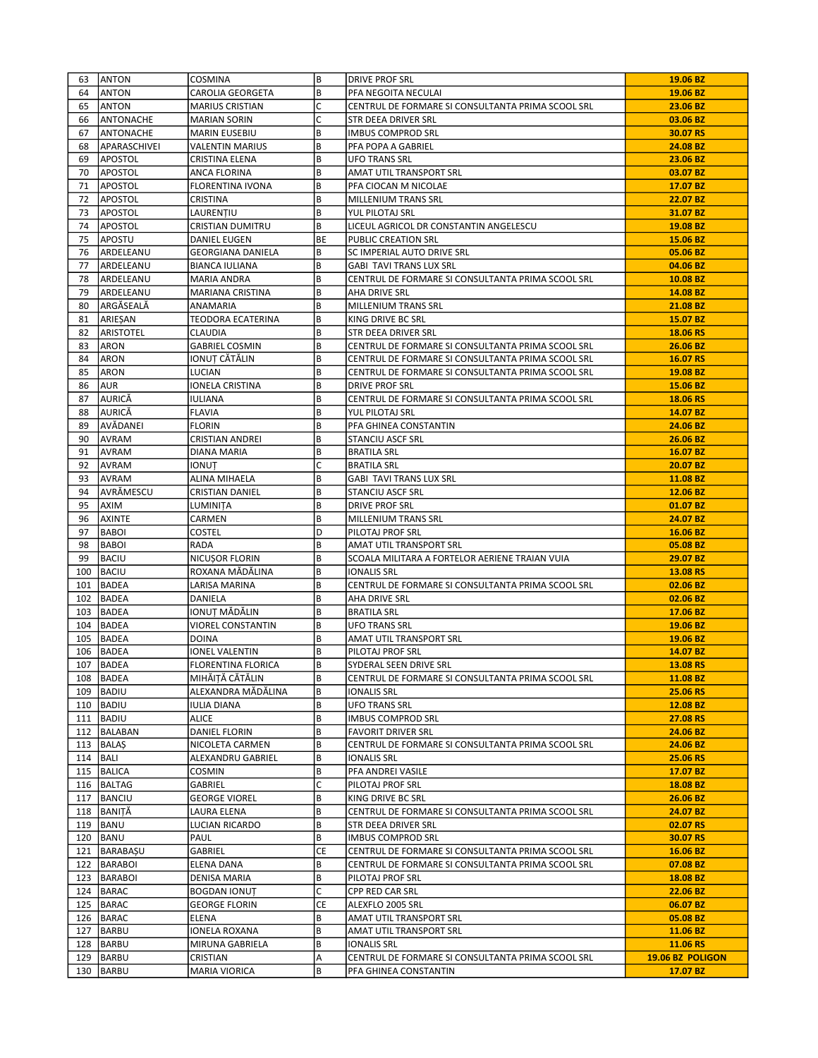| 63 | ANTON | COSMINA | B | DRIVE PROF SRL | 19.06 BZ |
|---|---|---|---|---|---|
| 64 | ANTON | CAROLIA GEORGETA | B | PFA NEGOITA NECULAI | 19.06 BZ |
| 65 | ANTON | MARIUS CRISTIAN | C | CENTRUL DE FORMARE SI CONSULTANTA PRIMA SCOOL SRL | 23.06 BZ |
| 66 | ANTONACHE | MARIAN SORIN | C | STR DEEA DRIVER SRL | 03.06 BZ |
| 67 | ANTONACHE | MARIN EUSEBIU | B | IMBUS COMPROD SRL | 30.07 RS |
| 68 | APARASCHIVEI | VALENTIN MARIUS | B | PFA POPA A GABRIEL | 24.08 BZ |
| 69 | APOSTOL | CRISTINA ELENA | B | UFO TRANS SRL | 23.06 BZ |
| 70 | APOSTOL | ANCA FLORINA | B | AMAT UTIL TRANSPORT SRL | 03.07 BZ |
| 71 | APOSTOL | FLORENTINA IVONA | B | PFA CIOCAN M NICOLAE | 17.07 BZ |
| 72 | APOSTOL | CRISTINA | B | MILLENIUM TRANS SRL | 22.07 BZ |
| 73 | APOSTOL | LAURENȚIU | B | YUL PILOTAJ SRL | 31.07 BZ |
| 74 | APOSTOL | CRISTIAN DUMITRU | B | LICEUL AGRICOL DR CONSTANTIN ANGELESCU | 19.08 BZ |
| 75 | APOSTU | DANIEL EUGEN | BE | PUBLIC CREATION SRL | 15.06 BZ |
| 76 | ARDELEANU | GEORGIANA DANIELA | B | SC IMPERIAL AUTO DRIVE SRL | 05.06 BZ |
| 77 | ARDELEANU | BIANCA IULIANA | B | GABI TAVI TRANS LUX SRL | 04.06 BZ |
| 78 | ARDELEANU | MARIA ANDRA | B | CENTRUL DE FORMARE SI CONSULTANTA PRIMA SCOOL SRL | 10.08 BZ |
| 79 | ARDELEANU | MARIANA CRISTINA | B | AHA DRIVE SRL | 14.08 BZ |
| 80 | ARGĂSEALĂ | ANAMARIA | B | MILLENIUM TRANS SRL | 21.08 BZ |
| 81 | ARIEȘAN | TEODORA ECATERINA | B | KING DRIVE BC SRL | 15.07 BZ |
| 82 | ARISTOTEL | CLAUDIA | B | STR DEEA DRIVER SRL | 18.06 RS |
| 83 | ARON | GABRIEL COSMIN | B | CENTRUL DE FORMARE SI CONSULTANTA PRIMA SCOOL SRL | 26.06 BZ |
| 84 | ARON | IONUȚ CĂTĂLIN | B | CENTRUL DE FORMARE SI CONSULTANTA PRIMA SCOOL SRL | 16.07 RS |
| 85 | ARON | LUCIAN | B | CENTRUL DE FORMARE SI CONSULTANTA PRIMA SCOOL SRL | 19.08 BZ |
| 86 | AUR | IONELA CRISTINA | B | DRIVE PROF SRL | 15.06 BZ |
| 87 | AURICĂ | IULIANA | B | CENTRUL DE FORMARE SI CONSULTANTA PRIMA SCOOL SRL | 18.06 RS |
| 88 | AURICĂ | FLAVIA | B | YUL PILOTAJ SRL | 14.07 BZ |
| 89 | AVĂDANEI | FLORIN | B | PFA GHINEA CONSTANTIN | 24.06 BZ |
| 90 | AVRAM | CRISTIAN ANDREI | B | STANCIU ASCF SRL | 26.06 BZ |
| 91 | AVRAM | DIANA MARIA | B | BRATILA SRL | 16.07 BZ |
| 92 | AVRAM | IONUȚ | C | BRATILA SRL | 20.07 BZ |
| 93 | AVRAM | ALINA MIHAELA | B | GABI TAVI TRANS LUX SRL | 11.08 BZ |
| 94 | AVRĂMESCU | CRISTIAN DANIEL | B | STANCIU ASCF SRL | 12.06 BZ |
| 95 | AXIM | LUMINIȚA | B | DRIVE PROF SRL | 01.07 BZ |
| 96 | AXINTE | CARMEN | B | MILLENIUM TRANS SRL | 24.07 BZ |
| 97 | BABOI | COSTEL | D | PILOTAJ PROF SRL | 16.06 BZ |
| 98 | BABOI | RADA | B | AMAT UTIL TRANSPORT SRL | 05.08 BZ |
| 99 | BACIU | NICUȘOR FLORIN | B | SCOALA MILITARA A FORTELOR AERIENE TRAIAN VUIA | 29.07 BZ |
| 100 | BACIU | ROXANA MĂDĂLINA | B | IONALIS SRL | 13.08 RS |
| 101 | BADEA | LARISA MARINA | B | CENTRUL DE FORMARE SI CONSULTANTA PRIMA SCOOL SRL | 02.06 BZ |
| 102 | BADEA | DANIELA | B | AHA DRIVE SRL | 02.06 BZ |
| 103 | BADEA | IONUȚ MĂDĂLIN | B | BRATILA SRL | 17.06 BZ |
| 104 | BADEA | VIOREL CONSTANTIN | B | UFO TRANS SRL | 19.06 BZ |
| 105 | BADEA | DOINA | B | AMAT UTIL TRANSPORT SRL | 19.06 BZ |
| 106 | BADEA | IONEL VALENTIN | B | PILOTAJ PROF SRL | 14.07 BZ |
| 107 | BADEA | FLORENTINA FLORICA | B | SYDERAL SEEN DRIVE SRL | 13.08 RS |
| 108 | BADEA | MIHĂIȚĂ CĂTĂLIN | B | CENTRUL DE FORMARE SI CONSULTANTA PRIMA SCOOL SRL | 11.08 BZ |
| 109 | BADIU | ALEXANDRA MĂDĂLINA | B | IONALIS SRL | 25.06 RS |
| 110 | BADIU | IULIA DIANA | B | UFO TRANS SRL | 12.08 BZ |
| 111 | BADIU | ALICE | B | IMBUS COMPROD SRL | 27.08 RS |
| 112 | BALABAN | DANIEL FLORIN | B | FAVORIT DRIVER SRL | 24.06 BZ |
| 113 | BALAȘ | NICOLETA CARMEN | B | CENTRUL DE FORMARE SI CONSULTANTA PRIMA SCOOL SRL | 24.06 BZ |
| 114 | BALI | ALEXANDRU GABRIEL | B | IONALIS SRL | 25.06 RS |
| 115 | BALICA | COSMIN | B | PFA ANDREI VASILE | 17.07 BZ |
| 116 | BALTAG | GABRIEL | C | PILOTAJ PROF SRL | 18.08 BZ |
| 117 | BANCIU | GEORGE VIOREL | B | KING DRIVE BC SRL | 26.06 BZ |
| 118 | BANIȚĂ | LAURA ELENA | B | CENTRUL DE FORMARE SI CONSULTANTA PRIMA SCOOL SRL | 24.07 BZ |
| 119 | BANU | LUCIAN RICARDO | B | STR DEEA DRIVER SRL | 02.07 RS |
| 120 | BANU | PAUL | B | IMBUS COMPROD SRL | 30.07 RS |
| 121 | BARABAȘU | GABRIEL | CE | CENTRUL DE FORMARE SI CONSULTANTA PRIMA SCOOL SRL | 16.06 BZ |
| 122 | BARABOI | ELENA DANA | B | CENTRUL DE FORMARE SI CONSULTANTA PRIMA SCOOL SRL | 07.08 BZ |
| 123 | BARABOI | DENISA MARIA | B | PILOTAJ PROF SRL | 18.08 BZ |
| 124 | BARAC | BOGDAN IONUȚ | C | CPP RED CAR SRL | 22.06 BZ |
| 125 | BARAC | GEORGE FLORIN | CE | ALEXFLO 2005 SRL | 06.07 BZ |
| 126 | BARAC | ELENA | B | AMAT UTIL TRANSPORT SRL | 05.08 BZ |
| 127 | BARBU | IONELA ROXANA | B | AMAT UTIL TRANSPORT SRL | 11.06 BZ |
| 128 | BARBU | MIRUNA GABRIELA | B | IONALIS SRL | 11.06 RS |
| 129 | BARBU | CRISTIAN | A | CENTRUL DE FORMARE SI CONSULTANTA PRIMA SCOOL SRL | 19.06 BZ POLIGON |
| 130 | BARBU | MARIA VIORICA | B | PFA GHINEA CONSTANTIN | 17.07 BZ |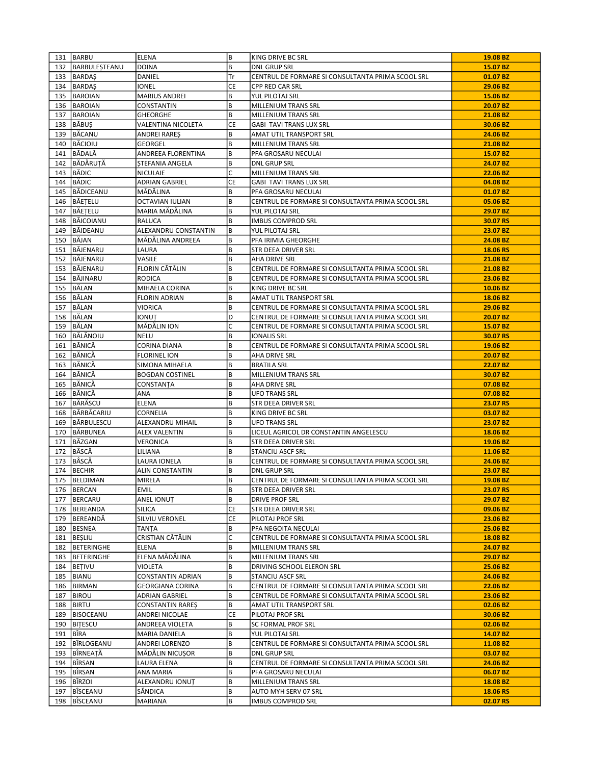| 131 | BARBU | ELENA | B | KING DRIVE BC SRL | **19.08 BZ** |
|---|---|---|---|---|---|
| 132 | BARBULEȘTEANU | DOINA | B | DNL GRUP SRL | **15.07 BZ** |
| 133 | BARDAȘ | DANIEL | Tr | CENTRUL DE FORMARE SI CONSULTANTA PRIMA SCOOL SRL | **01.07 BZ** |
| 134 | BARDAȘ | IONEL | CE | CPP RED CAR SRL | **29.06 BZ** |
| 135 | BAROIAN | MARIUS ANDREI | B | YUL PILOTAJ SRL | **15.06 BZ** |
| 136 | BAROIAN | CONSTANTIN | B | MILLENIUM TRANS SRL | **20.07 BZ** |
| 137 | BAROIAN | GHEORGHE | B | MILLENIUM TRANS SRL | **21.08 BZ** |
| 138 | BĂBUȘ | VALENTINA NICOLETA | CE | GABI TAVI TRANS LUX SRL | **30.06 BZ** |
| 139 | BĂCANU | ANDREI RAREȘ | B | AMAT UTIL TRANSPORT SRL | **24.06 BZ** |
| 140 | BĂCIOIU | GEORGEL | B | MILLENIUM TRANS SRL | **21.08 BZ** |
| 141 | BĂDALĂ | ANDREEA FLORENTINA | B | PFA GROSARU NECULAI | **15.07 BZ** |
| 142 | BĂDĂRUȚĂ | ȘTEFANIA ANGELA | B | DNL GRUP SRL | **24.07 BZ** |
| 143 | BĂDIC | NICULAIE | C | MILLENIUM TRANS SRL | **22.06 BZ** |
| 144 | BĂDIC | ADRIAN GABRIEL | CE | GABI TAVI TRANS LUX SRL | **04.08 BZ** |
| 145 | BĂDICEANU | MĂDĂLINA | B | PFA GROSARU NECULAI | **01.07 BZ** |
| 146 | BĂEȚELU | OCTAVIAN IULIAN | B | CENTRUL DE FORMARE SI CONSULTANTA PRIMA SCOOL SRL | **05.06 BZ** |
| 147 | BĂEȚELU | MARIA MĂDĂLINA | B | YUL PILOTAJ SRL | **29.07 BZ** |
| 148 | BĂICOIANU | RALUCA | B | IMBUS COMPROD SRL | **30.07 RS** |
| 149 | BĂIDEANU | ALEXANDRU CONSTANTIN | B | YUL PILOTAJ SRL | **23.07 BZ** |
| 150 | BĂJAN | MĂDĂLINA ANDREEA | B | PFA IRIMIA GHEORGHE | **24.08 BZ** |
| 151 | BĂJENARU | LAURA | B | STR DEEA DRIVER SRL | **18.06 RS** |
| 152 | BĂJENARU | VASILE | B | AHA DRIVE SRL | **21.08 BZ** |
| 153 | BĂJENARU | FLORIN CĂTĂLIN | B | CENTRUL DE FORMARE SI CONSULTANTA PRIMA SCOOL SRL | **21.08 BZ** |
| 154 | BĂJINARU | RODICA | B | CENTRUL DE FORMARE SI CONSULTANTA PRIMA SCOOL SRL | **23.06 BZ** |
| 155 | BĂLAN | MIHAELA CORINA | B | KING DRIVE BC SRL | **10.06 BZ** |
| 156 | BĂLAN | FLORIN ADRIAN | B | AMAT UTIL TRANSPORT SRL | **18.06 BZ** |
| 157 | BĂLAN | VIORICA | B | CENTRUL DE FORMARE SI CONSULTANTA PRIMA SCOOL SRL | **29.06 BZ** |
| 158 | BĂLAN | IONUȚ | D | CENTRUL DE FORMARE SI CONSULTANTA PRIMA SCOOL SRL | **20.07 BZ** |
| 159 | BĂLAN | MĂDĂLIN ION | C | CENTRUL DE FORMARE SI CONSULTANTA PRIMA SCOOL SRL | **15.07 BZ** |
| 160 | BĂLĂNOIU | NELU | B | IONALIS SRL | **30.07 RS** |
| 161 | BĂNICĂ | CORINA DIANA | B | CENTRUL DE FORMARE SI CONSULTANTA PRIMA SCOOL SRL | **19.06 BZ** |
| 162 | BĂNICĂ | FLORINEL ION | B | AHA DRIVE SRL | **20.07 BZ** |
| 163 | BĂNICĂ | SIMONA MIHAELA | B | BRATILA SRL | **22.07 BZ** |
| 164 | BĂNICĂ | BOGDAN COSTINEL | B | MILLENIUM TRANS SRL | **30.07 BZ** |
| 165 | BĂNICĂ | CONSTANȚA | B | AHA DRIVE SRL | **07.08 BZ** |
| 166 | BĂNICĂ | ANA | B | UFO TRANS SRL | **07.08 BZ** |
| 167 | BĂRĂSCU | ELENA | B | STR DEEA DRIVER SRL | **23.07 RS** |
| 168 | BĂRBĂCARIU | CORNELIA | B | KING DRIVE BC SRL | **03.07 BZ** |
| 169 | BĂRBULESCU | ALEXANDRU MIHAIL | B | UFO TRANS SRL | **23.07 BZ** |
| 170 | BĂRBUNEA | ALEX VALENTIN | B | LICEUL AGRICOL DR CONSTANTIN ANGELESCU | **18.06 BZ** |
| 171 | BĂZGAN | VERONICA | B | STR DEEA DRIVER SRL | **19.06 BZ** |
| 172 | BĂSCĂ | LILIANA | B | STANCIU ASCF SRL | **11.06 BZ** |
| 173 | BĂSCĂ | LAURA IONELA | B | CENTRUL DE FORMARE SI CONSULTANTA PRIMA SCOOL SRL | **24.06 BZ** |
| 174 | BECHIR | ALIN CONSTANTIN | B | DNL GRUP SRL | **23.07 BZ** |
| 175 | BELDIMAN | MIRELA | B | CENTRUL DE FORMARE SI CONSULTANTA PRIMA SCOOL SRL | **19.08 BZ** |
| 176 | BERCAN | EMIL | B | STR DEEA DRIVER SRL | **23.07 RS** |
| 177 | BERCARU | ANEL IONUȚ | B | DRIVE PROF SRL | **29.07 BZ** |
| 178 | BEREANDA | SILICA | CE | STR DEEA DRIVER SRL | **09.06 BZ** |
| 179 | BEREANDĂ | SILVIU VERONEL | CE | PILOTAJ PROF SRL | **23.06 BZ** |
| 180 | BESNEA | TANȚA | B | PFA NEGOITA NECULAI | **25.06 BZ** |
| 181 | BEȘLIU | CRISTIAN CĂTĂLIN | C | CENTRUL DE FORMARE SI CONSULTANTA PRIMA SCOOL SRL | **18.08 BZ** |
| 182 | BETERINGHE | ELENA | B | MILLENIUM TRANS SRL | **24.07 BZ** |
| 183 | BETERINGHE | ELENA MĂDĂLINA | B | MILLENIUM TRANS SRL | **29.07 BZ** |
| 184 | BEȚIVU | VIOLETA | B | DRIVING SCHOOL ELERON SRL | **25.06 BZ** |
| 185 | BIANU | CONSTANTIN ADRIAN | B | STANCIU ASCF SRL | **24.06 BZ** |
| 186 | BIRMAN | GEORGIANA CORINA | B | CENTRUL DE FORMARE SI CONSULTANTA PRIMA SCOOL SRL | **22.06 BZ** |
| 187 | BIROU | ADRIAN GABRIEL | B | CENTRUL DE FORMARE SI CONSULTANTA PRIMA SCOOL SRL | **23.06 BZ** |
| 188 | BIRTU | CONSTANTIN RAREȘ | B | AMAT UTIL TRANSPORT SRL | **02.06 BZ** |
| 189 | BISOCEANU | ANDREI NICOLAE | CE | PILOTAJ PROF SRL | **30.06 BZ** |
| 190 | BIȚESCU | ANDREEA VIOLETA | B | SC FORMAL PROF SRL | **02.06 BZ** |
| 191 | BÎRA | MARIA DANIELA | B | YUL PILOTAJ SRL | **14.07 BZ** |
| 192 | BÎRLOGEANU | ANDREI LORENZO | B | CENTRUL DE FORMARE SI CONSULTANTA PRIMA SCOOL SRL | **11.08 BZ** |
| 193 | BÎRNEAȚĂ | MĂDĂLIN NICUȘOR | B | DNL GRUP SRL | **03.07 BZ** |
| 194 | BÎRSAN | LAURA ELENA | B | CENTRUL DE FORMARE SI CONSULTANTA PRIMA SCOOL SRL | **24.06 BZ** |
| 195 | BÎRSAN | ANA MARIA | B | PFA GROSARU NECULAI | **06.07 BZ** |
| 196 | BÎRZOI | ALEXANDRU IONUȚ | B | MILLENIUM TRANS SRL | **18.08 BZ** |
| 197 | BÎSCEANU | SĂNDICA | B | AUTO MYH SERV 07 SRL | **18.06 RS** |
| 198 | BÎSCEANU | MARIANA | B | IMBUS COMPROD SRL | **02.07 RS** |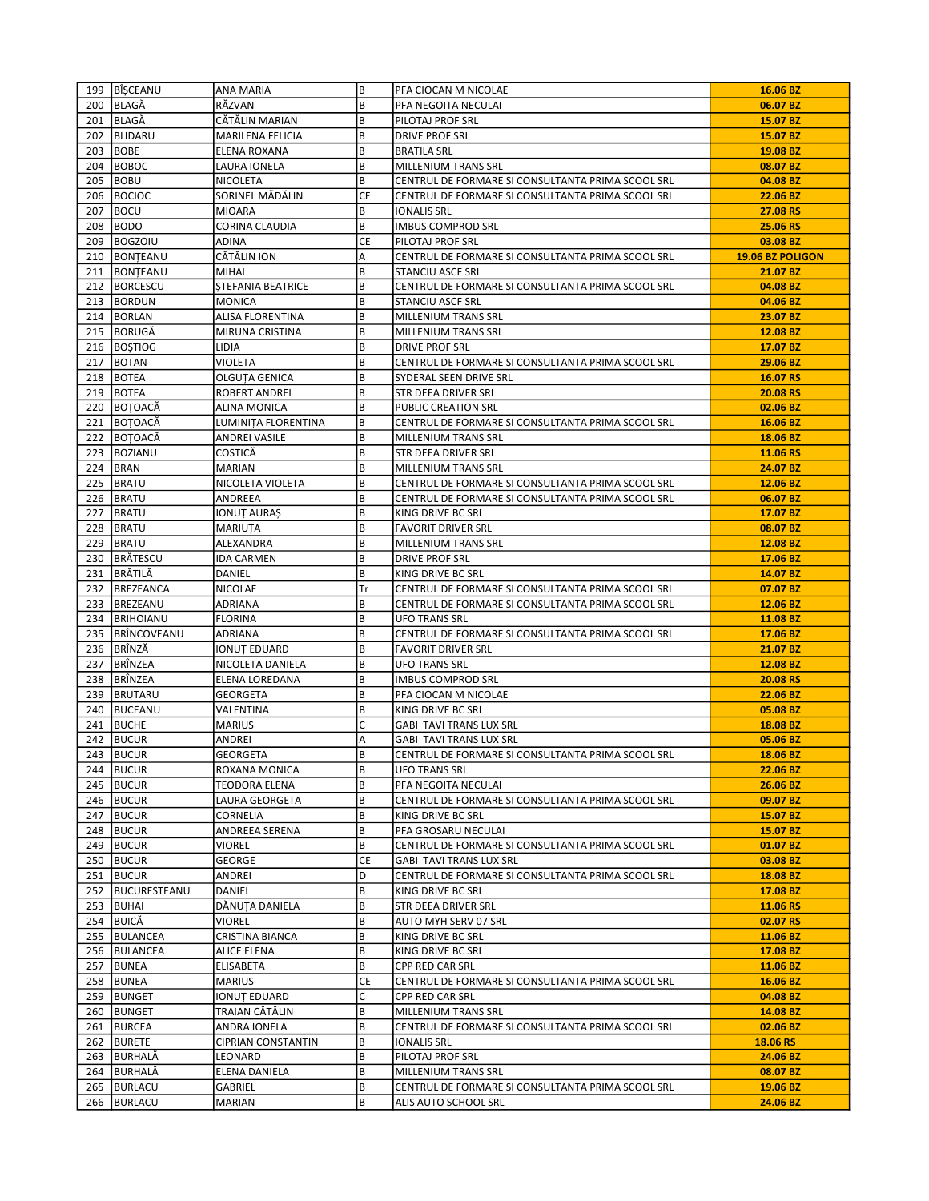| 199 | BÎȘCEANU | ANA MARIA | B | PFA CIOCAN M NICOLAE | **16.06 BZ** |
|---|---|---|---|---|---|
| 200 | BLAGĂ | RĂZVAN | B | PFA NEGOITA NECULAI | **06.07 BZ** |
| 201 | BLAGĂ | CĂTĂLIN MARIAN | B | PILOTAJ PROF SRL | **15.07 BZ** |
| 202 | BLIDARU | MARILENA FELICIA | B | DRIVE PROF SRL | **15.07 BZ** |
| 203 | BOBE | ELENA ROXANA | B | BRATILA SRL | **19.08 BZ** |
| 204 | BOBOC | LAURA IONELA | B | MILLENIUM TRANS SRL | **08.07 BZ** |
| 205 | BOBU | NICOLETA | B | CENTRUL DE FORMARE SI CONSULTANTA PRIMA SCOOL SRL | **04.08 BZ** |
| 206 | BOCIOC | SORINEL MĂDĂLIN | CE | CENTRUL DE FORMARE SI CONSULTANTA PRIMA SCOOL SRL | **22.06 BZ** |
| 207 | BOCU | MIOARA | B | IONALIS SRL | **27.08 RS** |
| 208 | BODO | CORINA CLAUDIA | B | IMBUS COMPROD SRL | **25.06 RS** |
| 209 | BOGZOIU | ADINA | CE | PILOTAJ PROF SRL | **03.08 BZ** |
| 210 | BONȚEANU | CĂTĂLIN ION | A | CENTRUL DE FORMARE SI CONSULTANTA PRIMA SCOOL SRL | **19.06 BZ POLIGON** |
| 211 | BONȚEANU | MIHAI | B | STANCIU ASCF SRL | **21.07 BZ** |
| 212 | BORCESCU | ȘTEFANIA BEATRICE | B | CENTRUL DE FORMARE SI CONSULTANTA PRIMA SCOOL SRL | **04.08 BZ** |
| 213 | BORDUN | MONICA | B | STANCIU ASCF SRL | **04.06 BZ** |
| 214 | BORLAN | ALISA FLORENTINA | B | MILLENIUM TRANS SRL | **23.07 BZ** |
| 215 | BORUGĂ | MIRUNA CRISTINA | B | MILLENIUM TRANS SRL | **12.08 BZ** |
| 216 | BOȘTIOG | LIDIA | B | DRIVE PROF SRL | **17.07 BZ** |
| 217 | BOTAN | VIOLETA | B | CENTRUL DE FORMARE SI CONSULTANTA PRIMA SCOOL SRL | **29.06 BZ** |
| 218 | BOTEA | OLGUȚA GENICA | B | SYDERAL SEEN DRIVE SRL | **16.07 RS** |
| 219 | BOTEA | ROBERT ANDREI | B | STR DEEA DRIVER SRL | **20.08 RS** |
| 220 | BOȚOACĂ | ALINA MONICA | B | PUBLIC CREATION SRL | **02.06 BZ** |
| 221 | BOȚOACĂ | LUMINIȚA FLORENTINA | B | CENTRUL DE FORMARE SI CONSULTANTA PRIMA SCOOL SRL | **16.06 BZ** |
| 222 | BOȚOACĂ | ANDREI VASILE | B | MILLENIUM TRANS SRL | **18.06 BZ** |
| 223 | BOZIANU | COSTICĂ | B | STR DEEA DRIVER SRL | **11.06 RS** |
| 224 | BRAN | MARIAN | B | MILLENIUM TRANS SRL | **24.07 BZ** |
| 225 | BRATU | NICOLETA VIOLETA | B | CENTRUL DE FORMARE SI CONSULTANTA PRIMA SCOOL SRL | **12.06 BZ** |
| 226 | BRATU | ANDREEA | B | CENTRUL DE FORMARE SI CONSULTANTA PRIMA SCOOL SRL | **06.07 BZ** |
| 227 | BRATU | IONUȚ AURAȘ | B | KING DRIVE BC SRL | **17.07 BZ** |
| 228 | BRATU | MARIUȚA | B | FAVORIT DRIVER SRL | **08.07 BZ** |
| 229 | BRATU | ALEXANDRA | B | MILLENIUM TRANS SRL | **12.08 BZ** |
| 230 | BRĂTESCU | IDA CARMEN | B | DRIVE PROF SRL | **17.06 BZ** |
| 231 | BRĂTILĂ | DANIEL | B | KING DRIVE BC SRL | **14.07 BZ** |
| 232 | BREZEANCA | NICOLAE | Tr | CENTRUL DE FORMARE SI CONSULTANTA PRIMA SCOOL SRL | **07.07 BZ** |
| 233 | BREZEANU | ADRIANA | B | CENTRUL DE FORMARE SI CONSULTANTA PRIMA SCOOL SRL | **12.06 BZ** |
| 234 | BRIHOIANU | FLORINA | B | UFO TRANS SRL | **11.08 BZ** |
| 235 | BRÎNCOVEANU | ADRIANA | B | CENTRUL DE FORMARE SI CONSULTANTA PRIMA SCOOL SRL | **17.06 BZ** |
| 236 | BRÎNZĂ | IONUȚ EDUARD | B | FAVORIT DRIVER SRL | **21.07 BZ** |
| 237 | BRÎNZEA | NICOLETA DANIELA | B | UFO TRANS SRL | **12.08 BZ** |
| 238 | BRÎNZEA | ELENA LOREDANA | B | IMBUS COMPROD SRL | **20.08 RS** |
| 239 | BRUTARU | GEORGETA | B | PFA CIOCAN M NICOLAE | **22.06 BZ** |
| 240 | BUCEANU | VALENTINA | B | KING DRIVE BC SRL | **05.08 BZ** |
| 241 | BUCHE | MARIUS | C | GABI TAVI TRANS LUX SRL | **18.08 BZ** |
| 242 | BUCUR | ANDREI | A | GABI TAVI TRANS LUX SRL | **05.06 BZ** |
| 243 | BUCUR | GEORGETA | B | CENTRUL DE FORMARE SI CONSULTANTA PRIMA SCOOL SRL | **18.06 BZ** |
| 244 | BUCUR | ROXANA MONICA | B | UFO TRANS SRL | **22.06 BZ** |
| 245 | BUCUR | TEODORA ELENA | B | PFA NEGOITA NECULAI | **26.06 BZ** |
| 246 | BUCUR | LAURA GEORGETA | B | CENTRUL DE FORMARE SI CONSULTANTA PRIMA SCOOL SRL | **09.07 BZ** |
| 247 | BUCUR | CORNELIA | B | KING DRIVE BC SRL | **15.07 BZ** |
| 248 | BUCUR | ANDREEA SERENA | B | PFA GROSARU NECULAI | **15.07 BZ** |
| 249 | BUCUR | VIOREL | B | CENTRUL DE FORMARE SI CONSULTANTA PRIMA SCOOL SRL | **01.07 BZ** |
| 250 | BUCUR | GEORGE | CE | GABI TAVI TRANS LUX SRL | **03.08 BZ** |
| 251 | BUCUR | ANDREI | D | CENTRUL DE FORMARE SI CONSULTANTA PRIMA SCOOL SRL | **18.08 BZ** |
| 252 | BUCURESTEANU | DANIEL | B | KING DRIVE BC SRL | **17.08 BZ** |
| 253 | BUHAI | DĂNUȚA DANIELA | B | STR DEEA DRIVER SRL | **11.06 RS** |
| 254 | BUICĂ | VIOREL | B | AUTO MYH SERV 07 SRL | **02.07 RS** |
| 255 | BULANCEA | CRISTINA BIANCA | B | KING DRIVE BC SRL | **11.06 BZ** |
| 256 | BULANCEA | ALICE ELENA | B | KING DRIVE BC SRL | **17.08 BZ** |
| 257 | BUNEA | ELISABETA | B | CPP RED CAR SRL | **11.06 BZ** |
| 258 | BUNEA | MARIUS | CE | CENTRUL DE FORMARE SI CONSULTANTA PRIMA SCOOL SRL | **16.06 BZ** |
| 259 | BUNGET | IONUȚ EDUARD | C | CPP RED CAR SRL | **04.08 BZ** |
| 260 | BUNGET | TRAIAN CĂTĂLIN | B | MILLENIUM TRANS SRL | **14.08 BZ** |
| 261 | BURCEA | ANDRA IONELA | B | CENTRUL DE FORMARE SI CONSULTANTA PRIMA SCOOL SRL | **02.06 BZ** |
| 262 | BURETE | CIPRIAN CONSTANTIN | B | IONALIS SRL | **18.06 RS** |
| 263 | BURHALĂ | LEONARD | B | PILOTAJ PROF SRL | **24.06 BZ** |
| 264 | BURHALĂ | ELENA DANIELA | B | MILLENIUM TRANS SRL | **08.07 BZ** |
| 265 | BURLACU | GABRIEL | B | CENTRUL DE FORMARE SI CONSULTANTA PRIMA SCOOL SRL | **19.06 BZ** |
| 266 | BURLACU | MARIAN | B | ALIS AUTO SCHOOL SRL | **24.06 BZ** |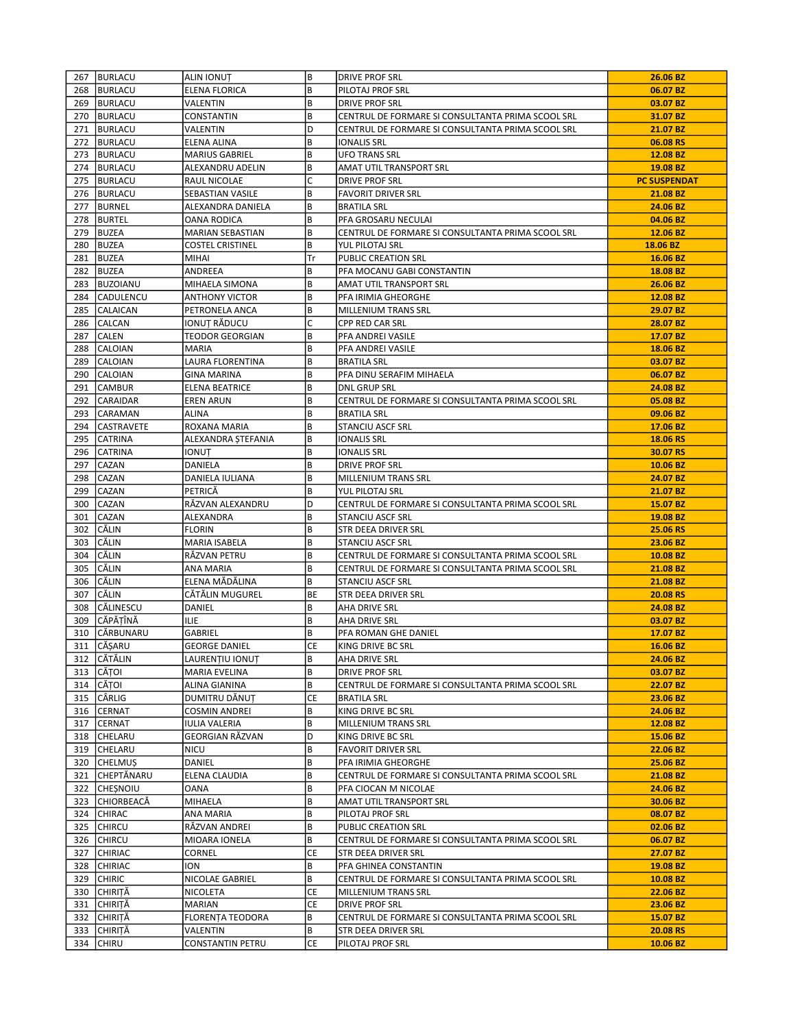| 267 | BURLACU | ALIN IONUȚ | B | DRIVE PROF SRL | **26.06 BZ** |
|---|---|---|---|---|---|
| 268 | BURLACU | ELENA FLORICA | B | PILOTAJ PROF SRL | **06.07 BZ** |
| 269 | BURLACU | VALENTIN | B | DRIVE PROF SRL | **03.07 BZ** |
| 270 | BURLACU | CONSTANTIN | B | CENTRUL DE FORMARE SI CONSULTANTA PRIMA SCOOL SRL | **31.07 BZ** |
| 271 | BURLACU | VALENTIN | D | CENTRUL DE FORMARE SI CONSULTANTA PRIMA SCOOL SRL | **21.07 BZ** |
| 272 | BURLACU | ELENA ALINA | B | IONALIS SRL | **06.08 RS** |
| 273 | BURLACU | MARIUS GABRIEL | B | UFO TRANS SRL | **12.08 BZ** |
| 274 | BURLACU | ALEXANDRU ADELIN | B | AMAT UTIL TRANSPORT SRL | **19.08 BZ** |
| 275 | BURLACU | RAUL NICOLAE | C | DRIVE PROF SRL | **PC SUSPENDAT** |
| 276 | BURLACU | SEBASTIAN VASILE | B | FAVORIT DRIVER SRL | **21.08 BZ** |
| 277 | BURNEL | ALEXANDRA DANIELA | B | BRATILA SRL | **24.06 BZ** |
| 278 | BURTEL | OANA RODICA | B | PFA GROSARU NECULAI | **04.06 BZ** |
| 279 | BUZEA | MARIAN SEBASTIAN | B | CENTRUL DE FORMARE SI CONSULTANTA PRIMA SCOOL SRL | **12.06 BZ** |
| 280 | BUZEA | COSTEL CRISTINEL | B | YUL PILOTAJ SRL | **18.06 BZ** |
| 281 | BUZEA | MIHAI | Tr | PUBLIC CREATION SRL | **16.06 BZ** |
| 282 | BUZEA | ANDREEA | B | PFA MOCANU GABI CONSTANTIN | **18.08 BZ** |
| 283 | BUZOIANU | MIHAELA SIMONA | B | AMAT UTIL TRANSPORT SRL | **26.06 BZ** |
| 284 | CADULENCU | ANTHONY VICTOR | B | PFA IRIMIA GHEORGHE | **12.08 BZ** |
| 285 | CALAICAN | PETRONELA ANCA | B | MILLENIUM TRANS SRL | **29.07 BZ** |
| 286 | CALCAN | IONUȚ RĂDUCU | C | CPP RED CAR SRL | **28.07 BZ** |
| 287 | CALEN | TEODOR GEORGIAN | B | PFA ANDREI VASILE | **17.07 BZ** |
| 288 | CALOIAN | MARIA | B | PFA ANDREI VASILE | **18.06 BZ** |
| 289 | CALOIAN | LAURA FLORENTINA | B | BRATILA SRL | **03.07 BZ** |
| 290 | CALOIAN | GINA MARINA | B | PFA DINU SERAFIM MIHAELA | **06.07 BZ** |
| 291 | CAMBUR | ELENA BEATRICE | B | DNL GRUP SRL | **24.08 BZ** |
| 292 | CARAIDAR | EREN ARUN | B | CENTRUL DE FORMARE SI CONSULTANTA PRIMA SCOOL SRL | **05.08 BZ** |
| 293 | CARAMAN | ALINA | B | BRATILA SRL | **09.06 BZ** |
| 294 | CASTRAVETE | ROXANA MARIA | B | STANCIU ASCF SRL | **17.06 BZ** |
| 295 | CATRINA | ALEXANDRA ȘTEFANIA | B | IONALIS SRL | **18.06 RS** |
| 296 | CATRINA | IONUȚ | B | IONALIS SRL | **30.07 RS** |
| 297 | CAZAN | DANIELA | B | DRIVE PROF SRL | **10.06 BZ** |
| 298 | CAZAN | DANIELA IULIANA | B | MILLENIUM TRANS SRL | **24.07 BZ** |
| 299 | CAZAN | PETRICĂ | B | YUL PILOTAJ SRL | **21.07 BZ** |
| 300 | CAZAN | RĂZVAN ALEXANDRU | D | CENTRUL DE FORMARE SI CONSULTANTA PRIMA SCOOL SRL | **15.07 BZ** |
| 301 | CAZAN | ALEXANDRA | B | STANCIU ASCF SRL | **19.08 BZ** |
| 302 | CĂLIN | FLORIN | B | STR DEEA DRIVER SRL | **25.06 RS** |
| 303 | CĂLIN | MARIA ISABELA | B | STANCIU ASCF SRL | **23.06 BZ** |
| 304 | CĂLIN | RĂZVAN PETRU | B | CENTRUL DE FORMARE SI CONSULTANTA PRIMA SCOOL SRL | **10.08 BZ** |
| 305 | CĂLIN | ANA MARIA | B | CENTRUL DE FORMARE SI CONSULTANTA PRIMA SCOOL SRL | **21.08 BZ** |
| 306 | CĂLIN | ELENA MĂDĂLINA | B | STANCIU ASCF SRL | **21.08 BZ** |
| 307 | CĂLIN | CĂTĂLIN MUGUREL | BE | STR DEEA DRIVER SRL | **20.08 RS** |
| 308 | CĂLINESCU | DANIEL | B | AHA DRIVE SRL | **24.08 BZ** |
| 309 | CĂPĂȚÎNĂ | ILIE | B | AHA DRIVE SRL | **03.07 BZ** |
| 310 | CĂRBUNARU | GABRIEL | B | PFA ROMAN GHE DANIEL | **17.07 BZ** |
| 311 | CĂȘARU | GEORGE DANIEL | CE | KING DRIVE BC SRL | **16.06 BZ** |
| 312 | CĂTĂLIN | LAURENȚIU IONUȚ | B | AHA DRIVE SRL | **24.06 BZ** |
| 313 | CĂȚOI | MARIA EVELINA | B | DRIVE PROF SRL | **03.07 BZ** |
| 314 | CĂȚOI | ALINA GIANINA | B | CENTRUL DE FORMARE SI CONSULTANTA PRIMA SCOOL SRL | **22.07 BZ** |
| 315 | CÂRLIG | DUMITRU DĂNUȚ | CE | BRATILA SRL | **23.06 BZ** |
| 316 | CERNAT | COSMIN ANDREI | B | KING DRIVE BC SRL | **24.06 BZ** |
| 317 | CERNAT | IULIA VALERIA | B | MILLENIUM TRANS SRL | **12.08 BZ** |
| 318 | CHELARU | GEORGIAN RĂZVAN | D | KING DRIVE BC SRL | **15.06 BZ** |
| 319 | CHELARU | NICU | B | FAVORIT DRIVER SRL | **22.06 BZ** |
| 320 | CHELMUȘ | DANIEL | B | PFA IRIMIA GHEORGHE | **25.06 BZ** |
| 321 | CHEPTĂNARU | ELENA CLAUDIA | B | CENTRUL DE FORMARE SI CONSULTANTA PRIMA SCOOL SRL | **21.08 BZ** |
| 322 | CHEȘNOIU | OANA | B | PFA CIOCAN M NICOLAE | **24.06 BZ** |
| 323 | CHIORBEACĂ | MIHAELA | B | AMAT UTIL TRANSPORT SRL | **30.06 BZ** |
| 324 | CHIRAC | ANA MARIA | B | PILOTAJ PROF SRL | **08.07 BZ** |
| 325 | CHIRCU | RĂZVAN ANDREI | B | PUBLIC CREATION SRL | **02.06 BZ** |
| 326 | CHIRCU | MIOARA IONELA | B | CENTRUL DE FORMARE SI CONSULTANTA PRIMA SCOOL SRL | **06.07 BZ** |
| 327 | CHIRIAC | CORNEL | CE | STR DEEA DRIVER SRL | **27.07 BZ** |
| 328 | CHIRIAC | ION | B | PFA GHINEA CONSTANTIN | **19.08 BZ** |
| 329 | CHIRIC | NICOLAE GABRIEL | B | CENTRUL DE FORMARE SI CONSULTANTA PRIMA SCOOL SRL | **10.08 BZ** |
| 330 | CHIRIȚĂ | NICOLETA | CE | MILLENIUM TRANS SRL | **22.06 BZ** |
| 331 | CHIRIȚĂ | MARIAN | CE | DRIVE PROF SRL | **23.06 BZ** |
| 332 | CHIRIȚĂ | FLORENȚA TEODORA | B | CENTRUL DE FORMARE SI CONSULTANTA PRIMA SCOOL SRL | **15.07 BZ** |
| 333 | CHIRIȚĂ | VALENTIN | B | STR DEEA DRIVER SRL | **20.08 RS** |
| 334 | CHIRU | CONSTANTIN PETRU | CE | PILOTAJ PROF SRL | **10.06 BZ** |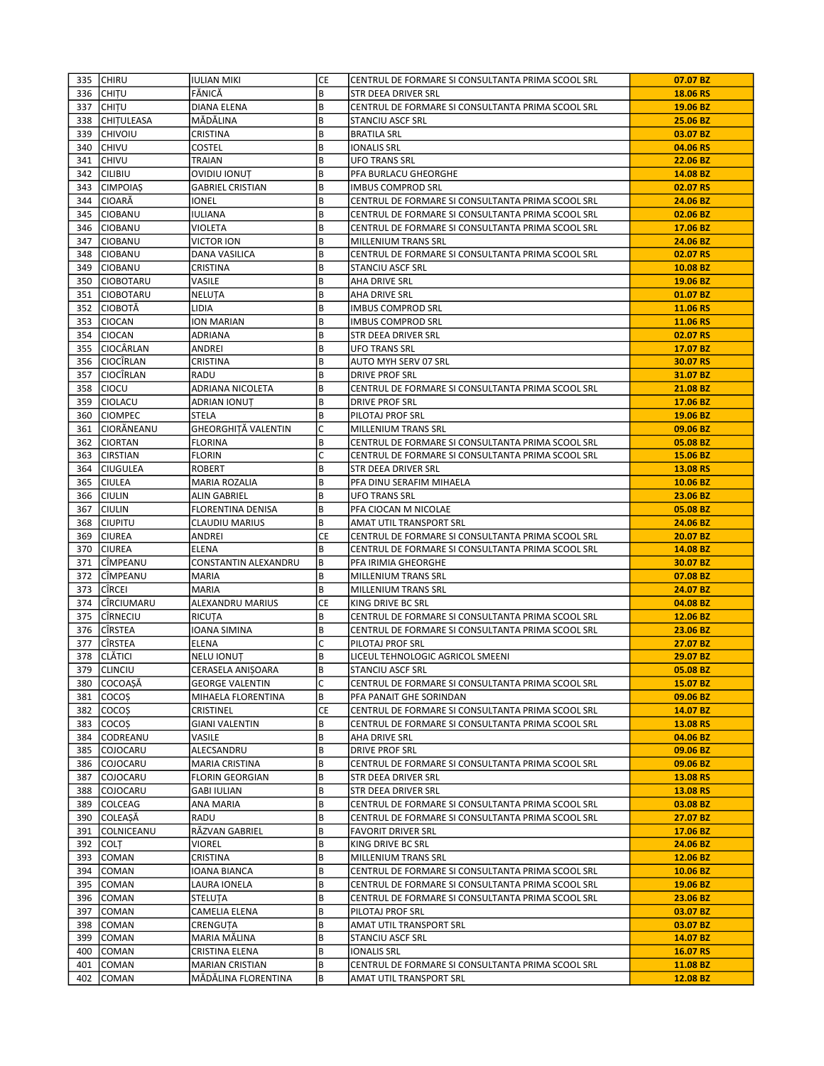| 335 | CHIRU | IULIAN MIKI | CE | CENTRUL DE FORMARE SI CONSULTANTA PRIMA SCOOL SRL | **07.07 BZ** |
|---|---|---|---|---|---|
| 336 | CHIȚU | FĂNICĂ | B | STR DEEA DRIVER SRL | **18.06 RS** |
| 337 | CHIȚU | DIANA ELENA | B | CENTRUL DE FORMARE SI CONSULTANTA PRIMA SCOOL SRL | **19.06 BZ** |
| 338 | CHIȚULEASA | MĂDĂLINA | B | STANCIU ASCF SRL | **25.06 BZ** |
| 339 | CHIVOIU | CRISTINA | B | BRATILA SRL | **03.07 BZ** |
| 340 | CHIVU | COSTEL | B | IONALIS SRL | **04.06 RS** |
| 341 | CHIVU | TRAIAN | B | UFO TRANS SRL | **22.06 BZ** |
| 342 | CILIBIU | OVIDIU IONUȚ | B | PFA BURLACU GHEORGHE | **14.08 BZ** |
| 343 | CIMPOIAȘ | GABRIEL CRISTIAN | B | IMBUS COMPROD SRL | **02.07 RS** |
| 344 | CIOARĂ | IONEL | B | CENTRUL DE FORMARE SI CONSULTANTA PRIMA SCOOL SRL | **24.06 BZ** |
| 345 | CIOBANU | IULIANA | B | CENTRUL DE FORMARE SI CONSULTANTA PRIMA SCOOL SRL | **02.06 BZ** |
| 346 | CIOBANU | VIOLETA | B | CENTRUL DE FORMARE SI CONSULTANTA PRIMA SCOOL SRL | **17.06 BZ** |
| 347 | CIOBANU | VICTOR ION | B | MILLENIUM TRANS SRL | **24.06 BZ** |
| 348 | CIOBANU | DANA VASILICA | B | CENTRUL DE FORMARE SI CONSULTANTA PRIMA SCOOL SRL | **02.07 RS** |
| 349 | CIOBANU | CRISTINA | B | STANCIU ASCF SRL | **10.08 BZ** |
| 350 | CIOBOTARU | VASILE | B | AHA DRIVE SRL | **19.06 BZ** |
| 351 | CIOBOTARU | NELUȚA | B | AHA DRIVE SRL | **01.07 BZ** |
| 352 | CIOBOTĂ | LIDIA | B | IMBUS COMPROD SRL | **11.06 RS** |
| 353 | CIOCAN | ION MARIAN | B | IMBUS COMPROD SRL | **11.06 RS** |
| 354 | CIOCAN | ADRIANA | B | STR DEEA DRIVER SRL | **02.07 RS** |
| 355 | CIOCÂRLAN | ANDREI | B | UFO TRANS SRL | **17.07 BZ** |
| 356 | CIOCÎRLAN | CRISTINA | B | AUTO MYH SERV 07 SRL | **30.07 RS** |
| 357 | CIOCÎRLAN | RADU | B | DRIVE PROF SRL | **31.07 BZ** |
| 358 | CIOCU | ADRIANA NICOLETA | B | CENTRUL DE FORMARE SI CONSULTANTA PRIMA SCOOL SRL | **21.08 BZ** |
| 359 | CIOLACU | ADRIAN IONUȚ | B | DRIVE PROF SRL | **17.06 BZ** |
| 360 | CIOMPEC | STELA | B | PILOTAJ PROF SRL | **19.06 BZ** |
| 361 | CIORĂNEANU | GHEORGHIȚĂ VALENTIN | C | MILLENIUM TRANS SRL | **09.06 BZ** |
| 362 | CIORTAN | FLORINA | B | CENTRUL DE FORMARE SI CONSULTANTA PRIMA SCOOL SRL | **05.08 BZ** |
| 363 | CIRSTIAN | FLORIN | C | CENTRUL DE FORMARE SI CONSULTANTA PRIMA SCOOL SRL | **15.06 BZ** |
| 364 | CIUGULEA | ROBERT | B | STR DEEA DRIVER SRL | **13.08 RS** |
| 365 | CIULEA | MARIA ROZALIA | B | PFA DINU SERAFIM MIHAELA | **10.06 BZ** |
| 366 | CIULIN | ALIN GABRIEL | B | UFO TRANS SRL | **23.06 BZ** |
| 367 | CIULIN | FLORENTINA DENISA | B | PFA CIOCAN M NICOLAE | **05.08 BZ** |
| 368 | CIUPITU | CLAUDIU MARIUS | B | AMAT UTIL TRANSPORT SRL | **24.06 BZ** |
| 369 | CIUREA | ANDREI | CE | CENTRUL DE FORMARE SI CONSULTANTA PRIMA SCOOL SRL | **20.07 BZ** |
| 370 | CIUREA | ELENA | B | CENTRUL DE FORMARE SI CONSULTANTA PRIMA SCOOL SRL | **14.08 BZ** |
| 371 | CÎMPEANU | CONSTANTIN ALEXANDRU | B | PFA IRIMIA GHEORGHE | **30.07 BZ** |
| 372 | CÎMPEANU | MARIA | B | MILLENIUM TRANS SRL | **07.08 BZ** |
| 373 | CÎRCEI | MARIA | B | MILLENIUM TRANS SRL | **24.07 BZ** |
| 374 | CÎRCIUMARU | ALEXANDRU MARIUS | CE | KING DRIVE BC SRL | **04.08 BZ** |
| 375 | CÎRNECIU | RICUȚA | B | CENTRUL DE FORMARE SI CONSULTANTA PRIMA SCOOL SRL | **12.06 BZ** |
| 376 | CÎRSTEA | IOANA SIMINA | B | CENTRUL DE FORMARE SI CONSULTANTA PRIMA SCOOL SRL | **23.06 BZ** |
| 377 | CÎRSTEA | ELENA | C | PILOTAJ PROF SRL | **27.07 BZ** |
| 378 | CLĂTICI | NELU IONUȚ | B | LICEUL TEHNOLOGIC AGRICOL SMEENI | **29.07 BZ** |
| 379 | CLINCIU | CERASELA ANIȘOARA | B | STANCIU ASCF SRL | **05.08 BZ** |
| 380 | COCOAȘĂ | GEORGE VALENTIN | C | CENTRUL DE FORMARE SI CONSULTANTA PRIMA SCOOL SRL | **15.07 BZ** |
| 381 | COCOȘ | MIHAELA FLORENTINA | B | PFA PANAIT GHE SORINDAN | **09.06 BZ** |
| 382 | COCOȘ | CRISTINEL | CE | CENTRUL DE FORMARE SI CONSULTANTA PRIMA SCOOL SRL | **14.07 BZ** |
| 383 | COCOȘ | GIANI VALENTIN | B | CENTRUL DE FORMARE SI CONSULTANTA PRIMA SCOOL SRL | **13.08 RS** |
| 384 | CODREANU | VASILE | B | AHA DRIVE SRL | **04.06 BZ** |
| 385 | COJOCARU | ALECSANDRU | B | DRIVE PROF SRL | **09.06 BZ** |
| 386 | COJOCARU | MARIA CRISTINA | B | CENTRUL DE FORMARE SI CONSULTANTA PRIMA SCOOL SRL | **09.06 BZ** |
| 387 | COJOCARU | FLORIN GEORGIAN | B | STR DEEA DRIVER SRL | **13.08 RS** |
| 388 | COJOCARU | GABI IULIAN | B | STR DEEA DRIVER SRL | **13.08 RS** |
| 389 | COLCEAG | ANA MARIA | B | CENTRUL DE FORMARE SI CONSULTANTA PRIMA SCOOL SRL | **03.08 BZ** |
| 390 | COLEAȘĂ | RADU | B | CENTRUL DE FORMARE SI CONSULTANTA PRIMA SCOOL SRL | **27.07 BZ** |
| 391 | COLNICEANU | RĂZVAN GABRIEL | B | FAVORIT DRIVER SRL | **17.06 BZ** |
| 392 | COLȚ | VIOREL | B | KING DRIVE BC SRL | **24.06 BZ** |
| 393 | COMAN | CRISTINA | B | MILLENIUM TRANS SRL | **12.06 BZ** |
| 394 | COMAN | IOANA BIANCA | B | CENTRUL DE FORMARE SI CONSULTANTA PRIMA SCOOL SRL | **10.06 BZ** |
| 395 | COMAN | LAURA IONELA | B | CENTRUL DE FORMARE SI CONSULTANTA PRIMA SCOOL SRL | **19.06 BZ** |
| 396 | COMAN | STELUȚA | B | CENTRUL DE FORMARE SI CONSULTANTA PRIMA SCOOL SRL | **23.06 BZ** |
| 397 | COMAN | CAMELIA ELENA | B | PILOTAJ PROF SRL | **03.07 BZ** |
| 398 | COMAN | CRENGUȚA | B | AMAT UTIL TRANSPORT SRL | **03.07 BZ** |
| 399 | COMAN | MARIA MĂLINA | B | STANCIU ASCF SRL | **14.07 BZ** |
| 400 | COMAN | CRISTINA ELENA | B | IONALIS SRL | **16.07 RS** |
| 401 | COMAN | MARIAN CRISTIAN | B | CENTRUL DE FORMARE SI CONSULTANTA PRIMA SCOOL SRL | **11.08 BZ** |
| 402 | COMAN | MĂDĂLINA FLORENTINA | B | AMAT UTIL TRANSPORT SRL | **12.08 BZ** |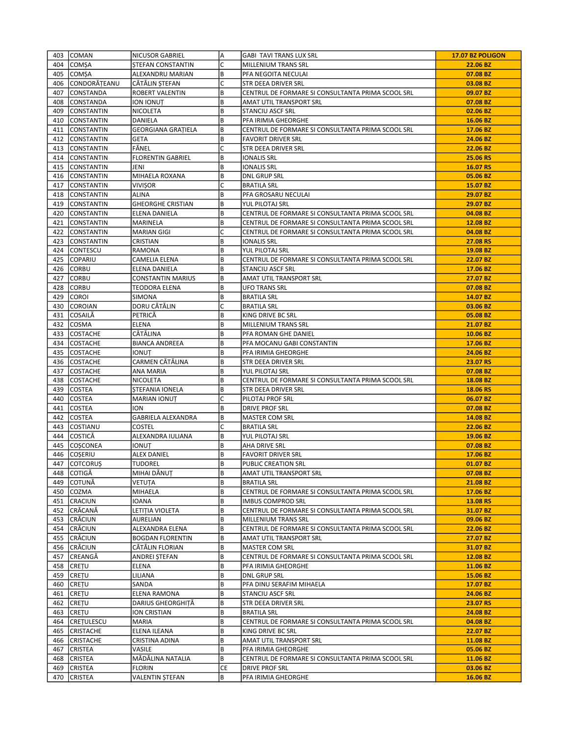| 403 | COMAN | NICUSOR GABRIEL | A | GABI TAVI TRANS LUX SRL | **17.07 BZ POLIGON** |
|---|---|---|---|---|---|
| 404 | COMȘA | ȘTEFAN CONSTANTIN | C | MILLENIUM TRANS SRL | **22.06 BZ** |
| 405 | COMȘA | ALEXANDRU MARIAN | B | PFA NEGOITA NECULAI | **07.08 BZ** |
| 406 | CONDORĂȚEANU | CĂTĂLIN ȘTEFAN | C | STR DEEA DRIVER SRL | **03.08 BZ** |
| 407 | CONSTANDA | ROBERT VALENTIN | B | CENTRUL DE FORMARE SI CONSULTANTA PRIMA SCOOL SRL | **09.07 BZ** |
| 408 | CONSTANDA | ION IONUȚ | B | AMAT UTIL TRANSPORT SRL | **07.08 BZ** |
| 409 | CONSTANTIN | NICOLETA | B | STANCIU ASCF SRL | **02.06 BZ** |
| 410 | CONSTANTIN | DANIELA | B | PFA IRIMIA GHEORGHE | **16.06 BZ** |
| 411 | CONSTANTIN | GEORGIANA GRAȚIELA | B | CENTRUL DE FORMARE SI CONSULTANTA PRIMA SCOOL SRL | **17.06 BZ** |
| 412 | CONSTANTIN | GETA | B | FAVORIT DRIVER SRL | **24.06 BZ** |
| 413 | CONSTANTIN | FĂNEL | C | STR DEEA DRIVER SRL | **22.06 BZ** |
| 414 | CONSTANTIN | FLORENTIN GABRIEL | B | IONALIS SRL | **25.06 RS** |
| 415 | CONSTANTIN | JENI | B | IONALIS SRL | **16.07 RS** |
| 416 | CONSTANTIN | MIHAELA ROXANA | B | DNL GRUP SRL | **05.06 BZ** |
| 417 | CONSTANTIN | VIVIȘOR | C | BRATILA SRL | **15.07 BZ** |
| 418 | CONSTANTIN | ALINA | B | PFA GROSARU NECULAI | **29.07 BZ** |
| 419 | CONSTANTIN | GHEORGHE CRISTIAN | B | YUL PILOTAJ SRL | **29.07 BZ** |
| 420 | CONSTANTIN | ELENA DANIELA | B | CENTRUL DE FORMARE SI CONSULTANTA PRIMA SCOOL SRL | **04.08 BZ** |
| 421 | CONSTANTIN | MARINELA | B | CENTRUL DE FORMARE SI CONSULTANTA PRIMA SCOOL SRL | **12.08 BZ** |
| 422 | CONSTANTIN | MARIAN GIGI | C | CENTRUL DE FORMARE SI CONSULTANTA PRIMA SCOOL SRL | **04.08 BZ** |
| 423 | CONSTANTIN | CRISTIAN | B | IONALIS SRL | **27.08 RS** |
| 424 | CONTESCU | RAMONA | B | YUL PILOTAJ SRL | **19.08 BZ** |
| 425 | COPARIU | CAMELIA ELENA | B | CENTRUL DE FORMARE SI CONSULTANTA PRIMA SCOOL SRL | **22.07 BZ** |
| 426 | CORBU | ELENA DANIELA | B | STANCIU ASCF SRL | **17.06 BZ** |
| 427 | CORBU | CONSTANTIN MARIUS | B | AMAT UTIL TRANSPORT SRL | **27.07 BZ** |
| 428 | CORBU | TEODORA ELENA | B | UFO TRANS SRL | **07.08 BZ** |
| 429 | COROI | SIMONA | B | BRATILA SRL | **14.07 BZ** |
| 430 | COROIAN | DORU CĂTĂLIN | C | BRATILA SRL | **03.06 BZ** |
| 431 | COSAILĂ | PETRICĂ | B | KING DRIVE BC SRL | **05.08 BZ** |
| 432 | COSMA | ELENA | B | MILLENIUM TRANS SRL | **21.07 BZ** |
| 433 | COSTACHE | CĂTĂLINA | B | PFA ROMAN GHE DANIEL | **10.06 BZ** |
| 434 | COSTACHE | BIANCA ANDREEA | B | PFA MOCANU GABI CONSTANTIN | **17.06 BZ** |
| 435 | COSTACHE | IONUȚ | B | PFA IRIMIA GHEORGHE | **24.06 BZ** |
| 436 | COSTACHE | CARMEN CĂTĂLINA | B | STR DEEA DRIVER SRL | **23.07 RS** |
| 437 | COSTACHE | ANA MARIA | B | YUL PILOTAJ SRL | **07.08 BZ** |
| 438 | COSTACHE | NICOLETA | B | CENTRUL DE FORMARE SI CONSULTANTA PRIMA SCOOL SRL | **18.08 BZ** |
| 439 | COSTEA | ȘTEFANIA IONELA | B | STR DEEA DRIVER SRL | **18.06 RS** |
| 440 | COSTEA | MARIAN IONUȚ | C | PILOTAJ PROF SRL | **06.07 BZ** |
| 441 | COSTEA | ION | B | DRIVE PROF SRL | **07.08 BZ** |
| 442 | COSTEA | GABRIELA ALEXANDRA | B | MASTER COM SRL | **14.08 BZ** |
| 443 | COSTIANU | COSTEL | C | BRATILA SRL | **22.06 BZ** |
| 444 | COSTICĂ | ALEXANDRA IULIANA | B | YUL PILOTAJ SRL | **19.06 BZ** |
| 445 | COȘCONEA | IONUȚ | B | AHA DRIVE SRL | **07.08 BZ** |
| 446 | COȘERIU | ALEX DANIEL | B | FAVORIT DRIVER SRL | **17.06 BZ** |
| 447 | COTCORUȘ | TUDOREL | B | PUBLIC CREATION SRL | **01.07 BZ** |
| 448 | COTIGĂ | MIHAI DĂNUȚ | B | AMAT UTIL TRANSPORT SRL | **07.08 BZ** |
| 449 | COTUNĂ | VETUȚA | B | BRATILA SRL | **21.08 BZ** |
| 450 | COZMA | MIHAELA | B | CENTRUL DE FORMARE SI CONSULTANTA PRIMA SCOOL SRL | **17.06 BZ** |
| 451 | CRACIUN | IOANA | B | IMBUS COMPROD SRL | **13.08 RS** |
| 452 | CRĂCANĂ | LETIȚIA VIOLETA | B | CENTRUL DE FORMARE SI CONSULTANTA PRIMA SCOOL SRL | **31.07 BZ** |
| 453 | CRĂCIUN | AURELIAN | B | MILLENIUM TRANS SRL | **09.06 BZ** |
| 454 | CRĂCIUN | ALEXANDRA ELENA | B | CENTRUL DE FORMARE SI CONSULTANTA PRIMA SCOOL SRL | **22.06 BZ** |
| 455 | CRĂCIUN | BOGDAN FLORENTIN | B | AMAT UTIL TRANSPORT SRL | **27.07 BZ** |
| 456 | CRĂCIUN | CĂTĂLIN FLORIAN | B | MASTER COM SRL | **31.07 BZ** |
| 457 | CREANGĂ | ANDREI ȘTEFAN | B | CENTRUL DE FORMARE SI CONSULTANTA PRIMA SCOOL SRL | **12.08 BZ** |
| 458 | CREȚU | ELENA | B | PFA IRIMIA GHEORGHE | **11.06 BZ** |
| 459 | CREȚU | LILIANA | B | DNL GRUP SRL | **15.06 BZ** |
| 460 | CREȚU | SANDA | B | PFA DINU SERAFIM MIHAELA | **17.07 BZ** |
| 461 | CREȚU | ELENA RAMONA | B | STANCIU ASCF SRL | **24.06 BZ** |
| 462 | CREȚU | DARIUS GHEORGHIȚĂ | B | STR DEEA DRIVER SRL | **23.07 RS** |
| 463 | CREȚU | ION CRISTIAN | B | BRATILA SRL | **24.08 BZ** |
| 464 | CREȚULESCU | MARIA | B | CENTRUL DE FORMARE SI CONSULTANTA PRIMA SCOOL SRL | **04.08 BZ** |
| 465 | CRISTACHE | ELENA ILEANA | B | KING DRIVE BC SRL | **22.07 BZ** |
| 466 | CRISTACHE | CRISTINA ADINA | B | AMAT UTIL TRANSPORT SRL | **11.08 BZ** |
| 467 | CRISTEA | VASILE | B | PFA IRIMIA GHEORGHE | **05.06 BZ** |
| 468 | CRISTEA | MĂDĂLINA NATALIA | B | CENTRUL DE FORMARE SI CONSULTANTA PRIMA SCOOL SRL | **11.06 BZ** |
| 469 | CRISTEA | FLORIN | CE | DRIVE PROF SRL | **03.06 BZ** |
| 470 | CRISTEA | VALENTIN ȘTEFAN | B | PFA IRIMIA GHEORGHE | **16.06 BZ** |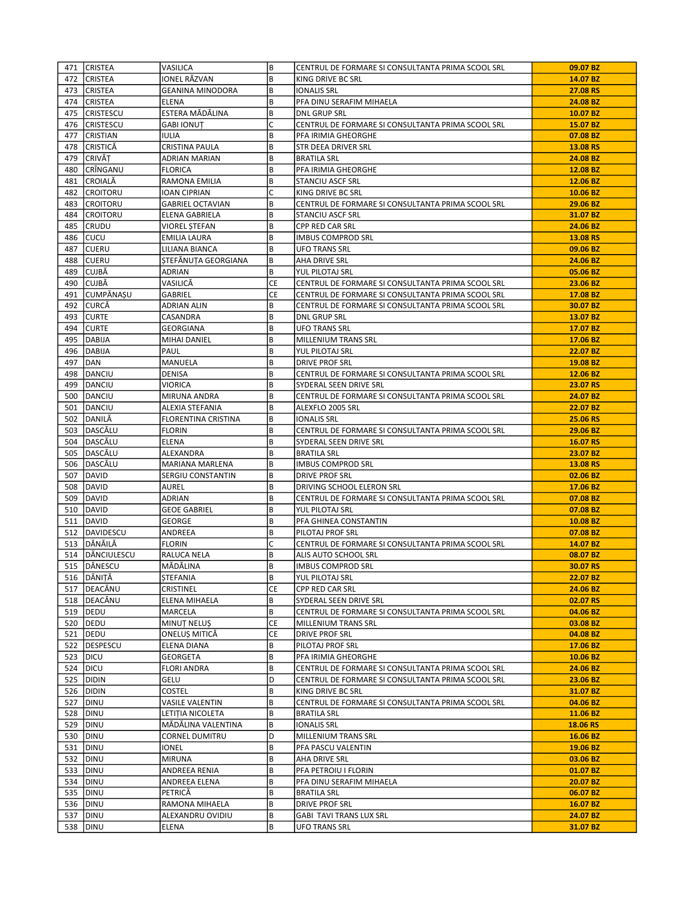| 471 | CRISTEA | VASILICA | B | CENTRUL DE FORMARE SI CONSULTANTA PRIMA SCOOL SRL | 09.07 BZ |
|---|---|---|---|---|---|
| 472 | CRISTEA | IONEL RĂZVAN | B | KING DRIVE BC SRL | 14.07 BZ |
| 473 | CRISTEA | GEANINA MINODORA | B | IONALIS SRL | 27.08 RS |
| 474 | CRISTEA | ELENA | B | PFA DINU SERAFIM MIHAELA | 24.08 BZ |
| 475 | CRISTESCU | ESTERA MĂDĂLINA | B | DNL GRUP SRL | 10.07 BZ |
| 476 | CRISTESCU | GABI IONUȚ | C | CENTRUL DE FORMARE SI CONSULTANTA PRIMA SCOOL SRL | 15.07 BZ |
| 477 | CRISTIAN | IULIA | B | PFA IRIMIA GHEORGHE | 07.08 BZ |
| 478 | CRISTICĂ | CRISTINA PAULA | B | STR DEEA DRIVER SRL | 13.08 RS |
| 479 | CRIVĂȚ | ADRIAN MARIAN | B | BRATILA SRL | 24.08 BZ |
| 480 | CRÎNGANU | FLORICA | B | PFA IRIMIA GHEORGHE | 12.08 BZ |
| 481 | CROIALĂ | RAMONA EMILIA | B | STANCIU ASCF SRL | 12.06 BZ |
| 482 | CROITORU | IOAN CIPRIAN | C | KING DRIVE BC SRL | 10.06 BZ |
| 483 | CROITORU | GABRIEL OCTAVIAN | B | CENTRUL DE FORMARE SI CONSULTANTA PRIMA SCOOL SRL | 29.06 BZ |
| 484 | CROITORU | ELENA GABRIELA | B | STANCIU ASCF SRL | 31.07 BZ |
| 485 | CRUDU | VIOREL ȘTEFAN | B | CPP RED CAR SRL | 24.06 BZ |
| 486 | CUCU | EMILIA LAURA | B | IMBUS COMPROD SRL | 13.08 RS |
| 487 | CUERU | LILIANA BIANCA | B | UFO TRANS SRL | 09.06 BZ |
| 488 | CUERU | ȘTEFĂNUȚA GEORGIANA | B | AHA DRIVE SRL | 24.06 BZ |
| 489 | CUJBĂ | ADRIAN | B | YUL PILOTAJ SRL | 05.06 BZ |
| 490 | CUJBĂ | VASILICĂ | CE | CENTRUL DE FORMARE SI CONSULTANTA PRIMA SCOOL SRL | 23.06 BZ |
| 491 | CUMPĂNAȘU | GABRIEL | CE | CENTRUL DE FORMARE SI CONSULTANTA PRIMA SCOOL SRL | 17.08 BZ |
| 492 | CURCĂ | ADRIAN ALIN | B | CENTRUL DE FORMARE SI CONSULTANTA PRIMA SCOOL SRL | 30.07 BZ |
| 493 | CURTE | CASANDRA | B | DNL GRUP SRL | 13.07 BZ |
| 494 | CURTE | GEORGIANA | B | UFO TRANS SRL | 17.07 BZ |
| 495 | DABIJA | MIHAI DANIEL | B | MILLENIUM TRANS SRL | 17.06 BZ |
| 496 | DABIJA | PAUL | B | YUL PILOTAJ SRL | 22.07 BZ |
| 497 | DAN | MANUELA | B | DRIVE PROF SRL | 19.08 BZ |
| 498 | DANCIU | DENISA | B | CENTRUL DE FORMARE SI CONSULTANTA PRIMA SCOOL SRL | 12.06 BZ |
| 499 | DANCIU | VIORICA | B | SYDERAL SEEN DRIVE SRL | 23.07 RS |
| 500 | DANCIU | MIRUNA ANDRA | B | CENTRUL DE FORMARE SI CONSULTANTA PRIMA SCOOL SRL | 24.07 BZ |
| 501 | DANCIU | ALEXIA STEFANIA | B | ALEXFLO 2005 SRL | 22.07 BZ |
| 502 | DANILĂ | FLORENTINA CRISTINA | B | IONALIS SRL | 25.06 RS |
| 503 | DASCĂLU | FLORIN | B | CENTRUL DE FORMARE SI CONSULTANTA PRIMA SCOOL SRL | 29.06 BZ |
| 504 | DASCĂLU | ELENA | B | SYDERAL SEEN DRIVE SRL | 16.07 RS |
| 505 | DASCĂLU | ALEXANDRA | B | BRATILA SRL | 23.07 BZ |
| 506 | DASCĂLU | MARIANA MARLENA | B | IMBUS COMPROD SRL | 13.08 RS |
| 507 | DAVID | SERGIU CONSTANTIN | B | DRIVE PROF SRL | 02.06 BZ |
| 508 | DAVID | AUREL | B | DRIVING SCHOOL ELERON SRL | 17.06 BZ |
| 509 | DAVID | ADRIAN | B | CENTRUL DE FORMARE SI CONSULTANTA PRIMA SCOOL SRL | 07.08 BZ |
| 510 | DAVID | GEOE GABRIEL | B | YUL PILOTAJ SRL | 07.08 BZ |
| 511 | DAVID | GEORGE | B | PFA GHINEA CONSTANTIN | 10.08 BZ |
| 512 | DAVIDESCU | ANDREEA | B | PILOTAJ PROF SRL | 07.08 BZ |
| 513 | DĂNĂILĂ | FLORIN | C | CENTRUL DE FORMARE SI CONSULTANTA PRIMA SCOOL SRL | 14.07 BZ |
| 514 | DĂNCIULESCU | RALUCA NELA | B | ALIS AUTO SCHOOL SRL | 08.07 BZ |
| 515 | DĂNESCU | MĂDĂLINA | B | IMBUS COMPROD SRL | 30.07 RS |
| 516 | DĂNIȚĂ | ȘTEFANIA | B | YUL PILOTAJ SRL | 22.07 BZ |
| 517 | DEACĂNU | CRISTINEL | CE | CPP RED CAR SRL | 24.06 BZ |
| 518 | DEACĂNU | ELENA MIHAELA | B | SYDERAL SEEN DRIVE SRL | 02.07 RS |
| 519 | DEDU | MARCELA | B | CENTRUL DE FORMARE SI CONSULTANTA PRIMA SCOOL SRL | 04.06 BZ |
| 520 | DEDU | MINUȚ NELUȘ | CE | MILLENIUM TRANS SRL | 03.08 BZ |
| 521 | DEDU | ONELUȘ MITICĂ | CE | DRIVE PROF SRL | 04.08 BZ |
| 522 | DESPESCU | ELENA DIANA | B | PILOTAJ PROF SRL | 17.06 BZ |
| 523 | DICU | GEORGETA | B | PFA IRIMIA GHEORGHE | 10.06 BZ |
| 524 | DICU | FLORI ANDRA | B | CENTRUL DE FORMARE SI CONSULTANTA PRIMA SCOOL SRL | 24.06 BZ |
| 525 | DIDIN | GELU | D | CENTRUL DE FORMARE SI CONSULTANTA PRIMA SCOOL SRL | 23.06 BZ |
| 526 | DIDIN | COSTEL | B | KING DRIVE BC SRL | 31.07 BZ |
| 527 | DINU | VASILE VALENTIN | B | CENTRUL DE FORMARE SI CONSULTANTA PRIMA SCOOL SRL | 04.06 BZ |
| 528 | DINU | LETIȚIA NICOLETA | B | BRATILA SRL | 11.06 BZ |
| 529 | DINU | MĂDĂLINA VALENTINA | B | IONALIS SRL | 18.06 RS |
| 530 | DINU | CORNEL DUMITRU | D | MILLENIUM TRANS SRL | 16.06 BZ |
| 531 | DINU | IONEL | B | PFA PASCU VALENTIN | 19.06 BZ |
| 532 | DINU | MIRUNA | B | AHA DRIVE SRL | 03.06 BZ |
| 533 | DINU | ANDREEA RENIA | B | PFA PETROIU I FLORIN | 01.07 BZ |
| 534 | DINU | ANDREEA ELENA | B | PFA DINU SERAFIM MIHAELA | 20.07 BZ |
| 535 | DINU | PETRICĂ | B | BRATILA SRL | 06.07 BZ |
| 536 | DINU | RAMONA MIHAELA | B | DRIVE PROF SRL | 16.07 BZ |
| 537 | DINU | ALEXANDRU OVIDIU | B | GABI TAVI TRANS LUX SRL | 24.07 BZ |
| 538 | DINU | ELENA | B | UFO TRANS SRL | 31.07 BZ |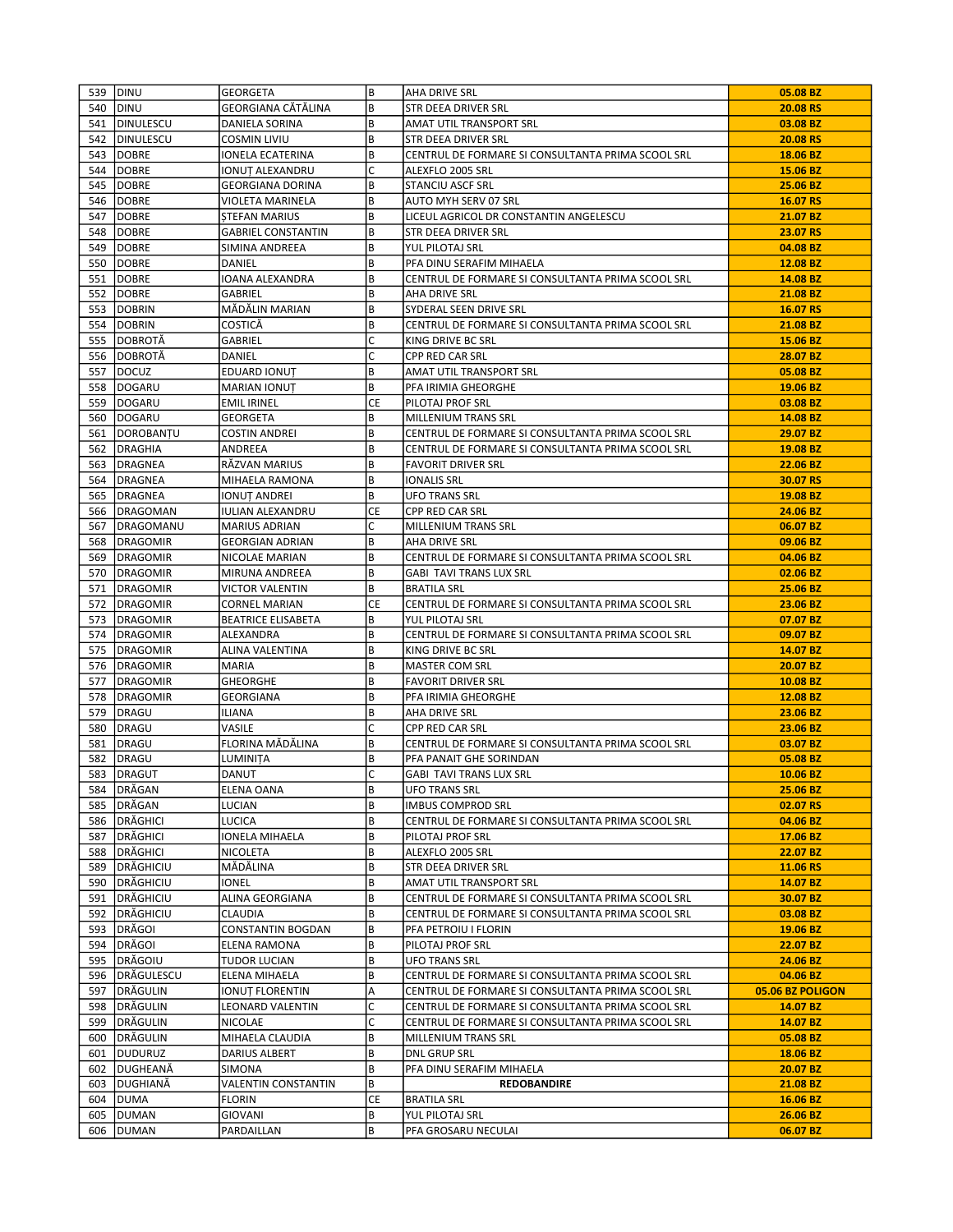| 539 | DINU | GEORGETA | B | AHA DRIVE SRL | 05.08 BZ |
|---|---|---|---|---|---|
| 540 | DINU | GEORGIANA CĂTĂLINA | B | STR DEEA DRIVER SRL | 20.08 RS |
| 541 | DINULESCU | DANIELA SORINA | B | AMAT UTIL TRANSPORT SRL | 03.08 BZ |
| 542 | DINULESCU | COSMIN LIVIU | B | STR DEEA DRIVER SRL | 20.08 RS |
| 543 | DOBRE | IONELA ECATERINA | B | CENTRUL DE FORMARE SI CONSULTANTA PRIMA SCOOL SRL | 18.06 BZ |
| 544 | DOBRE | IONUȚ ALEXANDRU | C | ALEXFLO 2005 SRL | 15.06 BZ |
| 545 | DOBRE | GEORGIANA DORINA | B | STANCIU ASCF SRL | 25.06 BZ |
| 546 | DOBRE | VIOLETA MARINELA | B | AUTO MYH SERV 07 SRL | 16.07 RS |
| 547 | DOBRE | ȘTEFAN MARIUS | B | LICEUL AGRICOL DR CONSTANTIN ANGELESCU | 21.07 BZ |
| 548 | DOBRE | GABRIEL CONSTANTIN | B | STR DEEA DRIVER SRL | 23.07 RS |
| 549 | DOBRE | SIMINA ANDREEA | B | YUL PILOTAJ SRL | 04.08 BZ |
| 550 | DOBRE | DANIEL | B | PFA DINU SERAFIM MIHAELA | 12.08 BZ |
| 551 | DOBRE | IOANA ALEXANDRA | B | CENTRUL DE FORMARE SI CONSULTANTA PRIMA SCOOL SRL | 14.08 BZ |
| 552 | DOBRE | GABRIEL | B | AHA DRIVE SRL | 21.08 BZ |
| 553 | DOBRIN | MĂDĂLIN MARIAN | B | SYDERAL SEEN DRIVE SRL | 16.07 RS |
| 554 | DOBRIN | COSTICĂ | B | CENTRUL DE FORMARE SI CONSULTANTA PRIMA SCOOL SRL | 21.08 BZ |
| 555 | DOBROTĂ | GABRIEL | C | KING DRIVE BC SRL | 15.06 BZ |
| 556 | DOBROTĂ | DANIEL | C | CPP RED CAR SRL | 28.07 BZ |
| 557 | DOCUZ | EDUARD IONUȚ | B | AMAT UTIL TRANSPORT SRL | 05.08 BZ |
| 558 | DOGARU | MARIAN IONUȚ | B | PFA IRIMIA GHEORGHE | 19.06 BZ |
| 559 | DOGARU | EMIL IRINEL | CE | PILOTAJ PROF SRL | 03.08 BZ |
| 560 | DOGARU | GEORGETA | B | MILLENIUM TRANS SRL | 14.08 BZ |
| 561 | DOROBANȚU | COSTIN ANDREI | B | CENTRUL DE FORMARE SI CONSULTANTA PRIMA SCOOL SRL | 29.07 BZ |
| 562 | DRAGHIA | ANDREEA | B | CENTRUL DE FORMARE SI CONSULTANTA PRIMA SCOOL SRL | 19.08 BZ |
| 563 | DRAGNEA | RĂZVAN MARIUS | B | FAVORIT DRIVER SRL | 22.06 BZ |
| 564 | DRAGNEA | MIHAELA RAMONA | B | IONALIS SRL | 30.07 RS |
| 565 | DRAGNEA | IONUȚ ANDREI | B | UFO TRANS SRL | 19.08 BZ |
| 566 | DRAGOMAN | IULIAN ALEXANDRU | CE | CPP RED CAR SRL | 24.06 BZ |
| 567 | DRAGOMANU | MARIUS ADRIAN | C | MILLENIUM TRANS SRL | 06.07 BZ |
| 568 | DRAGOMIR | GEORGIAN ADRIAN | B | AHA DRIVE SRL | 09.06 BZ |
| 569 | DRAGOMIR | NICOLAE MARIAN | B | CENTRUL DE FORMARE SI CONSULTANTA PRIMA SCOOL SRL | 04.06 BZ |
| 570 | DRAGOMIR | MIRUNA ANDREEA | B | GABI TAVI TRANS LUX SRL | 02.06 BZ |
| 571 | DRAGOMIR | VICTOR VALENTIN | B | BRATILA SRL | 25.06 BZ |
| 572 | DRAGOMIR | CORNEL MARIAN | CE | CENTRUL DE FORMARE SI CONSULTANTA PRIMA SCOOL SRL | 23.06 BZ |
| 573 | DRAGOMIR | BEATRICE ELISABETA | B | YUL PILOTAJ SRL | 07.07 BZ |
| 574 | DRAGOMIR | ALEXANDRA | B | CENTRUL DE FORMARE SI CONSULTANTA PRIMA SCOOL SRL | 09.07 BZ |
| 575 | DRAGOMIR | ALINA VALENTINA | B | KING DRIVE BC SRL | 14.07 BZ |
| 576 | DRAGOMIR | MARIA | B | MASTER COM SRL | 20.07 BZ |
| 577 | DRAGOMIR | GHEORGHE | B | FAVORIT DRIVER SRL | 10.08 BZ |
| 578 | DRAGOMIR | GEORGIANA | B | PFA IRIMIA GHEORGHE | 12.08 BZ |
| 579 | DRAGU | ILIANA | B | AHA DRIVE SRL | 23.06 BZ |
| 580 | DRAGU | VASILE | C | CPP RED CAR SRL | 23.06 BZ |
| 581 | DRAGU | FLORINA MĂDĂLINA | B | CENTRUL DE FORMARE SI CONSULTANTA PRIMA SCOOL SRL | 03.07 BZ |
| 582 | DRAGU | LUMINIȚA | B | PFA PANAIT GHE SORINDAN | 05.08 BZ |
| 583 | DRAGUT | DANUT | C | GABI TAVI TRANS LUX SRL | 10.06 BZ |
| 584 | DRĂGAN | ELENA OANA | B | UFO TRANS SRL | 25.06 BZ |
| 585 | DRĂGAN | LUCIAN | B | IMBUS COMPROD SRL | 02.07 RS |
| 586 | DRĂGHICI | LUCICA | B | CENTRUL DE FORMARE SI CONSULTANTA PRIMA SCOOL SRL | 04.06 BZ |
| 587 | DRĂGHICI | IONELA MIHAELA | B | PILOTAJ PROF SRL | 17.06 BZ |
| 588 | DRĂGHICI | NICOLETA | B | ALEXFLO 2005 SRL | 22.07 BZ |
| 589 | DRĂGHICIU | MĂDĂLINA | B | STR DEEA DRIVER SRL | 11.06 RS |
| 590 | DRĂGHICIU | IONEL | B | AMAT UTIL TRANSPORT SRL | 14.07 BZ |
| 591 | DRĂGHICIU | ALINA GEORGIANA | B | CENTRUL DE FORMARE SI CONSULTANTA PRIMA SCOOL SRL | 30.07 BZ |
| 592 | DRĂGHICIU | CLAUDIA | B | CENTRUL DE FORMARE SI CONSULTANTA PRIMA SCOOL SRL | 03.08 BZ |
| 593 | DRĂGOI | CONSTANTIN BOGDAN | B | PFA PETROIU I FLORIN | 19.06 BZ |
| 594 | DRĂGOI | ELENA RAMONA | B | PILOTAJ PROF SRL | 22.07 BZ |
| 595 | DRĂGOIU | TUDOR LUCIAN | B | UFO TRANS SRL | 24.06 BZ |
| 596 | DRĂGULESCU | ELENA MIHAELA | B | CENTRUL DE FORMARE SI CONSULTANTA PRIMA SCOOL SRL | 04.06 BZ |
| 597 | DRĂGULIN | IONUȚ FLORENTIN | A | CENTRUL DE FORMARE SI CONSULTANTA PRIMA SCOOL SRL | 05.06 BZ POLIGON |
| 598 | DRĂGULIN | LEONARD VALENTIN | C | CENTRUL DE FORMARE SI CONSULTANTA PRIMA SCOOL SRL | 14.07 BZ |
| 599 | DRĂGULIN | NICOLAE | C | CENTRUL DE FORMARE SI CONSULTANTA PRIMA SCOOL SRL | 14.07 BZ |
| 600 | DRĂGULIN | MIHAELA CLAUDIA | B | MILLENIUM TRANS SRL | 05.08 BZ |
| 601 | DUDURUZ | DARIUS ALBERT | B | DNL GRUP SRL | 18.06 BZ |
| 602 | DUGHEANĂ | SIMONA | B | PFA DINU SERAFIM MIHAELA | 20.07 BZ |
| 603 | DUGHIANĂ | VALENTIN CONSTANTIN | B | **REDOBANDIRE** | 21.08 BZ |
| 604 | DUMA | FLORIN | CE | BRATILA SRL | 16.06 BZ |
| 605 | DUMAN | GIOVANI | B | YUL PILOTAJ SRL | 26.06 BZ |
| 606 | DUMAN | PARDAILLAN | B | PFA GROSARU NECULAI | 06.07 BZ |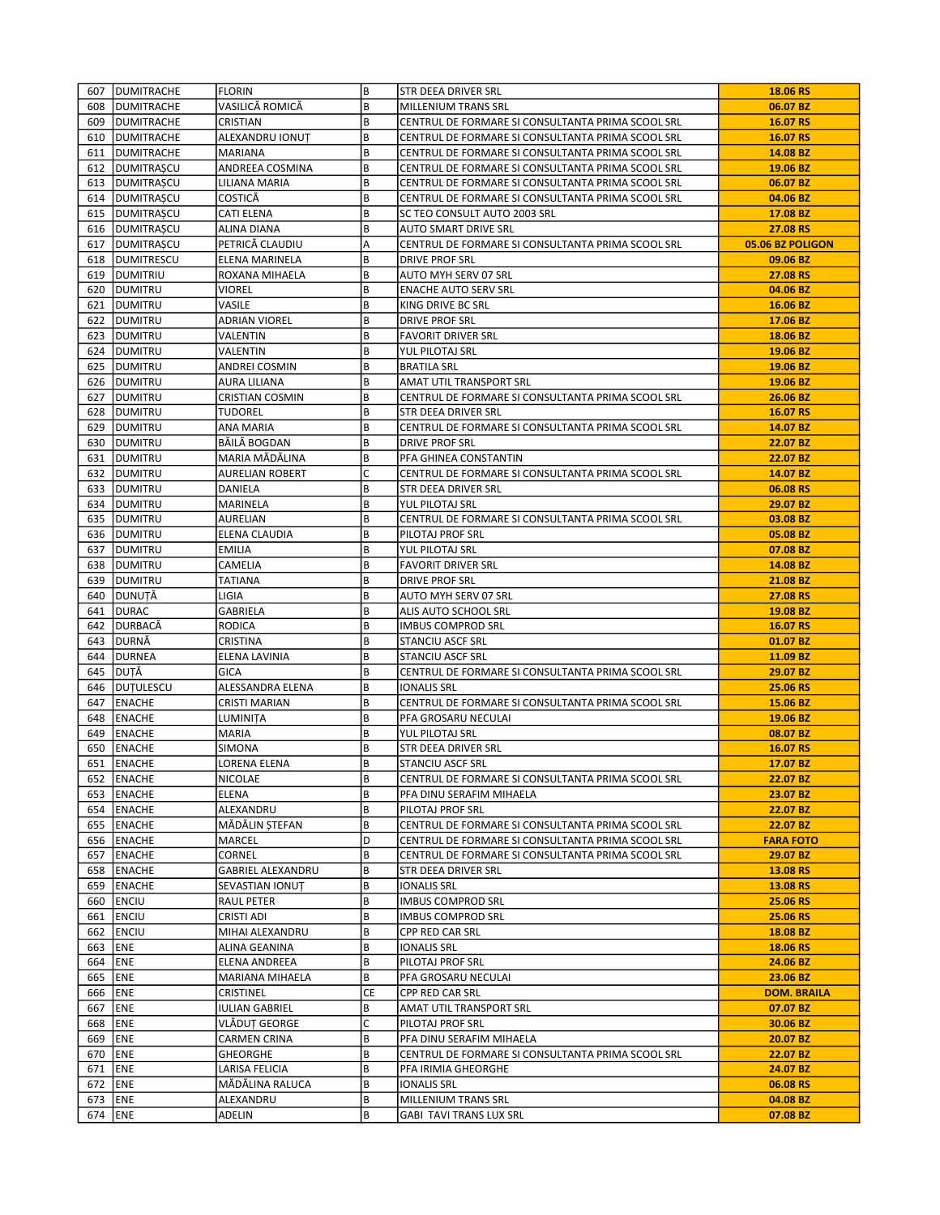| 607 | DUMITRACHE | FLORIN | B | STR DEEA DRIVER SRL | **18.06 RS** |
|---|---|---|---|---|---|
| 608 | DUMITRACHE | VASILICĂ ROMICĂ | B | MILLENIUM TRANS SRL | **06.07 BZ** |
| 609 | DUMITRACHE | CRISTIAN | B | CENTRUL DE FORMARE SI CONSULTANTA PRIMA SCOOL SRL | **16.07 RS** |
| 610 | DUMITRACHE | ALEXANDRU IONUȚ | B | CENTRUL DE FORMARE SI CONSULTANTA PRIMA SCOOL SRL | **16.07 RS** |
| 611 | DUMITRACHE | MARIANA | B | CENTRUL DE FORMARE SI CONSULTANTA PRIMA SCOOL SRL | **14.08 BZ** |
| 612 | DUMITRAȘCU | ANDREEA COSMINA | B | CENTRUL DE FORMARE SI CONSULTANTA PRIMA SCOOL SRL | **19.06 BZ** |
| 613 | DUMITRAȘCU | LILIANA MARIA | B | CENTRUL DE FORMARE SI CONSULTANTA PRIMA SCOOL SRL | **06.07 BZ** |
| 614 | DUMITRAȘCU | COSTICĂ | B | CENTRUL DE FORMARE SI CONSULTANTA PRIMA SCOOL SRL | **04.06 BZ** |
| 615 | DUMITRAȘCU | CATI ELENA | B | SC TEO CONSULT AUTO 2003 SRL | **17.08 BZ** |
| 616 | DUMITRAȘCU | ALINA DIANA | B | AUTO SMART DRIVE SRL | **27.08 RS** |
| 617 | DUMITRAȘCU | PETRICĂ CLAUDIU | A | CENTRUL DE FORMARE SI CONSULTANTA PRIMA SCOOL SRL | **05.06 BZ POLIGON** |
| 618 | DUMITRESCU | ELENA MARINELA | B | DRIVE PROF SRL | **09.06 BZ** |
| 619 | DUMITRIU | ROXANA MIHAELA | B | AUTO MYH SERV 07 SRL | **27.08 RS** |
| 620 | DUMITRU | VIOREL | B | ENACHE AUTO SERV SRL | **04.06 BZ** |
| 621 | DUMITRU | VASILE | B | KING DRIVE BC SRL | **16.06 BZ** |
| 622 | DUMITRU | ADRIAN VIOREL | B | DRIVE PROF SRL | **17.06 BZ** |
| 623 | DUMITRU | VALENTIN | B | FAVORIT DRIVER SRL | **18.06 BZ** |
| 624 | DUMITRU | VALENTIN | B | YUL PILOTAJ SRL | **19.06 BZ** |
| 625 | DUMITRU | ANDREI COSMIN | B | BRATILA SRL | **19.06 BZ** |
| 626 | DUMITRU | AURA LILIANA | B | AMAT UTIL TRANSPORT SRL | **19.06 BZ** |
| 627 | DUMITRU | CRISTIAN COSMIN | B | CENTRUL DE FORMARE SI CONSULTANTA PRIMA SCOOL SRL | **26.06 BZ** |
| 628 | DUMITRU | TUDOREL | B | STR DEEA DRIVER SRL | **16.07 RS** |
| 629 | DUMITRU | ANA MARIA | B | CENTRUL DE FORMARE SI CONSULTANTA PRIMA SCOOL SRL | **14.07 BZ** |
| 630 | DUMITRU | BĂILĂ BOGDAN | B | DRIVE PROF SRL | **22.07 BZ** |
| 631 | DUMITRU | MARIA MĂDĂLINA | B | PFA GHINEA CONSTANTIN | **22.07 BZ** |
| 632 | DUMITRU | AURELIAN ROBERT | C | CENTRUL DE FORMARE SI CONSULTANTA PRIMA SCOOL SRL | **14.07 BZ** |
| 633 | DUMITRU | DANIELA | B | STR DEEA DRIVER SRL | **06.08 RS** |
| 634 | DUMITRU | MARINELA | B | YUL PILOTAJ SRL | **29.07 BZ** |
| 635 | DUMITRU | AURELIAN | B | CENTRUL DE FORMARE SI CONSULTANTA PRIMA SCOOL SRL | **03.08 BZ** |
| 636 | DUMITRU | ELENA CLAUDIA | B | PILOTAJ PROF SRL | **05.08 BZ** |
| 637 | DUMITRU | EMILIA | B | YUL PILOTAJ SRL | **07.08 BZ** |
| 638 | DUMITRU | CAMELIA | B | FAVORIT DRIVER SRL | **14.08 BZ** |
| 639 | DUMITRU | TATIANA | B | DRIVE PROF SRL | **21.08 BZ** |
| 640 | DUNUȚĂ | LIGIA | B | AUTO MYH SERV 07 SRL | **27.08 RS** |
| 641 | DURAC | GABRIELA | B | ALIS AUTO SCHOOL SRL | **19.08 BZ** |
| 642 | DURBACĂ | RODICA | B | IMBUS COMPROD SRL | **16.07 RS** |
| 643 | DURNĂ | CRISTINA | B | STANCIU ASCF SRL | **01.07 BZ** |
| 644 | DURNEA | ELENA LAVINIA | B | STANCIU ASCF SRL | **11.09 BZ** |
| 645 | DUȚĂ | GICA | B | CENTRUL DE FORMARE SI CONSULTANTA PRIMA SCOOL SRL | **29.07 BZ** |
| 646 | DUȚULESCU | ALESSANDRA ELENA | B | IONALIS SRL | **25.06 RS** |
| 647 | ENACHE | CRISTI MARIAN | B | CENTRUL DE FORMARE SI CONSULTANTA PRIMA SCOOL SRL | **15.06 BZ** |
| 648 | ENACHE | LUMINIȚA | B | PFA GROSARU NECULAI | **19.06 BZ** |
| 649 | ENACHE | MARIA | B | YUL PILOTAJ SRL | **08.07 BZ** |
| 650 | ENACHE | SIMONA | B | STR DEEA DRIVER SRL | **16.07 RS** |
| 651 | ENACHE | LORENA ELENA | B | STANCIU ASCF SRL | **17.07 BZ** |
| 652 | ENACHE | NICOLAE | B | CENTRUL DE FORMARE SI CONSULTANTA PRIMA SCOOL SRL | **22.07 BZ** |
| 653 | ENACHE | ELENA | B | PFA DINU SERAFIM MIHAELA | **23.07 BZ** |
| 654 | ENACHE | ALEXANDRU | B | PILOTAJ PROF SRL | **22.07 BZ** |
| 655 | ENACHE | MĂDĂLIN ȘTEFAN | B | CENTRUL DE FORMARE SI CONSULTANTA PRIMA SCOOL SRL | **22.07 BZ** |
| 656 | ENACHE | MARCEL | D | CENTRUL DE FORMARE SI CONSULTANTA PRIMA SCOOL SRL | **FARA FOTO** |
| 657 | ENACHE | CORNEL | B | CENTRUL DE FORMARE SI CONSULTANTA PRIMA SCOOL SRL | **29.07 BZ** |
| 658 | ENACHE | GABRIEL ALEXANDRU | B | STR DEEA DRIVER SRL | **13.08 RS** |
| 659 | ENACHE | SEVASTIAN IONUȚ | B | IONALIS SRL | **13.08 RS** |
| 660 | ENCIU | RAUL PETER | B | IMBUS COMPROD SRL | **25.06 RS** |
| 661 | ENCIU | CRISTI ADI | B | IMBUS COMPROD SRL | **25.06 RS** |
| 662 | ENCIU | MIHAI ALEXANDRU | B | CPP RED CAR SRL | **18.08 BZ** |
| 663 | ENE | ALINA GEANINA | B | IONALIS SRL | **18.06 RS** |
| 664 | ENE | ELENA ANDREEA | B | PILOTAJ PROF SRL | **24.06 BZ** |
| 665 | ENE | MARIANA MIHAELA | B | PFA GROSARU NECULAI | **23.06 BZ** |
| 666 | ENE | CRISTINEL | CE | CPP RED CAR SRL | **DOM. BRAILA** |
| 667 | ENE | IULIAN GABRIEL | B | AMAT UTIL TRANSPORT SRL | **07.07 BZ** |
| 668 | ENE | VLĂDUȚ GEORGE | C | PILOTAJ PROF SRL | **30.06 BZ** |
| 669 | ENE | CARMEN CRINA | B | PFA DINU SERAFIM MIHAELA | **20.07 BZ** |
| 670 | ENE | GHEORGHE | B | CENTRUL DE FORMARE SI CONSULTANTA PRIMA SCOOL SRL | **22.07 BZ** |
| 671 | ENE | LARISA FELICIA | B | PFA IRIMIA GHEORGHE | **24.07 BZ** |
| 672 | ENE | MĂDĂLINA RALUCA | B | IONALIS SRL | **06.08 RS** |
| 673 | ENE | ALEXANDRU | B | MILLENIUM TRANS SRL | **04.08 BZ** |
| 674 | ENE | ADELIN | B | GABI TAVI TRANS LUX SRL | **07.08 BZ** |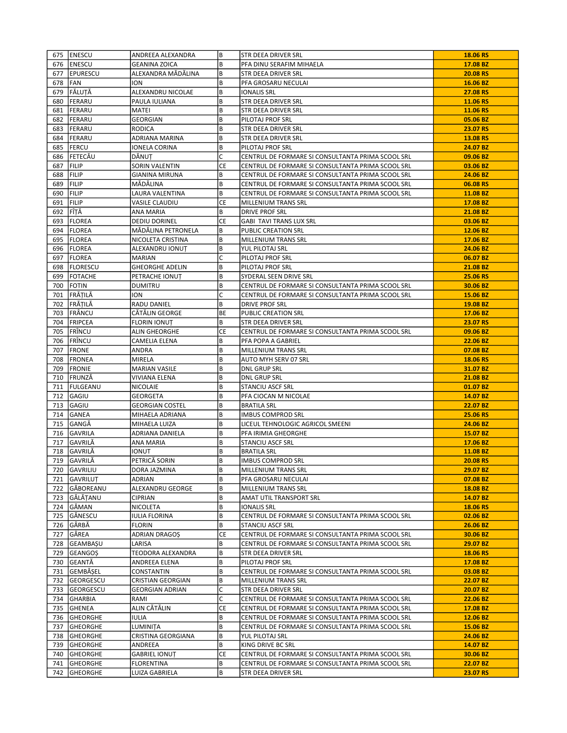| 675 | ENESCU | ANDREEA ALEXANDRA | B | STR DEEA DRIVER SRL | 18.06 RS |
|---|---|---|---|---|---|
| 676 | ENESCU | GEANINA ZOICA | B | PFA DINU SERAFIM MIHAELA | 17.08 BZ |
| 677 | EPURESCU | ALEXANDRA MĂDĂLINA | B | STR DEEA DRIVER SRL | 20.08 RS |
| 678 | FAN | ION | B | PFA GROSARU NECULAI | 16.06 BZ |
| 679 | FĂLUȚĂ | ALEXANDRU NICOLAE | B | IONALIS SRL | 27.08 RS |
| 680 | FERARU | PAULA IULIANA | B | STR DEEA DRIVER SRL | 11.06 RS |
| 681 | FERARU | MATEI | B | STR DEEA DRIVER SRL | 11.06 RS |
| 682 | FERARU | GEORGIAN | B | PILOTAJ PROF SRL | 05.06 BZ |
| 683 | FERARU | RODICA | B | STR DEEA DRIVER SRL | 23.07 RS |
| 684 | FERARU | ADRIANA MARINA | B | STR DEEA DRIVER SRL | 13.08 RS |
| 685 | FERCU | IONELA CORINA | B | PILOTAJ PROF SRL | 24.07 BZ |
| 686 | FETECĂU | DĂNUȚ | C | CENTRUL DE FORMARE SI CONSULTANTA PRIMA SCOOL SRL | 09.06 BZ |
| 687 | FILIP | SORIN VALENTIN | CE | CENTRUL DE FORMARE SI CONSULTANTA PRIMA SCOOL SRL | 03.06 BZ |
| 688 | FILIP | GIANINA MIRUNA | B | CENTRUL DE FORMARE SI CONSULTANTA PRIMA SCOOL SRL | 24.06 BZ |
| 689 | FILIP | MĂDĂLINA | B | CENTRUL DE FORMARE SI CONSULTANTA PRIMA SCOOL SRL | 06.08 RS |
| 690 | FILIP | LAURA VALENTINA | B | CENTRUL DE FORMARE SI CONSULTANTA PRIMA SCOOL SRL | 11.08 BZ |
| 691 | FILIP | VASILE CLAUDIU | CE | MILLENIUM TRANS SRL | 17.08 BZ |
| 692 | FÎȚĂ | ANA MARIA | B | DRIVE PROF SRL | 21.08 BZ |
| 693 | FLOREA | DEDIU DORINEL | CE | GABI TAVI TRANS LUX SRL | 03.06 BZ |
| 694 | FLOREA | MĂDĂLINA PETRONELA | B | PUBLIC CREATION SRL | 12.06 BZ |
| 695 | FLOREA | NICOLETA CRISTINA | B | MILLENIUM TRANS SRL | 17.06 BZ |
| 696 | FLOREA | ALEXANDRU IONUȚ | B | YUL PILOTAJ SRL | 24.06 BZ |
| 697 | FLOREA | MARIAN | C | PILOTAJ PROF SRL | 06.07 BZ |
| 698 | FLORESCU | GHEORGHE ADELIN | B | PILOTAJ PROF SRL | 21.08 BZ |
| 699 | FOTACHE | PETRACHE IONUȚ | B | SYDERAL SEEN DRIVE SRL | 25.06 RS |
| 700 | FOTIN | DUMITRU | B | CENTRUL DE FORMARE SI CONSULTANTA PRIMA SCOOL SRL | 30.06 BZ |
| 701 | FRĂȚILĂ | ION | C | CENTRUL DE FORMARE SI CONSULTANTA PRIMA SCOOL SRL | 15.06 BZ |
| 702 | FRĂȚILĂ | RADU DANIEL | B | DRIVE PROF SRL | 19.08 BZ |
| 703 | FRÂNCU | CĂTĂLIN GEORGE | BE | PUBLIC CREATION SRL | 17.06 BZ |
| 704 | FRIPCEA | FLORIN IONUȚ | B | STR DEEA DRIVER SRL | 23.07 RS |
| 705 | FRÎNCU | ALIN GHEORGHE | CE | CENTRUL DE FORMARE SI CONSULTANTA PRIMA SCOOL SRL | 09.06 BZ |
| 706 | FRÎNCU | CAMELIA ELENA | B | PFA POPA A GABRIEL | 22.06 BZ |
| 707 | FRONE | ANDRA | B | MILLENIUM TRANS SRL | 07.08 BZ |
| 708 | FRONEA | MIRELA | B | AUTO MYH SERV 07 SRL | 18.06 RS |
| 709 | FRONIE | MARIAN VASILE | B | DNL GRUP SRL | 31.07 BZ |
| 710 | FRUNZĂ | VIVIANA ELENA | B | DNL GRUP SRL | 21.08 BZ |
| 711 | FULGEANU | NICOLAIE | B | STANCIU ASCF SRL | 01.07 BZ |
| 712 | GAGIU | GEORGETA | B | PFA CIOCAN M NICOLAE | 14.07 BZ |
| 713 | GAGIU | GEORGIAN COSTEL | B | BRATILA SRL | 22.07 BZ |
| 714 | GANEA | MIHAELA ADRIANA | B | IMBUS COMPROD SRL | 25.06 RS |
| 715 | GANGĂ | MIHAELA LUIZA | B | LICEUL TEHNOLOGIC AGRICOL SMEENI | 24.06 BZ |
| 716 | GAVRILA | ADRIANA DANIELA | B | PFA IRIMIA GHEORGHE | 15.07 BZ |
| 717 | GAVRILĂ | ANA MARIA | B | STANCIU ASCF SRL | 17.06 BZ |
| 718 | GAVRILĂ | IONUT | B | BRATILA SRL | 11.08 BZ |
| 719 | GAVRILĂ | PETRICĂ SORIN | B | IMBUS COMPROD SRL | 20.08 RS |
| 720 | GAVRILIU | DORA JAZMINA | B | MILLENIUM TRANS SRL | 29.07 BZ |
| 721 | GAVRILUȚ | ADRIAN | B | PFA GROSARU NECULAI | 07.08 BZ |
| 722 | GĂBOREANU | ALEXANDRU GEORGE | B | MILLENIUM TRANS SRL | 18.08 BZ |
| 723 | GĂLĂȚANU | CIPRIAN | B | AMAT UTIL TRANSPORT SRL | 14.07 BZ |
| 724 | GĂMAN | NICOLETA | B | IONALIS SRL | 18.06 RS |
| 725 | GĂNESCU | IULIA FLORINA | B | CENTRUL DE FORMARE SI CONSULTANTA PRIMA SCOOL SRL | 02.06 BZ |
| 726 | GÂRBĂ | FLORIN | B | STANCIU ASCF SRL | 26.06 BZ |
| 727 | GÂREA | ADRIAN DRAGOȘ | CE | CENTRUL DE FORMARE SI CONSULTANTA PRIMA SCOOL SRL | 30.06 BZ |
| 728 | GEAMBAȘU | LARISA | B | CENTRUL DE FORMARE SI CONSULTANTA PRIMA SCOOL SRL | 29.07 BZ |
| 729 | GEANGOȘ | TEODORA ALEXANDRA | B | STR DEEA DRIVER SRL | 18.06 RS |
| 730 | GEANTĂ | ANDREEA ELENA | B | PILOTAJ PROF SRL | 17.08 BZ |
| 731 | GEMBĂȘEL | CONSTANTIN | B | CENTRUL DE FORMARE SI CONSULTANTA PRIMA SCOOL SRL | 03.08 BZ |
| 732 | GEORGESCU | CRISTIAN GEORGIAN | B | MILLENIUM TRANS SRL | 22.07 BZ |
| 733 | GEORGESCU | GEORGIAN ADRIAN | C | STR DEEA DRIVER SRL | 20.07 BZ |
| 734 | GHARBIA | RAMI | C | CENTRUL DE FORMARE SI CONSULTANTA PRIMA SCOOL SRL | 22.06 BZ |
| 735 | GHENEA | ALIN CĂTĂLIN | CE | CENTRUL DE FORMARE SI CONSULTANTA PRIMA SCOOL SRL | 17.08 BZ |
| 736 | GHEORGHE | IULIA | B | CENTRUL DE FORMARE SI CONSULTANTA PRIMA SCOOL SRL | 12.06 BZ |
| 737 | GHEORGHE | LUMINIȚA | B | CENTRUL DE FORMARE SI CONSULTANTA PRIMA SCOOL SRL | 15.06 BZ |
| 738 | GHEORGHE | CRISTINA GEORGIANA | B | YUL PILOTAJ SRL | 24.06 BZ |
| 739 | GHEORGHE | ANDREEA | B | KING DRIVE BC SRL | 14.07 BZ |
| 740 | GHEORGHE | GABRIEL IONUȚ | CE | CENTRUL DE FORMARE SI CONSULTANTA PRIMA SCOOL SRL | 30.06 BZ |
| 741 | GHEORGHE | FLORENTINA | B | CENTRUL DE FORMARE SI CONSULTANTA PRIMA SCOOL SRL | 22.07 BZ |
| 742 | GHEORGHE | LUIZA GABRIELA | B | STR DEEA DRIVER SRL | 23.07 RS |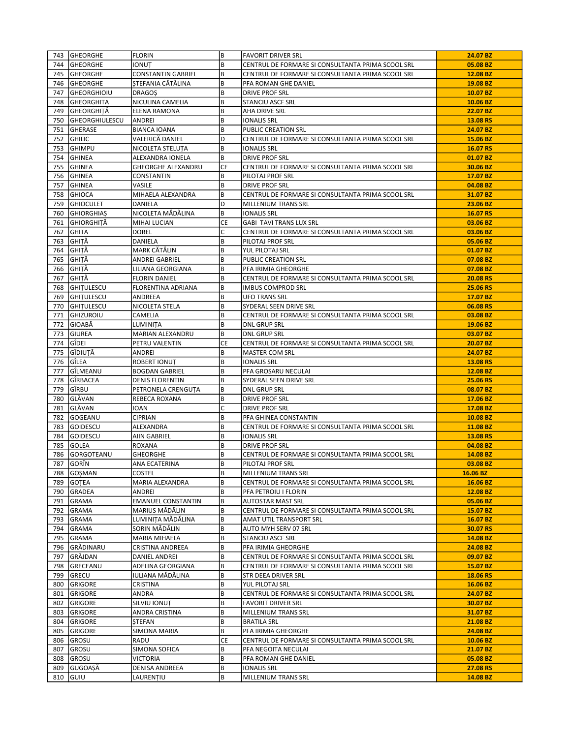| 743 | GHEORGHE | FLORIN | B | FAVORIT DRIVER SRL | 24.07 BZ |
|---|---|---|---|---|---|
| 744 | GHEORGHE | IONUȚ | B | CENTRUL DE FORMARE SI CONSULTANTA PRIMA SCOOL SRL | 05.08 BZ |
| 745 | GHEORGHE | CONSTANTIN GABRIEL | B | CENTRUL DE FORMARE SI CONSULTANTA PRIMA SCOOL SRL | 12.08 BZ |
| 746 | GHEORGHE | ȘTEFANIA CĂTĂLINA | B | PFA ROMAN GHE DANIEL | 19.08 BZ |
| 747 | GHEORGHIOIU | DRAGOȘ | B | DRIVE PROF SRL | 10.07 BZ |
| 748 | GHEORGHITA | NICULINA CAMELIA | B | STANCIU ASCF SRL | 10.06 BZ |
| 749 | GHEORGHIȚĂ | ELENA RAMONA | B | AHA DRIVE SRL | 22.07 BZ |
| 750 | GHEORGHIULESCU | ANDREI | B | IONALIS SRL | 13.08 RS |
| 751 | GHERASE | BIANCA IOANA | B | PUBLIC CREATION SRL | 24.07 BZ |
| 752 | GHILIC | VALERICĂ DANIEL | D | CENTRUL DE FORMARE SI CONSULTANTA PRIMA SCOOL SRL | 15.06 BZ |
| 753 | GHIMPU | NICOLETA STELUȚA | B | IONALIS SRL | 16.07 RS |
| 754 | GHINEA | ALEXANDRA IONELA | B | DRIVE PROF SRL | 01.07 BZ |
| 755 | GHINEA | GHEORGHE ALEXANDRU | CE | CENTRUL DE FORMARE SI CONSULTANTA PRIMA SCOOL SRL | 30.06 BZ |
| 756 | GHINEA | CONSTANTIN | B | PILOTAJ PROF SRL | 17.07 BZ |
| 757 | GHINEA | VASILE | B | DRIVE PROF SRL | 04.08 BZ |
| 758 | GHIOCA | MIHAELA ALEXANDRA | B | CENTRUL DE FORMARE SI CONSULTANTA PRIMA SCOOL SRL | 31.07 BZ |
| 759 | GHIOCULET | DANIELA | D | MILLENIUM TRANS SRL | 23.06 BZ |
| 760 | GHIORGHIAȘ | NICOLETA MĂDĂLINA | B | IONALIS SRL | 16.07 RS |
| 761 | GHIORGHIȚĂ | MIHAI LUCIAN | CE | GABI TAVI TRANS LUX SRL | 03.06 BZ |
| 762 | GHITA | DOREL | C | CENTRUL DE FORMARE SI CONSULTANTA PRIMA SCOOL SRL | 03.06 BZ |
| 763 | GHIȚĂ | DANIELA | B | PILOTAJ PROF SRL | 05.06 BZ |
| 764 | GHIȚĂ | MARK CĂTĂLIN | B | YUL PILOTAJ SRL | 01.07 BZ |
| 765 | GHIȚĂ | ANDREI GABRIEL | B | PUBLIC CREATION SRL | 07.08 BZ |
| 766 | GHIȚĂ | LILIANA GEORGIANA | B | PFA IRIMIA GHEORGHE | 07.08 BZ |
| 767 | GHIȚĂ | FLORIN DANIEL | B | CENTRUL DE FORMARE SI CONSULTANTA PRIMA SCOOL SRL | 20.08 RS |
| 768 | GHIȚULESCU | FLORENTINA ADRIANA | B | IMBUS COMPROD SRL | 25.06 RS |
| 769 | GHIȚULESCU | ANDREEA | B | UFO TRANS SRL | 17.07 BZ |
| 770 | GHIȚULESCU | NICOLETA STELA | B | SYDERAL SEEN DRIVE SRL | 06.08 RS |
| 771 | GHIZUROIU | CAMELIA | B | CENTRUL DE FORMARE SI CONSULTANTA PRIMA SCOOL SRL | 03.08 BZ |
| 772 | GIOABĂ | LUMINIȚA | B | DNL GRUP SRL | 19.06 BZ |
| 773 | GIUREA | MARIAN ALEXANDRU | B | DNL GRUP SRL | 03.07 BZ |
| 774 | GÎDEI | PETRU VALENTIN | CE | CENTRUL DE FORMARE SI CONSULTANTA PRIMA SCOOL SRL | 20.07 BZ |
| 775 | GÎDIUȚĂ | ANDREI | B | MASTER COM SRL | 24.07 BZ |
| 776 | GÎLEA | ROBERT IONUȚ | B | IONALIS SRL | 13.08 RS |
| 777 | GÎLMEANU | BOGDAN GABRIEL | B | PFA GROSARU NECULAI | 12.08 BZ |
| 778 | GÎRBACEA | DENIS FLORENTIN | B | SYDERAL SEEN DRIVE SRL | 25.06 RS |
| 779 | GÎRBU | PETRONELA CRENGUȚA | B | DNL GRUP SRL | 08.07 BZ |
| 780 | GLĂVAN | REBECA ROXANA | B | DRIVE PROF SRL | 17.06 BZ |
| 781 | GLĂVAN | IOAN | C | DRIVE PROF SRL | 17.08 BZ |
| 782 | GOGEANU | CIPRIAN | B | PFA GHINEA CONSTANTIN | 10.08 BZ |
| 783 | GOIDESCU | ALEXANDRA | B | CENTRUL DE FORMARE SI CONSULTANTA PRIMA SCOOL SRL | 11.08 BZ |
| 784 | GOIDESCU | AIIN GABRIEL | B | IONALIS SRL | 13.08 RS |
| 785 | GOLEA | ROXANA | B | DRIVE PROF SRL | 04.08 BZ |
| 786 | GORGOTEANU | GHEORGHE | B | CENTRUL DE FORMARE SI CONSULTANTA PRIMA SCOOL SRL | 14.08 BZ |
| 787 | GORÎN | ANA ECATERINA | B | PILOTAJ PROF SRL | 03.08 BZ |
| 788 | GOȘMAN | COSTEL | B | MILLENIUM TRANS SRL | 16.06 BZ |
| 789 | GOȚEA | MARIA ALEXANDRA | B | CENTRUL DE FORMARE SI CONSULTANTA PRIMA SCOOL SRL | 16.06 BZ |
| 790 | GRADEA | ANDREI | B | PFA PETROIU I FLORIN | 12.08 BZ |
| 791 | GRAMA | EMANUEL CONSTANTIN | B | AUTOSTAR MAST SRL | 05.06 BZ |
| 792 | GRAMA | MARIUS MĂDĂLIN | B | CENTRUL DE FORMARE SI CONSULTANTA PRIMA SCOOL SRL | 15.07 BZ |
| 793 | GRAMA | LUMINIȚA MĂDĂLINA | B | AMAT UTIL TRANSPORT SRL | 16.07 BZ |
| 794 | GRAMA | SORIN MĂDĂLIN | B | AUTO MYH SERV 07 SRL | 30.07 RS |
| 795 | GRAMA | MARIA MIHAELA | B | STANCIU ASCF SRL | 14.08 BZ |
| 796 | GRĂDINARU | CRISTINA ANDREEA | B | PFA IRIMIA GHEORGHE | 24.08 BZ |
| 797 | GRĂJDAN | DANIEL ANDREI | B | CENTRUL DE FORMARE SI CONSULTANTA PRIMA SCOOL SRL | 09.07 BZ |
| 798 | GRECEANU | ADELINA GEORGIANA | B | CENTRUL DE FORMARE SI CONSULTANTA PRIMA SCOOL SRL | 15.07 BZ |
| 799 | GRECU | IULIANA MĂDĂLINA | B | STR DEEA DRIVER SRL | 18.06 RS |
| 800 | GRIGORE | CRISTINA | B | YUL PILOTAJ SRL | 16.06 BZ |
| 801 | GRIGORE | ANDRA | B | CENTRUL DE FORMARE SI CONSULTANTA PRIMA SCOOL SRL | 24.07 BZ |
| 802 | GRIGORE | SILVIU IONUȚ | B | FAVORIT DRIVER SRL | 30.07 BZ |
| 803 | GRIGORE | ANDRA CRISTINA | B | MILLENIUM TRANS SRL | 31.07 BZ |
| 804 | GRIGORE | ȘTEFAN | B | BRATILA SRL | 21.08 BZ |
| 805 | GRIGORE | SIMONA MARIA | B | PFA IRIMIA GHEORGHE | 24.08 BZ |
| 806 | GROSU | RADU | CE | CENTRUL DE FORMARE SI CONSULTANTA PRIMA SCOOL SRL | 10.06 BZ |
| 807 | GROSU | SIMONA SOFICA | B | PFA NEGOITA NECULAI | 21.07 BZ |
| 808 | GROSU | VICTORIA | B | PFA ROMAN GHE DANIEL | 05.08 BZ |
| 809 | GUGOAȘĂ | DENISA ANDREEA | B | IONALIS SRL | 27.08 RS |
| 810 | GUIU | LAURENȚIU | B | MILLENIUM TRANS SRL | 14.08 BZ |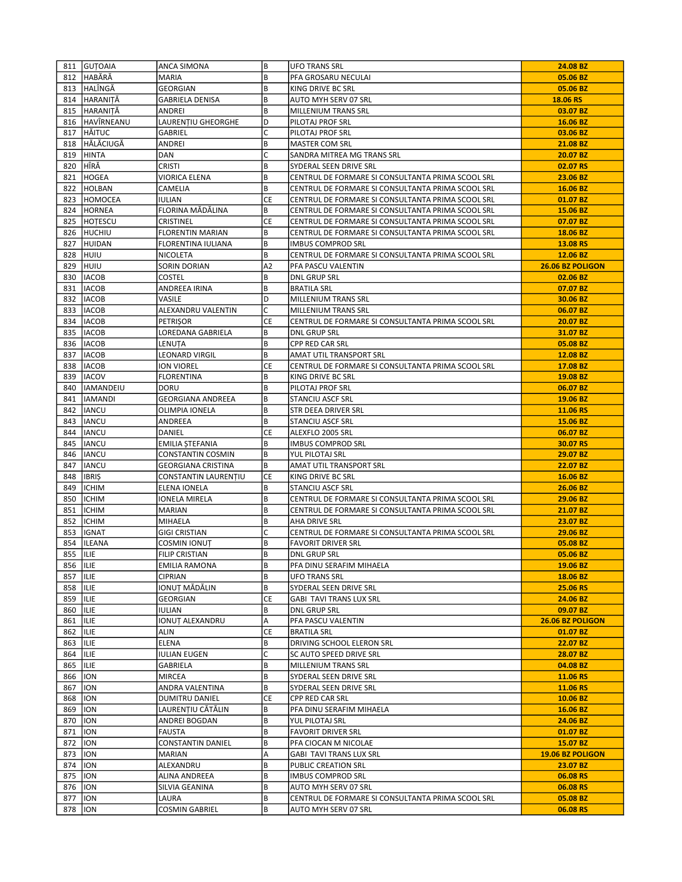| 811 | GUȚOAIA | ANCA SIMONA | B | UFO TRANS SRL | 24.08 BZ |
|---|---|---|---|---|---|
| 812 | HABĂRĂ | MARIA | B | PFA GROSARU NECULAI | 05.06 BZ |
| 813 | HALÎNGĂ | GEORGIAN | B | KING DRIVE BC SRL | 05.06 BZ |
| 814 | HARANIȚĂ | GABRIELA DENISA | B | AUTO MYH SERV 07 SRL | 18.06 RS |
| 815 | HARANIȚĂ | ANDREI | B | MILLENIUM TRANS SRL | 03.07 BZ |
| 816 | HAVÎRNEANU | LAURENȚIU GHEORGHE | D | PILOTAJ PROF SRL | 16.06 BZ |
| 817 | HĂITUC | GABRIEL | C | PILOTAJ PROF SRL | 03.06 BZ |
| 818 | HĂLĂCIUGĂ | ANDREI | B | MASTER COM SRL | 21.08 BZ |
| 819 | HINTA | DAN | C | SANDRA MITREA MG TRANS SRL | 20.07 BZ |
| 820 | HÎRĂ | CRISTI | B | SYDERAL SEEN DRIVE SRL | 02.07 RS |
| 821 | HOGEA | VIORICA ELENA | B | CENTRUL DE FORMARE SI CONSULTANTA PRIMA SCOOL SRL | 23.06 BZ |
| 822 | HOLBAN | CAMELIA | B | CENTRUL DE FORMARE SI CONSULTANTA PRIMA SCOOL SRL | 16.06 BZ |
| 823 | HOMOCEA | IULIAN | CE | CENTRUL DE FORMARE SI CONSULTANTA PRIMA SCOOL SRL | 01.07 BZ |
| 824 | HORNEA | FLORINA MĂDĂLINA | B | CENTRUL DE FORMARE SI CONSULTANTA PRIMA SCOOL SRL | 15.06 BZ |
| 825 | HOȚESCU | CRISTINEL | CE | CENTRUL DE FORMARE SI CONSULTANTA PRIMA SCOOL SRL | 07.07 BZ |
| 826 | HUCHIU | FLORENTIN MARIAN | B | CENTRUL DE FORMARE SI CONSULTANTA PRIMA SCOOL SRL | 18.06 BZ |
| 827 | HUIDAN | FLORENTINA IULIANA | B | IMBUS COMPROD SRL | 13.08 RS |
| 828 | HUIU | NICOLETA | B | CENTRUL DE FORMARE SI CONSULTANTA PRIMA SCOOL SRL | 12.06 BZ |
| 829 | HUIU | SORIN DORIAN | A2 | PFA PASCU VALENTIN | 26.06 BZ POLIGON |
| 830 | IACOB | COSTEL | B | DNL GRUP SRL | 02.06 BZ |
| 831 | IACOB | ANDREEA IRINA | B | BRATILA SRL | 07.07 BZ |
| 832 | IACOB | VASILE | D | MILLENIUM TRANS SRL | 30.06 BZ |
| 833 | IACOB | ALEXANDRU VALENTIN | C | MILLENIUM TRANS SRL | 06.07 BZ |
| 834 | IACOB | PETRIȘOR | CE | CENTRUL DE FORMARE SI CONSULTANTA PRIMA SCOOL SRL | 20.07 BZ |
| 835 | IACOB | LOREDANA GABRIELA | B | DNL GRUP SRL | 31.07 BZ |
| 836 | IACOB | LENUȚA | B | CPP RED CAR SRL | 05.08 BZ |
| 837 | IACOB | LEONARD VIRGIL | B | AMAT UTIL TRANSPORT SRL | 12.08 BZ |
| 838 | IACOB | ION VIOREL | CE | CENTRUL DE FORMARE SI CONSULTANTA PRIMA SCOOL SRL | 17.08 BZ |
| 839 | IACOV | FLORENTINA | B | KING DRIVE BC SRL | 19.08 BZ |
| 840 | IAMANDEIU | DORU | B | PILOTAJ PROF SRL | 06.07 BZ |
| 841 | IAMANDI | GEORGIANA ANDREEA | B | STANCIU ASCF SRL | 19.06 BZ |
| 842 | IANCU | OLIMPIA IONELA | B | STR DEEA DRIVER SRL | 11.06 RS |
| 843 | IANCU | ANDREEA | B | STANCIU ASCF SRL | 15.06 BZ |
| 844 | IANCU | DANIEL | CE | ALEXFLO 2005 SRL | 06.07 BZ |
| 845 | IANCU | EMILIA ȘTEFANIA | B | IMBUS COMPROD SRL | 30.07 RS |
| 846 | IANCU | CONSTANTIN COSMIN | B | YUL PILOTAJ SRL | 29.07 BZ |
| 847 | IANCU | GEORGIANA CRISTINA | B | AMAT UTIL TRANSPORT SRL | 22.07 BZ |
| 848 | IBRIȘ | CONSTANTIN LAURENȚIU | CE | KING DRIVE BC SRL | 16.06 BZ |
| 849 | ICHIM | ELENA IONELA | B | STANCIU ASCF SRL | 26.06 BZ |
| 850 | ICHIM | IONELA MIRELA | B | CENTRUL DE FORMARE SI CONSULTANTA PRIMA SCOOL SRL | 29.06 BZ |
| 851 | ICHIM | MARIAN | B | CENTRUL DE FORMARE SI CONSULTANTA PRIMA SCOOL SRL | 21.07 BZ |
| 852 | ICHIM | MIHAELA | B | AHA DRIVE SRL | 23.07 BZ |
| 853 | IGNAT | GIGI CRISTIAN | C | CENTRUL DE FORMARE SI CONSULTANTA PRIMA SCOOL SRL | 29.06 BZ |
| 854 | ILEANA | COSMIN IONUȚ | B | FAVORIT DRIVER SRL | 05.08 BZ |
| 855 | ILIE | FILIP CRISTIAN | B | DNL GRUP SRL | 05.06 BZ |
| 856 | ILIE | EMILIA RAMONA | B | PFA DINU SERAFIM MIHAELA | 19.06 BZ |
| 857 | ILIE | CIPRIAN | B | UFO TRANS SRL | 18.06 BZ |
| 858 | ILIE | IONUȚ MĂDĂLIN | B | SYDERAL SEEN DRIVE SRL | 25.06 RS |
| 859 | ILIE | GEORGIAN | CE | GABI  TAVI TRANS LUX SRL | 24.06 BZ |
| 860 | ILIE | IULIAN | B | DNL GRUP SRL | 09.07 BZ |
| 861 | ILIE | IONUȚ ALEXANDRU | A | PFA PASCU VALENTIN | 26.06 BZ POLIGON |
| 862 | ILIE | ALIN | CE | BRATILA SRL | 01.07 BZ |
| 863 | ILIE | ELENA | B | DRIVING SCHOOL ELERON SRL | 22.07 BZ |
| 864 | ILIE | IULIAN EUGEN | C | SC AUTO SPEED DRIVE SRL | 28.07 BZ |
| 865 | ILIE | GABRIELA | B | MILLENIUM TRANS SRL | 04.08 BZ |
| 866 | ION | MIRCEA | B | SYDERAL SEEN DRIVE SRL | 11.06 RS |
| 867 | ION | ANDRA VALENTINA | B | SYDERAL SEEN DRIVE SRL | 11.06 RS |
| 868 | ION | DUMITRU DANIEL | CE | CPP RED CAR SRL | 10.06 BZ |
| 869 | ION | LAURENȚIU CĂTĂLIN | B | PFA DINU SERAFIM MIHAELA | 16.06 BZ |
| 870 | ION | ANDREI BOGDAN | B | YUL PILOTAJ SRL | 24.06 BZ |
| 871 | ION | FAUSTA | B | FAVORIT DRIVER SRL | 01.07 BZ |
| 872 | ION | CONSTANTIN DANIEL | B | PFA CIOCAN M NICOLAE | 15.07 BZ |
| 873 | ION | MARIAN | A | GABI  TAVI TRANS LUX SRL | 19.06 BZ POLIGON |
| 874 | ION | ALEXANDRU | B | PUBLIC CREATION SRL | 23.07 BZ |
| 875 | ION | ALINA ANDREEA | B | IMBUS COMPROD SRL | 06.08 RS |
| 876 | ION | SILVIA GEANINA | B | AUTO MYH SERV 07 SRL | 06.08 RS |
| 877 | ION | LAURA | B | CENTRUL DE FORMARE SI CONSULTANTA PRIMA SCOOL SRL | 05.08 BZ |
| 878 | ION | COSMIN GABRIEL | B | AUTO MYH SERV 07 SRL | 06.08 RS |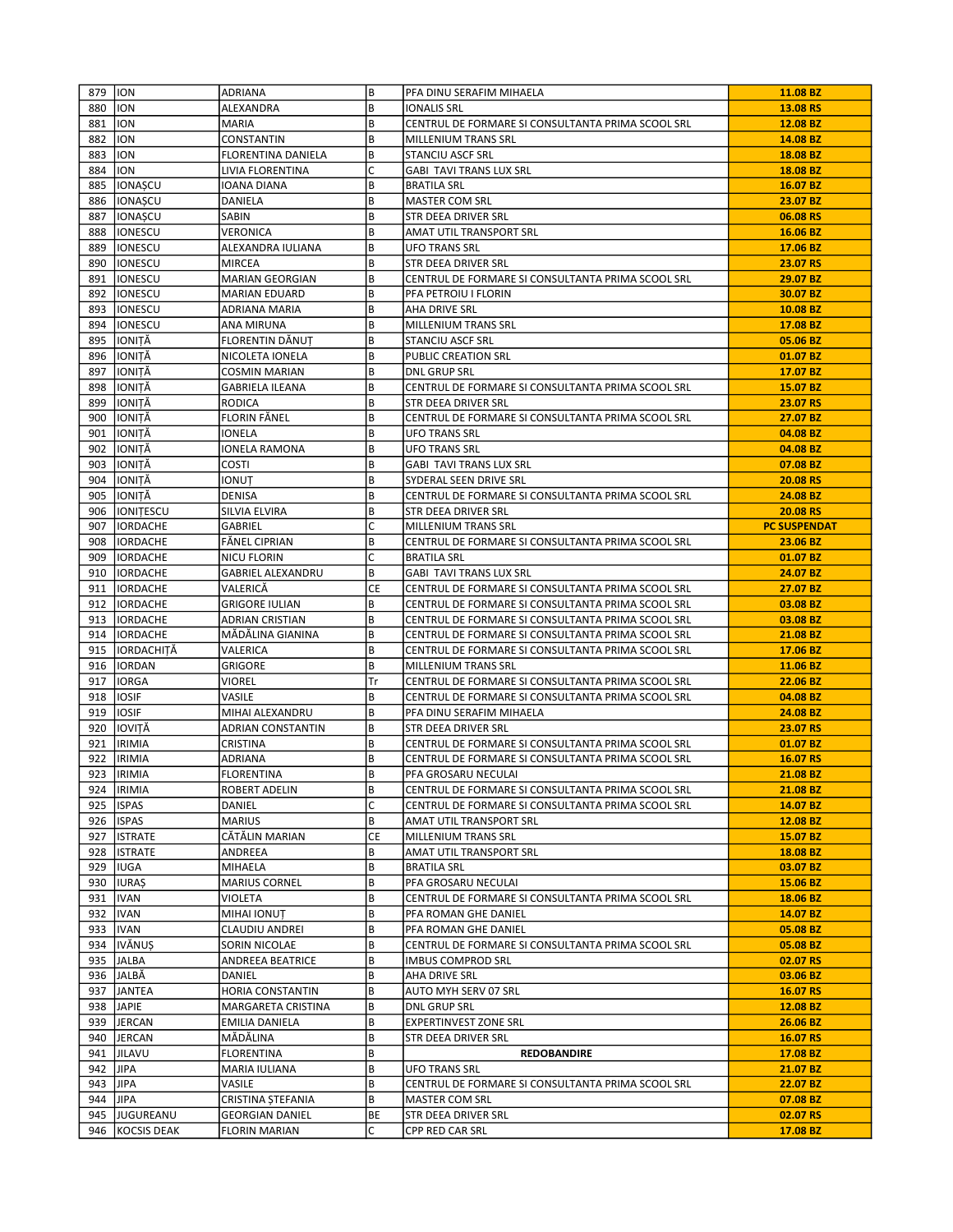| 879 | ION | ADRIANA | B | PFA DINU SERAFIM MIHAELA | **11.08 BZ** |
|---|---|---|---|---|---|
| 880 | ION | ALEXANDRA | B | IONALIS SRL | **13.08 RS** |
| 881 | ION | MARIA | B | CENTRUL DE FORMARE SI CONSULTANTA PRIMA SCOOL SRL | **12.08 BZ** |
| 882 | ION | CONSTANTIN | B | MILLENIUM TRANS SRL | **14.08 BZ** |
| 883 | ION | FLORENTINA DANIELA | B | STANCIU ASCF SRL | **18.08 BZ** |
| 884 | ION | LIVIA FLORENTINA | C | GABI TAVI TRANS LUX SRL | **18.08 BZ** |
| 885 | IONAȘCU | IOANA DIANA | B | BRATILA SRL | **16.07 BZ** |
| 886 | IONAȘCU | DANIELA | B | MASTER COM SRL | **23.07 BZ** |
| 887 | IONAȘCU | SABIN | B | STR DEEA DRIVER SRL | **06.08 RS** |
| 888 | IONESCU | VERONICA | B | AMAT UTIL TRANSPORT SRL | **16.06 BZ** |
| 889 | IONESCU | ALEXANDRA IULIANA | B | UFO TRANS SRL | **17.06 BZ** |
| 890 | IONESCU | MIRCEA | B | STR DEEA DRIVER SRL | **23.07 RS** |
| 891 | IONESCU | MARIAN GEORGIAN | B | CENTRUL DE FORMARE SI CONSULTANTA PRIMA SCOOL SRL | **29.07 BZ** |
| 892 | IONESCU | MARIAN EDUARD | B | PFA PETROIU I FLORIN | **30.07 BZ** |
| 893 | IONESCU | ADRIANA MARIA | B | AHA DRIVE SRL | **10.08 BZ** |
| 894 | IONESCU | ANA MIRUNA | B | MILLENIUM TRANS SRL | **17.08 BZ** |
| 895 | IONIȚĂ | FLORENTIN DĂNUȚ | B | STANCIU ASCF SRL | **05.06 BZ** |
| 896 | IONIȚĂ | NICOLETA IONELA | B | PUBLIC CREATION SRL | **01.07 BZ** |
| 897 | IONIȚĂ | COSMIN MARIAN | B | DNL GRUP SRL | **17.07 BZ** |
| 898 | IONIȚĂ | GABRIELA ILEANA | B | CENTRUL DE FORMARE SI CONSULTANTA PRIMA SCOOL SRL | **15.07 BZ** |
| 899 | IONIȚĂ | RODICA | B | STR DEEA DRIVER SRL | **23.07 RS** |
| 900 | IONIȚĂ | FLORIN FĂNEL | B | CENTRUL DE FORMARE SI CONSULTANTA PRIMA SCOOL SRL | **27.07 BZ** |
| 901 | IONIȚĂ | IONELA | B | UFO TRANS SRL | **04.08 BZ** |
| 902 | IONIȚĂ | IONELA RAMONA | B | UFO TRANS SRL | **04.08 BZ** |
| 903 | IONIȚĂ | COSTI | B | GABI TAVI TRANS LUX SRL | **07.08 BZ** |
| 904 | IONIȚĂ | IONUȚ | B | SYDERAL SEEN DRIVE SRL | **20.08 RS** |
| 905 | IONIȚĂ | DENISA | B | CENTRUL DE FORMARE SI CONSULTANTA PRIMA SCOOL SRL | **24.08 BZ** |
| 906 | IONIȚESCU | SILVIA ELVIRA | B | STR DEEA DRIVER SRL | **20.08 RS** |
| 907 | IORDACHE | GABRIEL | C | MILLENIUM TRANS SRL | **PC SUSPENDAT** |
| 908 | IORDACHE | FĂNEL CIPRIAN | B | CENTRUL DE FORMARE SI CONSULTANTA PRIMA SCOOL SRL | **23.06 BZ** |
| 909 | IORDACHE | NICU FLORIN | C | BRATILA SRL | **01.07 BZ** |
| 910 | IORDACHE | GABRIEL ALEXANDRU | B | GABI TAVI TRANS LUX SRL | **24.07 BZ** |
| 911 | IORDACHE | VALERICĂ | CE | CENTRUL DE FORMARE SI CONSULTANTA PRIMA SCOOL SRL | **27.07 BZ** |
| 912 | IORDACHE | GRIGORE IULIAN | B | CENTRUL DE FORMARE SI CONSULTANTA PRIMA SCOOL SRL | **03.08 BZ** |
| 913 | IORDACHE | ADRIAN CRISTIAN | B | CENTRUL DE FORMARE SI CONSULTANTA PRIMA SCOOL SRL | **03.08 BZ** |
| 914 | IORDACHE | MĂDĂLINA GIANINA | B | CENTRUL DE FORMARE SI CONSULTANTA PRIMA SCOOL SRL | **21.08 BZ** |
| 915 | IORDACHIȚĂ | VALERICA | B | CENTRUL DE FORMARE SI CONSULTANTA PRIMA SCOOL SRL | **17.06 BZ** |
| 916 | IORDAN | GRIGORE | B | MILLENIUM TRANS SRL | **11.06 BZ** |
| 917 | IORGA | VIOREL | Tr | CENTRUL DE FORMARE SI CONSULTANTA PRIMA SCOOL SRL | **22.06 BZ** |
| 918 | IOSIF | VASILE | B | CENTRUL DE FORMARE SI CONSULTANTA PRIMA SCOOL SRL | **04.08 BZ** |
| 919 | IOSIF | MIHAI ALEXANDRU | B | PFA DINU SERAFIM MIHAELA | **24.08 BZ** |
| 920 | IOVIȚĂ | ADRIAN CONSTANTIN | B | STR DEEA DRIVER SRL | **23.07 RS** |
| 921 | IRIMIA | CRISTINA | B | CENTRUL DE FORMARE SI CONSULTANTA PRIMA SCOOL SRL | **01.07 BZ** |
| 922 | IRIMIA | ADRIANA | B | CENTRUL DE FORMARE SI CONSULTANTA PRIMA SCOOL SRL | **16.07 RS** |
| 923 | IRIMIA | FLORENTINA | B | PFA GROSARU NECULAI | **21.08 BZ** |
| 924 | IRIMIA | ROBERT ADELIN | B | CENTRUL DE FORMARE SI CONSULTANTA PRIMA SCOOL SRL | **21.08 BZ** |
| 925 | ISPAS | DANIEL | C | CENTRUL DE FORMARE SI CONSULTANTA PRIMA SCOOL SRL | **14.07 BZ** |
| 926 | ISPAS | MARIUS | B | AMAT UTIL TRANSPORT SRL | **12.08 BZ** |
| 927 | ISTRATE | CĂTĂLIN MARIAN | CE | MILLENIUM TRANS SRL | **15.07 BZ** |
| 928 | ISTRATE | ANDREEA | B | AMAT UTIL TRANSPORT SRL | **18.08 BZ** |
| 929 | IUGA | MIHAELA | B | BRATILA SRL | **03.07 BZ** |
| 930 | IURAȘ | MARIUS CORNEL | B | PFA GROSARU NECULAI | **15.06 BZ** |
| 931 | IVAN | VIOLETA | B | CENTRUL DE FORMARE SI CONSULTANTA PRIMA SCOOL SRL | **18.06 BZ** |
| 932 | IVAN | MIHAI IONUȚ | B | PFA ROMAN GHE DANIEL | **14.07 BZ** |
| 933 | IVAN | CLAUDIU ANDREI | B | PFA ROMAN GHE DANIEL | **05.08 BZ** |
| 934 | IVĂNUȘ | SORIN NICOLAE | B | CENTRUL DE FORMARE SI CONSULTANTA PRIMA SCOOL SRL | **05.08 BZ** |
| 935 | JALBA | ANDREEA BEATRICE | B | IMBUS COMPROD SRL | **02.07 RS** |
| 936 | JALBĂ | DANIEL | B | AHA DRIVE SRL | **03.06 BZ** |
| 937 | JANTEA | HORIA CONSTANTIN | B | AUTO MYH SERV 07 SRL | **16.07 RS** |
| 938 | JAPIE | MARGARETA CRISTINA | B | DNL GRUP SRL | **12.08 BZ** |
| 939 | JERCAN | EMILIA DANIELA | B | EXPERTINVEST ZONE SRL | **26.06 BZ** |
| 940 | JERCAN | MĂDĂLINA | B | STR DEEA DRIVER SRL | **16.07 RS** |
| 941 | JILAVU | FLORENTINA | B | **REDOBANDIRE** | **17.08 BZ** |
| 942 | JIPA | MARIA IULIANA | B | UFO TRANS SRL | **21.07 BZ** |
| 943 | JIPA | VASILE | B | CENTRUL DE FORMARE SI CONSULTANTA PRIMA SCOOL SRL | **22.07 BZ** |
| 944 | JIPA | CRISTINA ȘTEFANIA | B | MASTER COM SRL | **07.08 BZ** |
| 945 | JUGUREANU | GEORGIAN DANIEL | BE | STR DEEA DRIVER SRL | **02.07 RS** |
| 946 | KOCSIS DEAK | FLORIN MARIAN | C | CPP RED CAR SRL | **17.08 BZ** |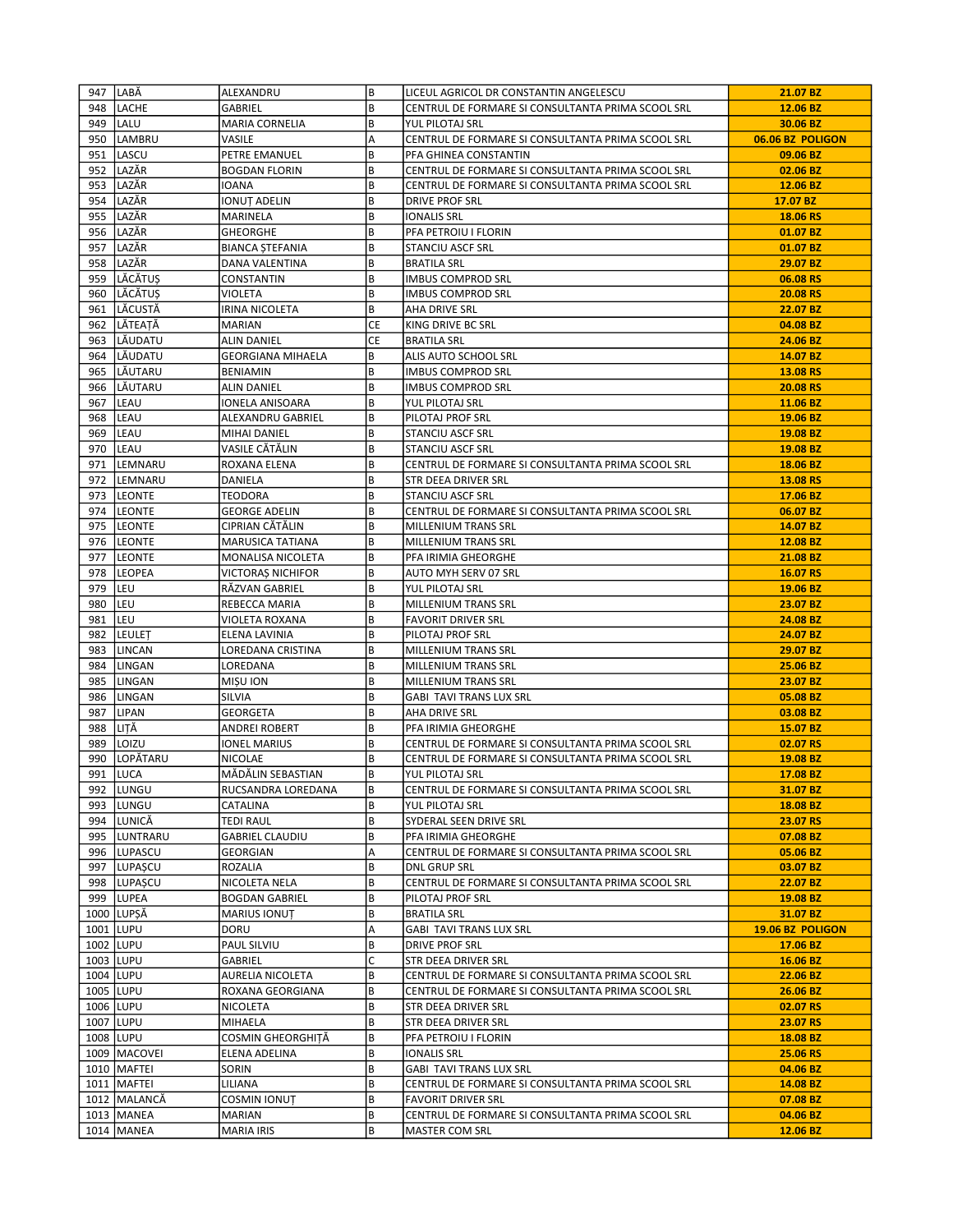| | | | | | |
|---|---|---|---|---|---|
| 947 | LABĂ | ALEXANDRU | B | LICEUL AGRICOL DR CONSTANTIN ANGELESCU | **21.07 BZ** |
| 948 | LACHE | GABRIEL | B | CENTRUL DE FORMARE SI CONSULTANTA PRIMA SCOOL SRL | **12.06 BZ** |
| 949 | LALU | MARIA CORNELIA | B | YUL PILOTAJ SRL | **30.06 BZ** |
| 950 | LAMBRU | VASILE | A | CENTRUL DE FORMARE SI CONSULTANTA PRIMA SCOOL SRL | **06.06 BZ POLIGON** |
| 951 | LASCU | PETRE EMANUEL | B | PFA GHINEA CONSTANTIN | **09.06 BZ** |
| 952 | LAZĂR | BOGDAN FLORIN | B | CENTRUL DE FORMARE SI CONSULTANTA PRIMA SCOOL SRL | **02.06 BZ** |
| 953 | LAZĂR | IOANA | B | CENTRUL DE FORMARE SI CONSULTANTA PRIMA SCOOL SRL | **12.06 BZ** |
| 954 | LAZĂR | IONUȚ ADELIN | B | DRIVE PROF SRL | **17.07 BZ** |
| 955 | LAZĂR | MARINELA | B | IONALIS SRL | **18.06 RS** |
| 956 | LAZĂR | GHEORGHE | B | PFA PETROIU I FLORIN | **01.07 BZ** |
| 957 | LAZĂR | BIANCA ȘTEFANIA | B | STANCIU ASCF SRL | **01.07 BZ** |
| 958 | LAZĂR | DANA VALENTINA | B | BRATILA SRL | **29.07 BZ** |
| 959 | LĂCĂTUȘ | CONSTANTIN | B | IMBUS COMPROD SRL | **06.08 RS** |
| 960 | LĂCĂTUȘ | VIOLETA | B | IMBUS COMPROD SRL | **20.08 RS** |
| 961 | LĂCUSTĂ | IRINA NICOLETA | B | AHA DRIVE SRL | **22.07 BZ** |
| 962 | LĂTEAȚĂ | MARIAN | CE | KING DRIVE BC SRL | **04.08 BZ** |
| 963 | LĂUDATU | ALIN DANIEL | CE | BRATILA SRL | **24.06 BZ** |
| 964 | LĂUDATU | GEORGIANA MIHAELA | B | ALIS AUTO SCHOOL SRL | **14.07 BZ** |
| 965 | LĂUTARU | BENIAMIN | B | IMBUS COMPROD SRL | **13.08 RS** |
| 966 | LĂUTARU | ALIN DANIEL | B | IMBUS COMPROD SRL | **20.08 RS** |
| 967 | LEAU | IONELA ANISOARA | B | YUL PILOTAJ SRL | **11.06 BZ** |
| 968 | LEAU | ALEXANDRU GABRIEL | B | PILOTAJ PROF SRL | **19.06 BZ** |
| 969 | LEAU | MIHAI DANIEL | B | STANCIU ASCF SRL | **19.08 BZ** |
| 970 | LEAU | VASILE CĂTĂLIN | B | STANCIU ASCF SRL | **19.08 BZ** |
| 971 | LEMNARU | ROXANA ELENA | B | CENTRUL DE FORMARE SI CONSULTANTA PRIMA SCOOL SRL | **18.06 BZ** |
| 972 | LEMNARU | DANIELA | B | STR DEEA DRIVER SRL | **13.08 RS** |
| 973 | LEONTE | TEODORA | B | STANCIU ASCF SRL | **17.06 BZ** |
| 974 | LEONTE | GEORGE ADELIN | B | CENTRUL DE FORMARE SI CONSULTANTA PRIMA SCOOL SRL | **06.07 BZ** |
| 975 | LEONTE | CIPRIAN CĂTĂLIN | B | MILLENIUM TRANS SRL | **14.07 BZ** |
| 976 | LEONTE | MARUSICA TATIANA | B | MILLENIUM TRANS SRL | **12.08 BZ** |
| 977 | LEONTE | MONALISA NICOLETA | B | PFA IRIMIA GHEORGHE | **21.08 BZ** |
| 978 | LEOPEA | VICTORAȘ NICHIFOR | B | AUTO MYH SERV 07 SRL | **16.07 RS** |
| 979 | LEU | RĂZVAN GABRIEL | B | YUL PILOTAJ SRL | **19.06 BZ** |
| 980 | LEU | REBECCA MARIA | B | MILLENIUM TRANS SRL | **23.07 BZ** |
| 981 | LEU | VIOLETA ROXANA | B | FAVORIT DRIVER SRL | **24.08 BZ** |
| 982 | LEULEȚ | ELENA LAVINIA | B | PILOTAJ PROF SRL | **24.07 BZ** |
| 983 | LINCAN | LOREDANA CRISTINA | B | MILLENIUM TRANS SRL | **29.07 BZ** |
| 984 | LINGAN | LOREDANA | B | MILLENIUM TRANS SRL | **25.06 BZ** |
| 985 | LINGAN | MIȘU ION | B | MILLENIUM TRANS SRL | **23.07 BZ** |
| 986 | LINGAN | SILVIA | B | GABI TAVI TRANS LUX SRL | **05.08 BZ** |
| 987 | LIPAN | GEORGETA | B | AHA DRIVE SRL | **03.08 BZ** |
| 988 | LIȚĂ | ANDREI ROBERT | B | PFA IRIMIA GHEORGHE | **15.07 BZ** |
| 989 | LOIZU | IONEL MARIUS | B | CENTRUL DE FORMARE SI CONSULTANTA PRIMA SCOOL SRL | **02.07 RS** |
| 990 | LOPĂTARU | NICOLAE | B | CENTRUL DE FORMARE SI CONSULTANTA PRIMA SCOOL SRL | **19.08 BZ** |
| 991 | LUCA | MĂDĂLIN SEBASTIAN | B | YUL PILOTAJ SRL | **17.08 BZ** |
| 992 | LUNGU | RUCSANDRA LOREDANA | B | CENTRUL DE FORMARE SI CONSULTANTA PRIMA SCOOL SRL | **31.07 BZ** |
| 993 | LUNGU | CATALINA | B | YUL PILOTAJ SRL | **18.08 BZ** |
| 994 | LUNICĂ | TEDI RAUL | B | SYDERAL SEEN DRIVE SRL | **23.07 RS** |
| 995 | LUNTRARU | GABRIEL CLAUDIU | B | PFA IRIMIA GHEORGHE | **07.08 BZ** |
| 996 | LUPASCU | GEORGIAN | A | CENTRUL DE FORMARE SI CONSULTANTA PRIMA SCOOL SRL | **05.06 BZ** |
| 997 | LUPAȘCU | ROZALIA | B | DNL GRUP SRL | **03.07 BZ** |
| 998 | LUPAȘCU | NICOLETA NELA | B | CENTRUL DE FORMARE SI CONSULTANTA PRIMA SCOOL SRL | **22.07 BZ** |
| 999 | LUPEA | BOGDAN GABRIEL | B | PILOTAJ PROF SRL | **19.08 BZ** |
| 1000 | LUPȘĂ | MARIUS IONUȚ | B | BRATILA SRL | **31.07 BZ** |
| 1001 | LUPU | DORU | A | GABI TAVI TRANS LUX SRL | **19.06 BZ POLIGON** |
| 1002 | LUPU | PAUL SILVIU | B | DRIVE PROF SRL | **17.06 BZ** |
| 1003 | LUPU | GABRIEL | C | STR DEEA DRIVER SRL | **16.06 BZ** |
| 1004 | LUPU | AURELIA NICOLETA | B | CENTRUL DE FORMARE SI CONSULTANTA PRIMA SCOOL SRL | **22.06 BZ** |
| 1005 | LUPU | ROXANA GEORGIANA | B | CENTRUL DE FORMARE SI CONSULTANTA PRIMA SCOOL SRL | **26.06 BZ** |
| 1006 | LUPU | NICOLETA | B | STR DEEA DRIVER SRL | **02.07 RS** |
| 1007 | LUPU | MIHAELA | B | STR DEEA DRIVER SRL | **23.07 RS** |
| 1008 | LUPU | COSMIN GHEORGHIȚĂ | B | PFA PETROIU I FLORIN | **18.08 BZ** |
| 1009 | MACOVEI | ELENA ADELINA | B | IONALIS SRL | **25.06 RS** |
| 1010 | MAFTEI | SORIN | B | GABI TAVI TRANS LUX SRL | **04.06 BZ** |
| 1011 | MAFTEI | LILIANA | B | CENTRUL DE FORMARE SI CONSULTANTA PRIMA SCOOL SRL | **14.08 BZ** |
| 1012 | MALANCĂ | COSMIN IONUȚ | B | FAVORIT DRIVER SRL | **07.08 BZ** |
| 1013 | MANEA | MARIAN | B | CENTRUL DE FORMARE SI CONSULTANTA PRIMA SCOOL SRL | **04.06 BZ** |
| 1014 | MANEA | MARIA IRIS | B | MASTER COM SRL | **12.06 BZ** |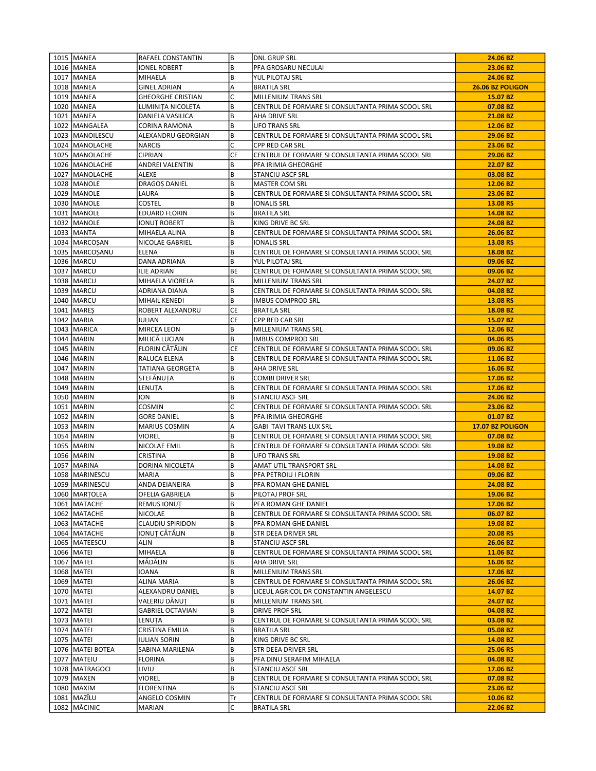| | | | | | |
|---|---|---|---|---|---|
| 1015 | MANEA | RAFAEL CONSTANTIN | B | DNL GRUP SRL | **24.06 BZ** |
| 1016 | MANEA | IONEL ROBERT | B | PFA GROSARU NECULAI | **23.06 BZ** |
| 1017 | MANEA | MIHAELA | B | YUL PILOTAJ SRL | **24.06 BZ** |
| 1018 | MANEA | GINEL ADRIAN | A | BRATILA SRL | **26.06 BZ POLIGON** |
| 1019 | MANEA | GHEORGHE CRISTIAN | C | MILLENIUM TRANS SRL | **15.07 BZ** |
| 1020 | MANEA | LUMINIȚA NICOLETA | B | CENTRUL DE FORMARE SI CONSULTANTA PRIMA SCOOL SRL | **07.08 BZ** |
| 1021 | MANEA | DANIELA VASILICA | B | AHA DRIVE SRL | **21.08 BZ** |
| 1022 | MANGALEA | CORINA RAMONA | B | UFO TRANS SRL | **12.06 BZ** |
| 1023 | MANOILESCU | ALEXANDRU GEORGIAN | B | CENTRUL DE FORMARE SI CONSULTANTA PRIMA SCOOL SRL | **29.06 BZ** |
| 1024 | MANOLACHE | NARCIS | C | CPP RED CAR SRL | **23.06 BZ** |
| 1025 | MANOLACHE | CIPRIAN | CE | CENTRUL DE FORMARE SI CONSULTANTA PRIMA SCOOL SRL | **29.06 BZ** |
| 1026 | MANOLACHE | ANDREI VALENTIN | B | PFA IRIMIA GHEORGHE | **22.07 BZ** |
| 1027 | MANOLACHE | ALEXE | B | STANCIU ASCF SRL | **03.08 BZ** |
| 1028 | MANOLE | DRAGOȘ DANIEL | B | MASTER COM SRL | **12.06 BZ** |
| 1029 | MANOLE | LAURA | B | CENTRUL DE FORMARE SI CONSULTANTA PRIMA SCOOL SRL | **23.06 BZ** |
| 1030 | MANOLE | COSTEL | B | IONALIS SRL | **13.08 RS** |
| 1031 | MANOLE | EDUARD FLORIN | B | BRATILA SRL | **14.08 BZ** |
| 1032 | MANOLE | IONUȚ ROBERT | B | KING DRIVE BC SRL | **24.08 BZ** |
| 1033 | MANTA | MIHAELA ALINA | B | CENTRUL DE FORMARE SI CONSULTANTA PRIMA SCOOL SRL | **26.06 BZ** |
| 1034 | MARCOȘAN | NICOLAE GABRIEL | B | IONALIS SRL | **13.08 RS** |
| 1035 | MARCOȘANU | ELENA | B | CENTRUL DE FORMARE SI CONSULTANTA PRIMA SCOOL SRL | **18.08 BZ** |
| 1036 | MARCU | DANA ADRIANA | B | YUL PILOTAJ SRL | **09.06 BZ** |
| 1037 | MARCU | ILIE ADRIAN | BE | CENTRUL DE FORMARE SI CONSULTANTA PRIMA SCOOL SRL | **09.06 BZ** |
| 1038 | MARCU | MIHAELA VIORELA | B | MILLENIUM TRANS SRL | **24.07 BZ** |
| 1039 | MARCU | ADRIANA DIANA | B | CENTRUL DE FORMARE SI CONSULTANTA PRIMA SCOOL SRL | **04.08 BZ** |
| 1040 | MARCU | MIHAIL KENEDI | B | IMBUS COMPROD SRL | **13.08 RS** |
| 1041 | MAREȘ | ROBERT ALEXANDRU | CE | BRATILA SRL | **18.08 BZ** |
| 1042 | MARIA | IULIAN | CE | CPP RED CAR SRL | **15.07 BZ** |
| 1043 | MARICA | MIRCEA LEON | B | MILLENIUM TRANS SRL | **12.06 BZ** |
| 1044 | MARIN | MILICĂ LUCIAN | B | IMBUS COMPROD SRL | **04.06 RS** |
| 1045 | MARIN | FLORIN CĂTĂLIN | CE | CENTRUL DE FORMARE SI CONSULTANTA PRIMA SCOOL SRL | **09.06 BZ** |
| 1046 | MARIN | RALUCA ELENA | B | CENTRUL DE FORMARE SI CONSULTANTA PRIMA SCOOL SRL | **11.06 BZ** |
| 1047 | MARIN | TATIANA GEORGETA | B | AHA DRIVE SRL | **16.06 BZ** |
| 1048 | MARIN | ȘTEFĂNUȚA | B | COMBI DRIVER SRL | **17.06 BZ** |
| 1049 | MARIN | LENUȚA | B | CENTRUL DE FORMARE SI CONSULTANTA PRIMA SCOOL SRL | **17.06 BZ** |
| 1050 | MARIN | ION | B | STANCIU ASCF SRL | **24.06 BZ** |
| 1051 | MARIN | COSMIN | C | CENTRUL DE FORMARE SI CONSULTANTA PRIMA SCOOL SRL | **23.06 BZ** |
| 1052 | MARIN | GORE DANIEL | B | PFA IRIMIA GHEORGHE | **01.07 BZ** |
| 1053 | MARIN | MARIUS COSMIN | A | GABI TAVI TRANS LUX SRL | **17.07 BZ POLIGON** |
| 1054 | MARIN | VIOREL | B | CENTRUL DE FORMARE SI CONSULTANTA PRIMA SCOOL SRL | **07.08 BZ** |
| 1055 | MARIN | NICOLAE EMIL | B | CENTRUL DE FORMARE SI CONSULTANTA PRIMA SCOOL SRL | **19.08 BZ** |
| 1056 | MARIN | CRISTINA | B | UFO TRANS SRL | **19.08 BZ** |
| 1057 | MARINA | DORINA NICOLETA | B | AMAT UTIL TRANSPORT SRL | **14.08 BZ** |
| 1058 | MARINESCU | MARIA | B | PFA PETROIU I FLORIN | **09.06 BZ** |
| 1059 | MARINESCU | ANDA DEIANEIRA | B | PFA ROMAN GHE DANIEL | **24.08 BZ** |
| 1060 | MARȚOLEA | OFELIA GABRIELA | B | PILOTAJ PROF SRL | **19.06 BZ** |
| 1061 | MATACHE | REMUS IONUȚ | B | PFA ROMAN GHE DANIEL | **17.06 BZ** |
| 1062 | MATACHE | NICOLAE | B | CENTRUL DE FORMARE SI CONSULTANTA PRIMA SCOOL SRL | **06.07 BZ** |
| 1063 | MATACHE | CLAUDIU SPIRIDON | B | PFA ROMAN GHE DANIEL | **19.08 BZ** |
| 1064 | MATACHE | IONUȚ CĂTĂLIN | B | STR DEEA DRIVER SRL | **20.08 RS** |
| 1065 | MATEESCU | ALIN | B | STANCIU ASCF SRL | **26.06 BZ** |
| 1066 | MATEI | MIHAELA | B | CENTRUL DE FORMARE SI CONSULTANTA PRIMA SCOOL SRL | **11.06 BZ** |
| 1067 | MATEI | MĂDĂLIN | B | AHA DRIVE SRL | **16.06 BZ** |
| 1068 | MATEI | IOANA | B | MILLENIUM TRANS SRL | **17.06 BZ** |
| 1069 | MATEI | ALINA MARIA | B | CENTRUL DE FORMARE SI CONSULTANTA PRIMA SCOOL SRL | **26.06 BZ** |
| 1070 | MATEI | ALEXANDRU DANIEL | B | LICEUL AGRICOL DR CONSTANTIN ANGELESCU | **14.07 BZ** |
| 1071 | MATEI | VALERIU DĂNUȚ | B | MILLENIUM TRANS SRL | **24.07 BZ** |
| 1072 | MATEI | GABRIEL OCTAVIAN | B | DRIVE PROF SRL | **04.08 BZ** |
| 1073 | MATEI | LENUȚA | B | CENTRUL DE FORMARE SI CONSULTANTA PRIMA SCOOL SRL | **03.08 BZ** |
| 1074 | MATEI | CRISTINA EMILIA | B | BRATILA SRL | **05.08 BZ** |
| 1075 | MATEI | IULIAN SORIN | B | KING DRIVE BC SRL | **14.08 BZ** |
| 1076 | MATEI BOTEA | SABINA MARILENA | B | STR DEEA DRIVER SRL | **25.06 RS** |
| 1077 | MATEIU | FLORINA | B | PFA DINU SERAFIM MIHAELA | **04.08 BZ** |
| 1078 | MATRAGOCI | LIVIU | B | STANCIU ASCF SRL | **17.06 BZ** |
| 1079 | MAXEN | VIOREL | B | CENTRUL DE FORMARE SI CONSULTANTA PRIMA SCOOL SRL | **07.08 BZ** |
| 1080 | MAXIM | FLORENTINA | B | STANCIU ASCF SRL | **23.06 BZ** |
| 1081 | MAZÎLU | ANGELO COSMIN | Tr | CENTRUL DE FORMARE SI CONSULTANTA PRIMA SCOOL SRL | **10.06 BZ** |
| 1082 | MĂCINIC | MARIAN | C | BRATILA SRL | **22.06 BZ** |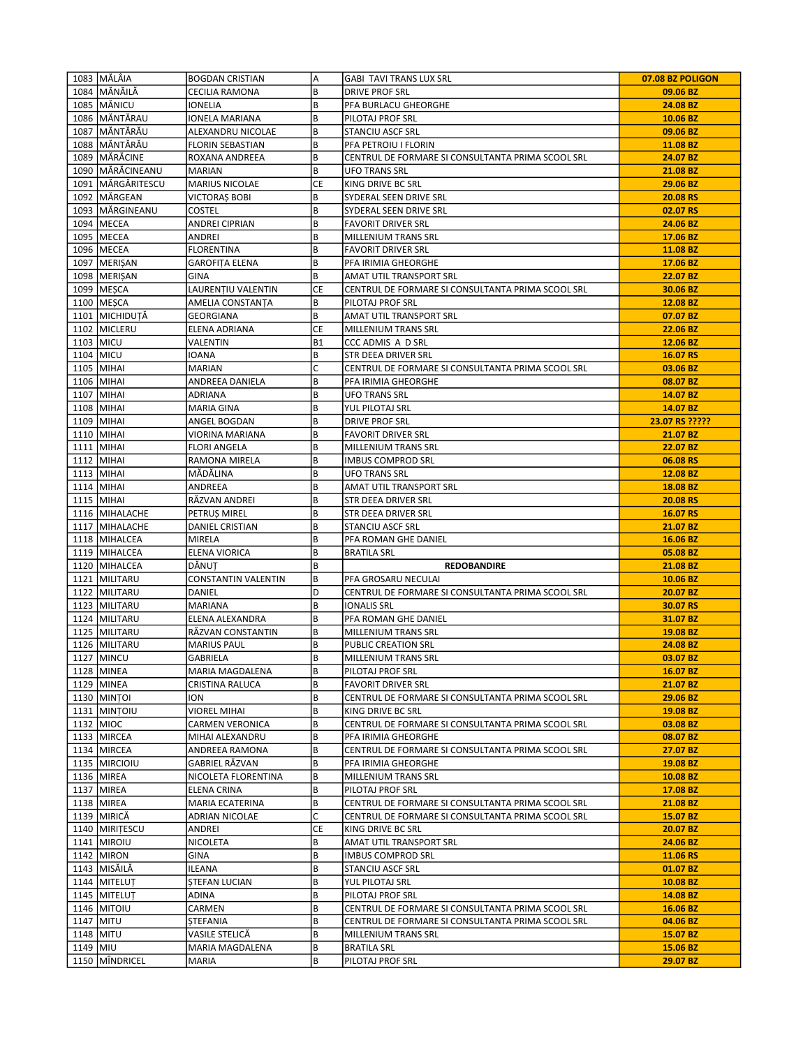| | | | | | |
|---|---|---|---|---|---|
| 1083 | MĂLÂIA | BOGDAN CRISTIAN | A | GABI TAVI TRANS LUX SRL | **07.08 BZ POLIGON** |
| 1084 | MĂNĂILĂ | CECILIA RAMONA | B | DRIVE PROF SRL | **09.06 BZ** |
| 1085 | MĂNICU | IONELIA | B | PFA BURLACU GHEORGHE | **24.08 BZ** |
| 1086 | MĂNTĂRAU | IONELA MARIANA | B | PILOTAJ PROF SRL | **10.06 BZ** |
| 1087 | MĂNTĂRĂU | ALEXANDRU NICOLAE | B | STANCIU ASCF SRL | **09.06 BZ** |
| 1088 | MĂNTĂRĂU | FLORIN SEBASTIAN | B | PFA PETROIU I FLORIN | **11.08 BZ** |
| 1089 | MĂRĂCINE | ROXANA ANDREEA | B | CENTRUL DE FORMARE SI CONSULTANTA PRIMA SCOOL SRL | **24.07 BZ** |
| 1090 | MĂRĂCINEANU | MARIAN | B | UFO TRANS SRL | **21.08 BZ** |
| 1091 | MĂRGĂRITESCU | MARIUS NICOLAE | CE | KING DRIVE BC SRL | **29.06 BZ** |
| 1092 | MĂRGEAN | VICTORAȘ BOBI | B | SYDERAL SEEN DRIVE SRL | **20.08 RS** |
| 1093 | MĂRGINEANU | COSTEL | B | SYDERAL SEEN DRIVE SRL | **02.07 RS** |
| 1094 | MECEA | ANDREI CIPRIAN | B | FAVORIT DRIVER SRL | **24.06 BZ** |
| 1095 | MECEA | ANDREI | B | MILLENIUM TRANS SRL | **17.06 BZ** |
| 1096 | MECEA | FLORENTINA | B | FAVORIT DRIVER SRL | **11.08 BZ** |
| 1097 | MERIȘAN | GAROFIȚA ELENA | B | PFA IRIMIA GHEORGHE | **17.06 BZ** |
| 1098 | MERIȘAN | GINA | B | AMAT UTIL TRANSPORT SRL | **22.07 BZ** |
| 1099 | MEȘCA | LAURENȚIU VALENTIN | CE | CENTRUL DE FORMARE SI CONSULTANTA PRIMA SCOOL SRL | **30.06 BZ** |
| 1100 | MEȘCA | AMELIA CONSTANȚA | B | PILOTAJ PROF SRL | **12.08 BZ** |
| 1101 | MICHIDUȚĂ | GEORGIANA | B | AMAT UTIL TRANSPORT SRL | **07.07 BZ** |
| 1102 | MICLERU | ELENA ADRIANA | CE | MILLENIUM TRANS SRL | **22.06 BZ** |
| 1103 | MICU | VALENTIN | B1 | CCC ADMIS A D SRL | **12.06 BZ** |
| 1104 | MICU | IOANA | B | STR DEEA DRIVER SRL | **16.07 RS** |
| 1105 | MIHAI | MARIAN | C | CENTRUL DE FORMARE SI CONSULTANTA PRIMA SCOOL SRL | **03.06 BZ** |
| 1106 | MIHAI | ANDREEA DANIELA | B | PFA IRIMIA GHEORGHE | **08.07 BZ** |
| 1107 | MIHAI | ADRIANA | B | UFO TRANS SRL | **14.07 BZ** |
| 1108 | MIHAI | MARIA GINA | B | YUL PILOTAJ SRL | **14.07 BZ** |
| 1109 | MIHAI | ANGEL BOGDAN | B | DRIVE PROF SRL | **23.07 RS ?????** |
| 1110 | MIHAI | VIORINA MARIANA | B | FAVORIT DRIVER SRL | **21.07 BZ** |
| 1111 | MIHAI | FLORI ANGELA | B | MILLENIUM TRANS SRL | **22.07 BZ** |
| 1112 | MIHAI | RAMONA MIRELA | B | IMBUS COMPROD SRL | **06.08 RS** |
| 1113 | MIHAI | MĂDĂLINA | B | UFO TRANS SRL | **12.08 BZ** |
| 1114 | MIHAI | ANDREEA | B | AMAT UTIL TRANSPORT SRL | **18.08 BZ** |
| 1115 | MIHAI | RĂZVAN ANDREI | B | STR DEEA DRIVER SRL | **20.08 RS** |
| 1116 | MIHALACHE | PETRUȘ MIREL | B | STR DEEA DRIVER SRL | **16.07 RS** |
| 1117 | MIHALACHE | DANIEL CRISTIAN | B | STANCIU ASCF SRL | **21.07 BZ** |
| 1118 | MIHALCEA | MIRELA | B | PFA ROMAN GHE DANIEL | **16.06 BZ** |
| 1119 | MIHALCEA | ELENA VIORICA | B | BRATILA SRL | **05.08 BZ** |
| 1120 | MIHALCEA | DĂNUȚ | B | **REDOBANDIRE** | **21.08 BZ** |
| 1121 | MILITARU | CONSTANTIN VALENTIN | B | PFA GROSARU NECULAI | **10.06 BZ** |
| 1122 | MILITARU | DANIEL | D | CENTRUL DE FORMARE SI CONSULTANTA PRIMA SCOOL SRL | **20.07 BZ** |
| 1123 | MILITARU | MARIANA | B | IONALIS SRL | **30.07 RS** |
| 1124 | MILITARU | ELENA ALEXANDRA | B | PFA ROMAN GHE DANIEL | **31.07 BZ** |
| 1125 | MILITARU | RĂZVAN CONSTANTIN | B | MILLENIUM TRANS SRL | **19.08 BZ** |
| 1126 | MILITARU | MARIUS PAUL | B | PUBLIC CREATION SRL | **24.08 BZ** |
| 1127 | MINCU | GABRIELA | B | MILLENIUM TRANS SRL | **03.07 BZ** |
| 1128 | MINEA | MARIA MAGDALENA | B | PILOTAJ PROF SRL | **16.07 BZ** |
| 1129 | MINEA | CRISTINA RALUCA | B | FAVORIT DRIVER SRL | **21.07 BZ** |
| 1130 | MINȚOI | ION | B | CENTRUL DE FORMARE SI CONSULTANTA PRIMA SCOOL SRL | **29.06 BZ** |
| 1131 | MINȚOIU | VIOREL MIHAI | B | KING DRIVE BC SRL | **19.08 BZ** |
| 1132 | MIOC | CARMEN VERONICA | B | CENTRUL DE FORMARE SI CONSULTANTA PRIMA SCOOL SRL | **03.08 BZ** |
| 1133 | MIRCEA | MIHAI ALEXANDRU | B | PFA IRIMIA GHEORGHE | **08.07 BZ** |
| 1134 | MIRCEA | ANDREEA RAMONA | B | CENTRUL DE FORMARE SI CONSULTANTA PRIMA SCOOL SRL | **27.07 BZ** |
| 1135 | MIRCIOIU | GABRIEL RĂZVAN | B | PFA IRIMIA GHEORGHE | **19.08 BZ** |
| 1136 | MIREA | NICOLETA FLORENTINA | B | MILLENIUM TRANS SRL | **10.08 BZ** |
| 1137 | MIREA | ELENA CRINA | B | PILOTAJ PROF SRL | **17.08 BZ** |
| 1138 | MIREA | MARIA ECATERINA | B | CENTRUL DE FORMARE SI CONSULTANTA PRIMA SCOOL SRL | **21.08 BZ** |
| 1139 | MIRICĂ | ADRIAN NICOLAE | C | CENTRUL DE FORMARE SI CONSULTANTA PRIMA SCOOL SRL | **15.07 BZ** |
| 1140 | MIRIȚESCU | ANDREI | CE | KING DRIVE BC SRL | **20.07 BZ** |
| 1141 | MIROIU | NICOLETA | B | AMAT UTIL TRANSPORT SRL | **24.06 BZ** |
| 1142 | MIRON | GINA | B | IMBUS COMPROD SRL | **11.06 RS** |
| 1143 | MISĂILĂ | ILEANA | B | STANCIU ASCF SRL | **01.07 BZ** |
| 1144 | MITELUȚ | ȘTEFAN LUCIAN | B | YUL PILOTAJ SRL | **10.08 BZ** |
| 1145 | MITELUȚ | ADINA | B | PILOTAJ PROF SRL | **14.08 BZ** |
| 1146 | MITOIU | CARMEN | B | CENTRUL DE FORMARE SI CONSULTANTA PRIMA SCOOL SRL | **16.06 BZ** |
| 1147 | MITU | ȘTEFANIA | B | CENTRUL DE FORMARE SI CONSULTANTA PRIMA SCOOL SRL | **04.06 BZ** |
| 1148 | MITU | VASILE STELICĂ | B | MILLENIUM TRANS SRL | **15.07 BZ** |
| 1149 | MIU | MARIA MAGDALENA | B | BRATILA SRL | **15.06 BZ** |
| 1150 | MÎNDRICEL | MARIA | B | PILOTAJ PROF SRL | **29.07 BZ** |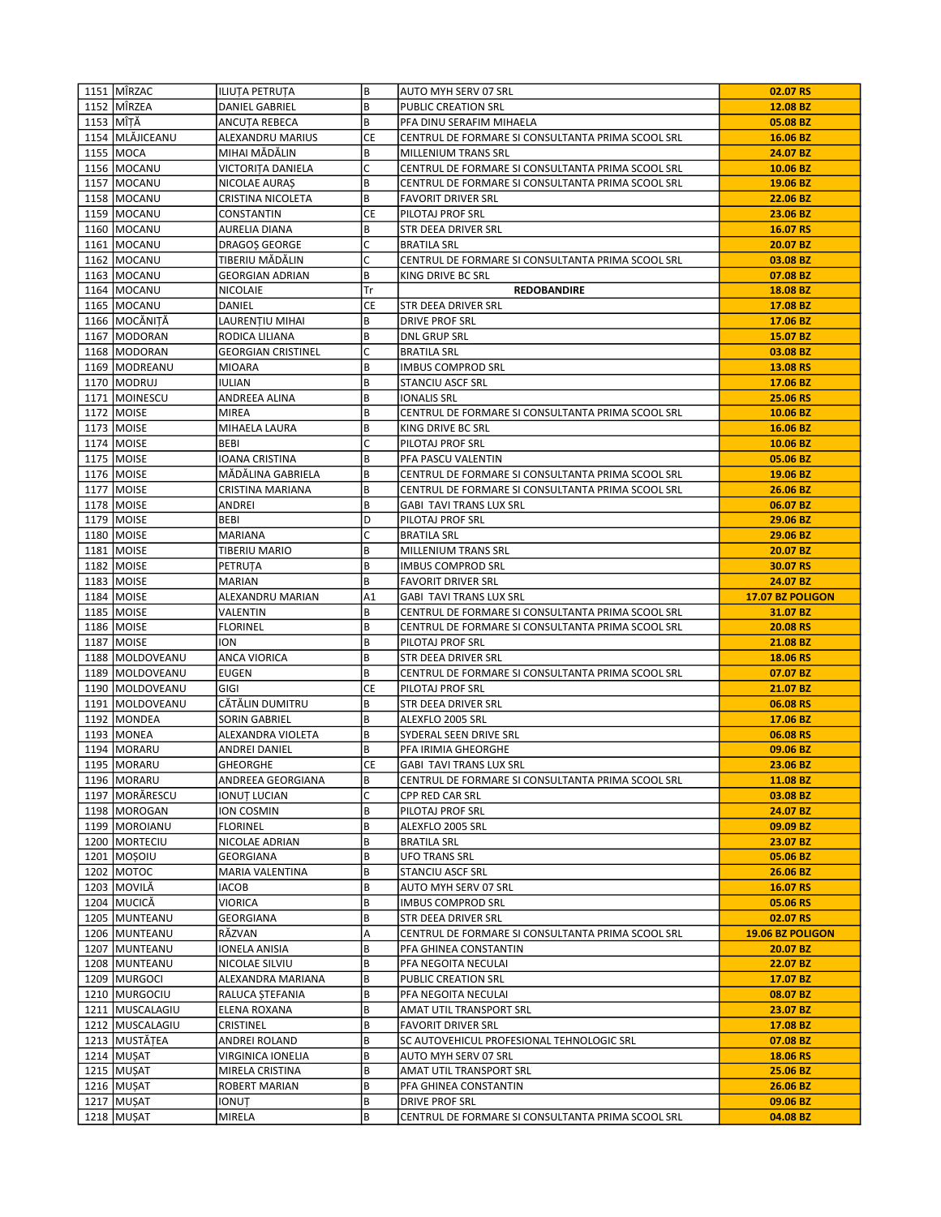| | | | | | |
|---|---|---|---|---|---|
| 1151 | MÎRZAC | ILIUȚA PETRUȚA | B | AUTO MYH SERV 07 SRL | **02.07 RS** |
| 1152 | MÎRZEA | DANIEL GABRIEL | B | PUBLIC CREATION SRL | **12.08 BZ** |
| 1153 | MÎȚĂ | ANCUȚA REBECA | B | PFA DINU SERAFIM MIHAELA | **05.08 BZ** |
| 1154 | MLĂJICEANU | ALEXANDRU MARIUS | CE | CENTRUL DE FORMARE SI CONSULTANTA PRIMA SCOOL SRL | **16.06 BZ** |
| 1155 | MOCA | MIHAI MĂDĂLIN | B | MILLENIUM TRANS SRL | **24.07 BZ** |
| 1156 | MOCANU | VICTORIȚA DANIELA | C | CENTRUL DE FORMARE SI CONSULTANTA PRIMA SCOOL SRL | **10.06 BZ** |
| 1157 | MOCANU | NICOLAE AURAȘ | B | CENTRUL DE FORMARE SI CONSULTANTA PRIMA SCOOL SRL | **19.06 BZ** |
| 1158 | MOCANU | CRISTINA NICOLETA | B | FAVORIT DRIVER SRL | **22.06 BZ** |
| 1159 | MOCANU | CONSTANTIN | CE | PILOTAJ PROF SRL | **23.06 BZ** |
| 1160 | MOCANU | AURELIA DIANA | B | STR DEEA DRIVER SRL | **16.07 RS** |
| 1161 | MOCANU | DRAGOȘ GEORGE | C | BRATILA SRL | **20.07 BZ** |
| 1162 | MOCANU | TIBERIU MĂDĂLIN | C | CENTRUL DE FORMARE SI CONSULTANTA PRIMA SCOOL SRL | **03.08 BZ** |
| 1163 | MOCANU | GEORGIAN ADRIAN | B | KING DRIVE BC SRL | **07.08 BZ** |
| 1164 | MOCANU | NICOLAIE | Tr | **REDOBANDIRE** | **18.08 BZ** |
| 1165 | MOCANU | DANIEL | CE | STR DEEA DRIVER SRL | **17.08 BZ** |
| 1166 | MOCĂNIȚĂ | LAURENȚIU MIHAI | B | DRIVE PROF SRL | **17.06 BZ** |
| 1167 | MODORAN | RODICA LILIANA | B | DNL GRUP SRL | **15.07 BZ** |
| 1168 | MODORAN | GEORGIAN CRISTINEL | C | BRATILA SRL | **03.08 BZ** |
| 1169 | MODREANU | MIOARA | B | IMBUS COMPROD SRL | **13.08 RS** |
| 1170 | MODRUJ | IULIAN | B | STANCIU ASCF SRL | **17.06 BZ** |
| 1171 | MOINESCU | ANDREEA ALINA | B | IONALIS SRL | **25.06 RS** |
| 1172 | MOISE | MIREA | B | CENTRUL DE FORMARE SI CONSULTANTA PRIMA SCOOL SRL | **10.06 BZ** |
| 1173 | MOISE | MIHAELA LAURA | B | KING DRIVE BC SRL | **16.06 BZ** |
| 1174 | MOISE | BEBI | C | PILOTAJ PROF SRL | **10.06 BZ** |
| 1175 | MOISE | IOANA CRISTINA | B | PFA PASCU VALENTIN | **05.06 BZ** |
| 1176 | MOISE | MĂDĂLINA GABRIELA | B | CENTRUL DE FORMARE SI CONSULTANTA PRIMA SCOOL SRL | **19.06 BZ** |
| 1177 | MOISE | CRISTINA MARIANA | B | CENTRUL DE FORMARE SI CONSULTANTA PRIMA SCOOL SRL | **26.06 BZ** |
| 1178 | MOISE | ANDREI | B | GABI TAVI TRANS LUX SRL | **06.07 BZ** |
| 1179 | MOISE | BEBI | D | PILOTAJ PROF SRL | **29.06 BZ** |
| 1180 | MOISE | MARIANA | C | BRATILA SRL | **29.06 BZ** |
| 1181 | MOISE | TIBERIU MARIO | B | MILLENIUM TRANS SRL | **20.07 BZ** |
| 1182 | MOISE | PETRUȚA | B | IMBUS COMPROD SRL | **30.07 RS** |
| 1183 | MOISE | MARIAN | B | FAVORIT DRIVER SRL | **24.07 BZ** |
| 1184 | MOISE | ALEXANDRU MARIAN | A1 | GABI TAVI TRANS LUX SRL | **17.07 BZ POLIGON** |
| 1185 | MOISE | VALENTIN | B | CENTRUL DE FORMARE SI CONSULTANTA PRIMA SCOOL SRL | **31.07 BZ** |
| 1186 | MOISE | FLORINEL | B | CENTRUL DE FORMARE SI CONSULTANTA PRIMA SCOOL SRL | **20.08 RS** |
| 1187 | MOISE | ION | B | PILOTAJ PROF SRL | **21.08 BZ** |
| 1188 | MOLDOVEANU | ANCA VIORICA | B | STR DEEA DRIVER SRL | **18.06 RS** |
| 1189 | MOLDOVEANU | EUGEN | B | CENTRUL DE FORMARE SI CONSULTANTA PRIMA SCOOL SRL | **07.07 BZ** |
| 1190 | MOLDOVEANU | GIGI | CE | PILOTAJ PROF SRL | **21.07 BZ** |
| 1191 | MOLDOVEANU | CĂTĂLIN DUMITRU | B | STR DEEA DRIVER SRL | **06.08 RS** |
| 1192 | MONDEA | SORIN GABRIEL | B | ALEXFLO 2005 SRL | **17.06 BZ** |
| 1193 | MONEA | ALEXANDRA VIOLETA | B | SYDERAL SEEN DRIVE SRL | **06.08 RS** |
| 1194 | MORARU | ANDREI DANIEL | B | PFA IRIMIA GHEORGHE | **09.06 BZ** |
| 1195 | MORARU | GHEORGHE | CE | GABI TAVI TRANS LUX SRL | **23.06 BZ** |
| 1196 | MORARU | ANDREEA GEORGIANA | B | CENTRUL DE FORMARE SI CONSULTANTA PRIMA SCOOL SRL | **11.08 BZ** |
| 1197 | MORĂRESCU | IONUȚ LUCIAN | C | CPP RED CAR SRL | **03.08 BZ** |
| 1198 | MOROGAN | ION COSMIN | B | PILOTAJ PROF SRL | **24.07 BZ** |
| 1199 | MOROIANU | FLORINEL | B | ALEXFLO 2005 SRL | **09.09 BZ** |
| 1200 | MORTECIU | NICOLAE ADRIAN | B | BRATILA SRL | **23.07 BZ** |
| 1201 | MOȘOIU | GEORGIANA | B | UFO TRANS SRL | **05.06 BZ** |
| 1202 | MOTOC | MARIA VALENTINA | B | STANCIU ASCF SRL | **26.06 BZ** |
| 1203 | MOVILĂ | IACOB | B | AUTO MYH SERV 07 SRL | **16.07 RS** |
| 1204 | MUCICĂ | VIORICA | B | IMBUS COMPROD SRL | **05.06 RS** |
| 1205 | MUNTEANU | GEORGIANA | B | STR DEEA DRIVER SRL | **02.07 RS** |
| 1206 | MUNTEANU | RĂZVAN | A | CENTRUL DE FORMARE SI CONSULTANTA PRIMA SCOOL SRL | **19.06 BZ POLIGON** |
| 1207 | MUNTEANU | IONELA ANISIA | B | PFA GHINEA CONSTANTIN | **20.07 BZ** |
| 1208 | MUNTEANU | NICOLAE SILVIU | B | PFA NEGOITA NECULAI | **22.07 BZ** |
| 1209 | MURGOCI | ALEXANDRA MARIANA | B | PUBLIC CREATION SRL | **17.07 BZ** |
| 1210 | MURGOCIU | RALUCA ȘTEFANIA | B | PFA NEGOITA NECULAI | **08.07 BZ** |
| 1211 | MUSCALAGIU | ELENA ROXANA | B | AMAT UTIL TRANSPORT SRL | **23.07 BZ** |
| 1212 | MUSCALAGIU | CRISTINEL | B | FAVORIT DRIVER SRL | **17.08 BZ** |
| 1213 | MUSTĂȚEA | ANDREI ROLAND | B | SC AUTOVEHICUL PROFESIONAL TEHNOLOGIC SRL | **07.08 BZ** |
| 1214 | MUȘAT | VIRGINICA IONELIA | B | AUTO MYH SERV 07 SRL | **18.06 RS** |
| 1215 | MUȘAT | MIRELA CRISTINA | B | AMAT UTIL TRANSPORT SRL | **25.06 BZ** |
| 1216 | MUȘAT | ROBERT MARIAN | B | PFA GHINEA CONSTANTIN | **26.06 BZ** |
| 1217 | MUȘAT | IONUȚ | B | DRIVE PROF SRL | **09.06 BZ** |
| 1218 | MUȘAT | MIRELA | B | CENTRUL DE FORMARE SI CONSULTANTA PRIMA SCOOL SRL | **04.08 BZ** |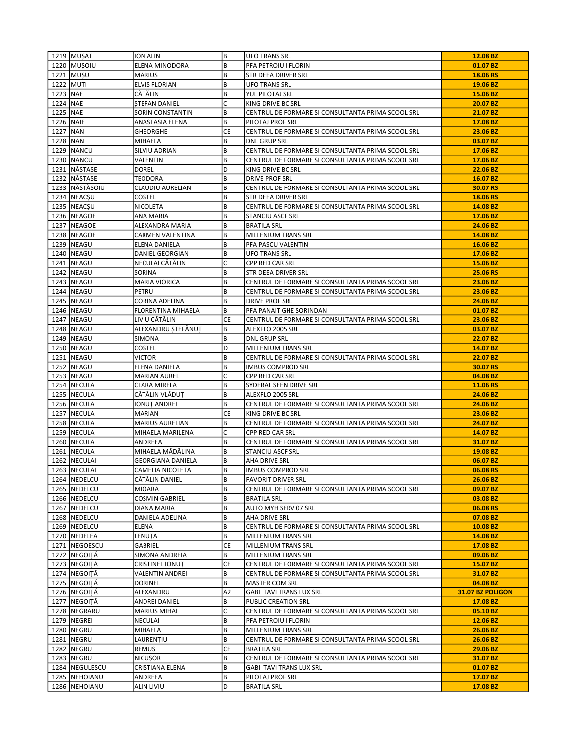| 1219 | MUȘAT | ION ALIN | B | UFO TRANS SRL | **12.08 BZ** |
|---|---|---|---|---|---|
| 1220 | MUȘOIU | ELENA MINODORA | B | PFA PETROIU I FLORIN | **01.07 BZ** |
| 1221 | MUȘU | MARIUS | B | STR DEEA DRIVER SRL | **18.06 RS** |
| 1222 | MUTI | ELVIS FLORIAN | B | UFO TRANS SRL | **19.06 BZ** |
| 1223 | NAE | CĂTĂLIN | B | YUL PILOTAJ SRL | **15.06 BZ** |
| 1224 | NAE | ȘTEFAN DANIEL | C | KING DRIVE BC SRL | **20.07 BZ** |
| 1225 | NAE | SORIN CONSTANTIN | B | CENTRUL DE FORMARE SI CONSULTANTA PRIMA SCOOL SRL | **21.07 BZ** |
| 1226 | NAIE | ANASTASIA ELENA | B | PILOTAJ PROF SRL | **17.08 BZ** |
| 1227 | NAN | GHEORGHE | CE | CENTRUL DE FORMARE SI CONSULTANTA PRIMA SCOOL SRL | **23.06 BZ** |
| 1228 | NAN | MIHAELA | B | DNL GRUP SRL | **03.07 BZ** |
| 1229 | NANCU | SILVIU ADRIAN | B | CENTRUL DE FORMARE SI CONSULTANTA PRIMA SCOOL SRL | **17.06 BZ** |
| 1230 | NANCU | VALENTIN | B | CENTRUL DE FORMARE SI CONSULTANTA PRIMA SCOOL SRL | **17.06 BZ** |
| 1231 | NĂSTASE | DOREL | D | KING DRIVE BC SRL | **22.06 BZ** |
| 1232 | NĂSTASE | TEODORA | B | DRIVE PROF SRL | **16.07 BZ** |
| 1233 | NĂSTĂSOIU | CLAUDIU AURELIAN | B | CENTRUL DE FORMARE SI CONSULTANTA PRIMA SCOOL SRL | **30.07 RS** |
| 1234 | NEACȘU | COSTEL | B | STR DEEA DRIVER SRL | **18.06 RS** |
| 1235 | NEACȘU | NICOLETA | B | CENTRUL DE FORMARE SI CONSULTANTA PRIMA SCOOL SRL | **14.08 BZ** |
| 1236 | NEAGOE | ANA MARIA | B | STANCIU ASCF SRL | **17.06 BZ** |
| 1237 | NEAGOE | ALEXANDRA MARIA | B | BRATILA SRL | **24.06 BZ** |
| 1238 | NEAGOE | CARMEN VALENTINA | B | MILLENIUM TRANS SRL | **14.08 BZ** |
| 1239 | NEAGU | ELENA DANIELA | B | PFA PASCU VALENTIN | **16.06 BZ** |
| 1240 | NEAGU | DANIEL GEORGIAN | B | UFO TRANS SRL | **17.06 BZ** |
| 1241 | NEAGU | NECULAI CĂTĂLIN | C | CPP RED CAR SRL | **15.06 BZ** |
| 1242 | NEAGU | SORINA | B | STR DEEA DRIVER SRL | **25.06 RS** |
| 1243 | NEAGU | MARIA VIORICA | B | CENTRUL DE FORMARE SI CONSULTANTA PRIMA SCOOL SRL | **23.06 BZ** |
| 1244 | NEAGU | PETRU | B | CENTRUL DE FORMARE SI CONSULTANTA PRIMA SCOOL SRL | **23.06 BZ** |
| 1245 | NEAGU | CORINA ADELINA | B | DRIVE PROF SRL | **24.06 BZ** |
| 1246 | NEAGU | FLORENTINA MIHAELA | B | PFA PANAIT GHE SORINDAN | **01.07 BZ** |
| 1247 | NEAGU | LIVIU CĂTĂLIN | CE | CENTRUL DE FORMARE SI CONSULTANTA PRIMA SCOOL SRL | **23.06 BZ** |
| 1248 | NEAGU | ALEXANDRU ȘTEFĂNUȚ | B | ALEXFLO 2005 SRL | **03.07 BZ** |
| 1249 | NEAGU | SIMONA | B | DNL GRUP SRL | **22.07 BZ** |
| 1250 | NEAGU | COSTEL | D | MILLENIUM TRANS SRL | **14.07 BZ** |
| 1251 | NEAGU | VICTOR | B | CENTRUL DE FORMARE SI CONSULTANTA PRIMA SCOOL SRL | **22.07 BZ** |
| 1252 | NEAGU | ELENA DANIELA | B | IMBUS COMPROD SRL | **30.07 RS** |
| 1253 | NEAGU | MARIAN AUREL | C | CPP RED CAR SRL | **04.08 BZ** |
| 1254 | NECULA | CLARA MIRELA | B | SYDERAL SEEN DRIVE SRL | **11.06 RS** |
| 1255 | NECULA | CĂTĂLIN VLĂDUȚ | B | ALEXFLO 2005 SRL | **24.06 BZ** |
| 1256 | NECULA | IONUȚ ANDREI | B | CENTRUL DE FORMARE SI CONSULTANTA PRIMA SCOOL SRL | **24.06 BZ** |
| 1257 | NECULA | MARIAN | CE | KING DRIVE BC SRL | **23.06 BZ** |
| 1258 | NECULA | MARIUS AURELIAN | B | CENTRUL DE FORMARE SI CONSULTANTA PRIMA SCOOL SRL | **24.07 BZ** |
| 1259 | NECULA | MIHAELA MARILENA | C | CPP RED CAR SRL | **14.07 BZ** |
| 1260 | NECULA | ANDREEA | B | CENTRUL DE FORMARE SI CONSULTANTA PRIMA SCOOL SRL | **31.07 BZ** |
| 1261 | NECULA | MIHAELA MĂDĂLINA | B | STANCIU ASCF SRL | **19.08 BZ** |
| 1262 | NECULAI | GEORGIANA DANIELA | B | AHA DRIVE SRL | **06.07 BZ** |
| 1263 | NECULAI | CAMELIA NICOLETA | B | IMBUS COMPROD SRL | **06.08 RS** |
| 1264 | NEDELCU | CĂTĂLIN DANIEL | B | FAVORIT DRIVER SRL | **26.06 BZ** |
| 1265 | NEDELCU | MIOARA | B | CENTRUL DE FORMARE SI CONSULTANTA PRIMA SCOOL SRL | **09.07 BZ** |
| 1266 | NEDELCU | COSMIN GABRIEL | B | BRATILA SRL | **03.08 BZ** |
| 1267 | NEDELCU | DIANA MARIA | B | AUTO MYH SERV 07 SRL | **06.08 RS** |
| 1268 | NEDELCU | DANIELA ADELINA | B | AHA DRIVE SRL | **07.08 BZ** |
| 1269 | NEDELCU | ELENA | B | CENTRUL DE FORMARE SI CONSULTANTA PRIMA SCOOL SRL | **10.08 BZ** |
| 1270 | NEDELEA | LENUȚA | B | MILLENIUM TRANS SRL | **14.08 BZ** |
| 1271 | NEGOESCU | GABRIEL | CE | MILLENIUM TRANS SRL | **17.08 BZ** |
| 1272 | NEGOIȚĂ | SIMONA ANDREIA | B | MILLENIUM TRANS SRL | **09.06 BZ** |
| 1273 | NEGOIȚĂ | CRISTINEL IONUȚ | CE | CENTRUL DE FORMARE SI CONSULTANTA PRIMA SCOOL SRL | **15.07 BZ** |
| 1274 | NEGOIȚĂ | VALENTIN ANDREI | B | CENTRUL DE FORMARE SI CONSULTANTA PRIMA SCOOL SRL | **31.07 BZ** |
| 1275 | NEGOIȚĂ | DORINEL | B | MASTER COM SRL | **04.08 BZ** |
| 1276 | NEGOIȚĂ | ALEXANDRU | A2 | GABI TAVI TRANS LUX SRL | **31.07 BZ POLIGON** |
| 1277 | NEGOIȚĂ | ANDREI DANIEL | B | PUBLIC CREATION SRL | **17.08 BZ** |
| 1278 | NEGRARU | MARIUS MIHAI | C | CENTRUL DE FORMARE SI CONSULTANTA PRIMA SCOOL SRL | **05.10 BZ** |
| 1279 | NEGREI | NECULAI | B | PFA PETROIU I FLORIN | **12.06 BZ** |
| 1280 | NEGRU | MIHAELA | B | MILLENIUM TRANS SRL | **26.06 BZ** |
| 1281 | NEGRU | LAURENȚIU | B | CENTRUL DE FORMARE SI CONSULTANTA PRIMA SCOOL SRL | **26.06 BZ** |
| 1282 | NEGRU | REMUS | CE | BRATILA SRL | **29.06 BZ** |
| 1283 | NEGRU | NICUȘOR | B | CENTRUL DE FORMARE SI CONSULTANTA PRIMA SCOOL SRL | **31.07 BZ** |
| 1284 | NEGULESCU | CRISTIANA ELENA | B | GABI TAVI TRANS LUX SRL | **01.07 BZ** |
| 1285 | NEHOIANU | ANDREEA | B | PILOTAJ PROF SRL | **17.07 BZ** |
| 1286 | NEHOIANU | ALIN LIVIU | D | BRATILA SRL | **17.08 BZ** |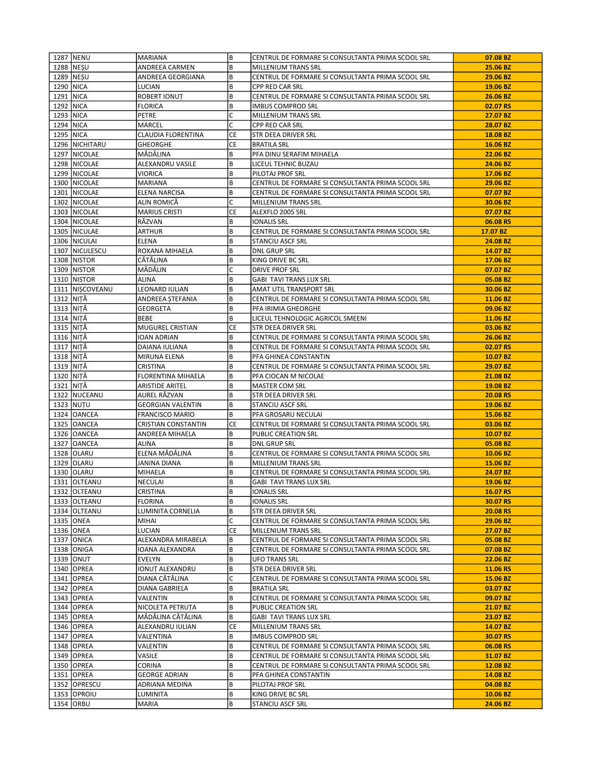| | | | | | |
|---|---|---|---|---|---|
| 1287 | NENU | MARIANA | B | CENTRUL DE FORMARE SI CONSULTANTA PRIMA SCOOL SRL | **07.08 BZ** |
| 1288 | NEȘU | ANDREEA CARMEN | B | MILLENIUM TRANS SRL | **25.06 BZ** |
| 1289 | NEȘU | ANDREEA GEORGIANA | B | CENTRUL DE FORMARE SI CONSULTANTA PRIMA SCOOL SRL | **29.06 BZ** |
| 1290 | NICA | LUCIAN | B | CPP RED CAR SRL | **19.06 BZ** |
| 1291 | NICA | ROBERT IONUȚ | B | CENTRUL DE FORMARE SI CONSULTANTA PRIMA SCOOL SRL | **26.06 BZ** |
| 1292 | NICA | FLORICA | B | IMBUS COMPROD SRL | **02.07 RS** |
| 1293 | NICA | PETRE | C | MILLENIUM TRANS SRL | **27.07 BZ** |
| 1294 | NICA | MARCEL | C | CPP RED CAR SRL | **28.07 BZ** |
| 1295 | NICA | CLAUDIA FLORENTINA | CE | STR DEEA DRIVER SRL | **18.08 BZ** |
| 1296 | NICHITARU | GHEORGHE | CE | BRATILA SRL | **16.06 BZ** |
| 1297 | NICOLAE | MĂDĂLINA | B | PFA DINU SERAFIM MIHAELA | **22.06 BZ** |
| 1298 | NICOLAE | ALEXANDRU VASILE | B | LICEUL TEHNIC BUZAU | **24.06 BZ** |
| 1299 | NICOLAE | VIORICA | B | PILOTAJ PROF SRL | **17.06 BZ** |
| 1300 | NICOLAE | MARIANA | B | CENTRUL DE FORMARE SI CONSULTANTA PRIMA SCOOL SRL | **29.06 BZ** |
| 1301 | NICOLAE | ELENA NARCISA | B | CENTRUL DE FORMARE SI CONSULTANTA PRIMA SCOOL SRL | **07.07 BZ** |
| 1302 | NICOLAE | ALIN ROMICĂ | C | MILLENIUM TRANS SRL | **30.06 BZ** |
| 1303 | NICOLAE | MARIUS CRISTI | CE | ALEXFLO 2005 SRL | **07.07 BZ** |
| 1304 | NICOLAE | RĂZVAN | B | IONALIS SRL | **06.08 RS** |
| 1305 | NICULAE | ARTHUR | B | CENTRUL DE FORMARE SI CONSULTANTA PRIMA SCOOL SRL | **17.07 BZ** |
| 1306 | NICULAI | ELENA | B | STANCIU ASCF SRL | **24.08 BZ** |
| 1307 | NICULESCU | ROXANA MIHAELA | B | DNL GRUP SRL | **14.07 BZ** |
| 1308 | NISTOR | CĂTĂLINA | B | KING DRIVE BC SRL | **17.06 BZ** |
| 1309 | NISTOR | MĂDĂLIN | C | DRIVE PROF SRL | **07.07 BZ** |
| 1310 | NISTOR | ALINA | B | GABI TAVI TRANS LUX SRL | **05.08 BZ** |
| 1311 | NIȘCOVEANU | LEONARD IULIAN | B | AMAT UTIL TRANSPORT SRL | **30.06 BZ** |
| 1312 | NIȚĂ | ANDREEA ȘTEFANIA | B | CENTRUL DE FORMARE SI CONSULTANTA PRIMA SCOOL SRL | **11.06 BZ** |
| 1313 | NIȚĂ | GEORGETA | B | PFA IRIMIA GHEORGHE | **09.06 BZ** |
| 1314 | NIȚĂ | BEBE | B | LICEUL TEHNOLOGIC AGRICOL SMEENI | **11.06 BZ** |
| 1315 | NIȚĂ | MUGUREL CRISTIAN | CE | STR DEEA DRIVER SRL | **03.06 BZ** |
| 1316 | NIȚĂ | IOAN ADRIAN | B | CENTRUL DE FORMARE SI CONSULTANTA PRIMA SCOOL SRL | **26.06 BZ** |
| 1317 | NIȚĂ | DAIANA IULIANA | B | CENTRUL DE FORMARE SI CONSULTANTA PRIMA SCOOL SRL | **02.07 RS** |
| 1318 | NIȚĂ | MIRUNA ELENA | B | PFA GHINEA CONSTANTIN | **10.07 BZ** |
| 1319 | NIȚĂ | CRISTINA | B | CENTRUL DE FORMARE SI CONSULTANTA PRIMA SCOOL SRL | **29.07 BZ** |
| 1320 | NIȚĂ | FLORENTINA MIHAELA | B | PFA CIOCAN M NICOLAE | **21.08 BZ** |
| 1321 | NIȚĂ | ARISTIDE ARITEL | B | MASTER COM SRL | **19.08 BZ** |
| 1322 | NUCEANU | AUREL RĂZVAN | B | STR DEEA DRIVER SRL | **20.08 RS** |
| 1323 | NUȚU | GEORGIAN VALENTIN | B | STANCIU ASCF SRL | **19.06 BZ** |
| 1324 | OANCEA | FRANCISCO MARIO | B | PFA GROSARU NECULAI | **15.06 BZ** |
| 1325 | OANCEA | CRISTIAN CONSTANTIN | CE | CENTRUL DE FORMARE SI CONSULTANTA PRIMA SCOOL SRL | **03.06 BZ** |
| 1326 | OANCEA | ANDREEA MIHAELA | B | PUBLIC CREATION SRL | **10.07 BZ** |
| 1327 | OANCEA | ALINA | B | DNL GRUP SRL | **05.08 BZ** |
| 1328 | OLARU | ELENA MĂDĂLINA | B | CENTRUL DE FORMARE SI CONSULTANTA PRIMA SCOOL SRL | **10.06 BZ** |
| 1329 | OLARU | JANINA DIANA | B | MILLENIUM TRANS SRL | **15.06 BZ** |
| 1330 | OLARU | MIHAELA | B | CENTRUL DE FORMARE SI CONSULTANTA PRIMA SCOOL SRL | **24.07 BZ** |
| 1331 | OLTEANU | NECULAI | B | GABI TAVI TRANS LUX SRL | **19.06 BZ** |
| 1332 | OLTEANU | CRISTINA | B | IONALIS SRL | **16.07 RS** |
| 1333 | OLTEANU | FLORINA | B | IONALIS SRL | **30.07 RS** |
| 1334 | OLTEANU | LUMINITA CORNELIA | B | STR DEEA DRIVER SRL | **20.08 RS** |
| 1335 | ONEA | MIHAI | C | CENTRUL DE FORMARE SI CONSULTANTA PRIMA SCOOL SRL | **29.06 BZ** |
| 1336 | ONEA | LUCIAN | CE | MILLENIUM TRANS SRL | **27.07 BZ** |
| 1337 | ONICA | ALEXANDRA MIRABELA | B | CENTRUL DE FORMARE SI CONSULTANTA PRIMA SCOOL SRL | **05.08 BZ** |
| 1338 | ONIGA | IOANA ALEXANDRA | B | CENTRUL DE FORMARE SI CONSULTANTA PRIMA SCOOL SRL | **07.08 BZ** |
| 1339 | ONUT | EVELYN | B | UFO TRANS SRL | **22.06 BZ** |
| 1340 | OPREA | IONUȚ ALEXANDRU | B | STR DEEA DRIVER SRL | **11.06 RS** |
| 1341 | OPREA | DIANA CĂTĂLINA | C | CENTRUL DE FORMARE SI CONSULTANTA PRIMA SCOOL SRL | **15.06 BZ** |
| 1342 | OPREA | DIANA GABRIELA | B | BRATILA SRL | **03.07 BZ** |
| 1343 | OPREA | VALENTIN | B | CENTRUL DE FORMARE SI CONSULTANTA PRIMA SCOOL SRL | **09.07 BZ** |
| 1344 | OPREA | NICOLETA PETRUȚA | B | PUBLIC CREATION SRL | **21.07 BZ** |
| 1345 | OPREA | MĂDĂLINA CĂTĂLINA | B | GABI TAVI TRANS LUX SRL | **23.07 BZ** |
| 1346 | OPREA | ALEXANDRU IULIAN | CE | MILLENIUM TRANS SRL | **14.07 BZ** |
| 1347 | OPREA | VALENTINA | B | IMBUS COMPROD SRL | **30.07 RS** |
| 1348 | OPREA | VALENTIN | B | CENTRUL DE FORMARE SI CONSULTANTA PRIMA SCOOL SRL | **06.08 RS** |
| 1349 | OPREA | VASILE | B | CENTRUL DE FORMARE SI CONSULTANTA PRIMA SCOOL SRL | **31.07 BZ** |
| 1350 | OPREA | CORINA | B | CENTRUL DE FORMARE SI CONSULTANTA PRIMA SCOOL SRL | **12.08 BZ** |
| 1351 | OPREA | GEORGE ADRIAN | B | PFA GHINEA CONSTANTIN | **14.08 BZ** |
| 1352 | OPRESCU | ADRIANA MEDINA | B | PILOTAJ PROF SRL | **04.08 BZ** |
| 1353 | OPROIU | LUMINITA | B | KING DRIVE BC SRL | **10.06 BZ** |
| 1354 | ORBU | MARIA | B | STANCIU ASCF SRL | **24.06 BZ** |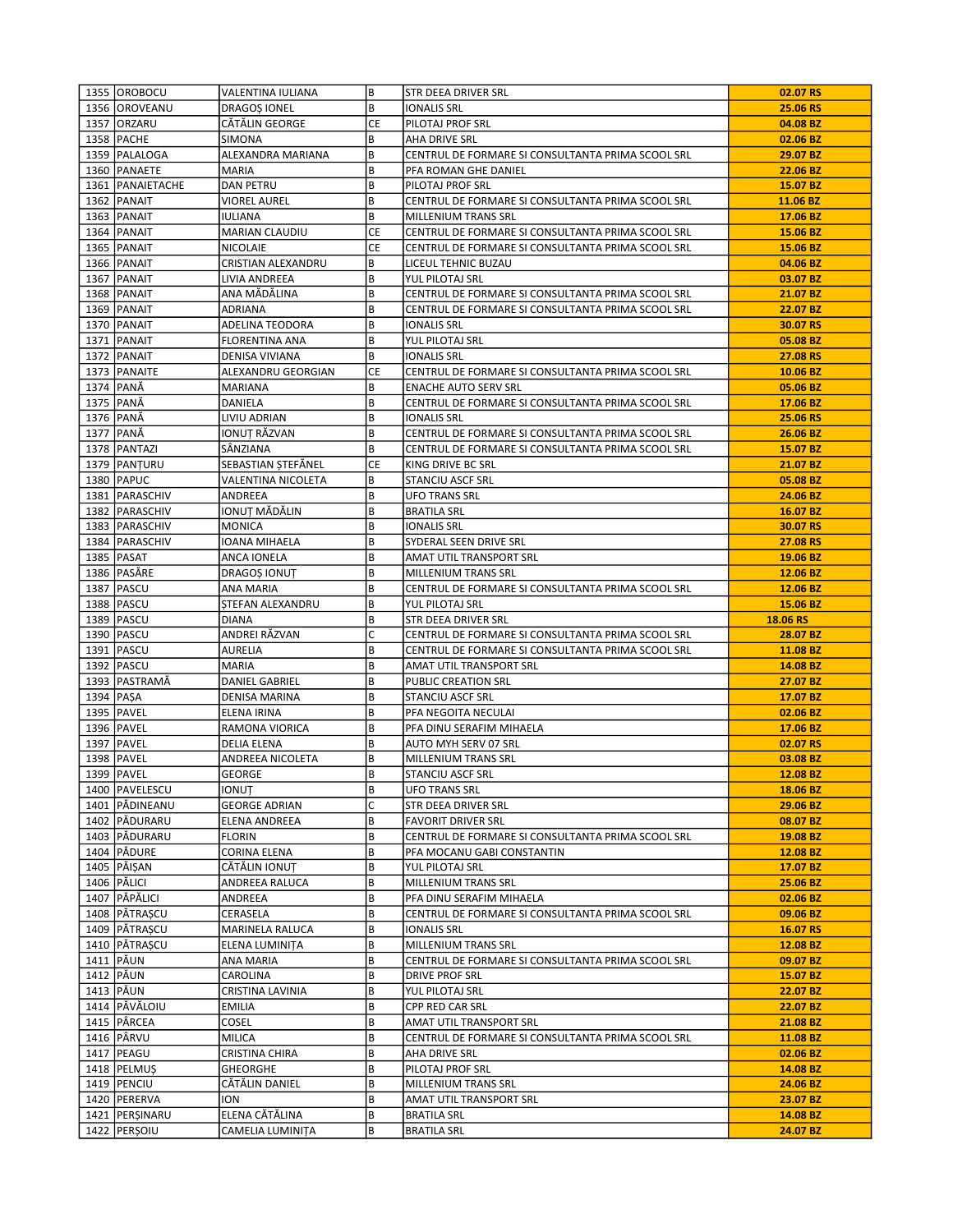| | | | | | |
|---|---|---|---|---|---|
| 1355 | OROBOCU | VALENTINA IULIANA | B | STR DEEA DRIVER SRL | **02.07 RS** |
| 1356 | OROVEANU | DRAGOȘ IONEL | B | IONALIS SRL | **25.06 RS** |
| 1357 | ORZARU | CĂTĂLIN GEORGE | CE | PILOTAJ PROF SRL | **04.08 BZ** |
| 1358 | PACHE | SIMONA | B | AHA DRIVE SRL | **02.06 BZ** |
| 1359 | PALALOGA | ALEXANDRA MARIANA | B | CENTRUL DE FORMARE SI CONSULTANTA PRIMA SCOOL SRL | **29.07 BZ** |
| 1360 | PANAETE | MARIA | B | PFA ROMAN GHE DANIEL | **22.06 BZ** |
| 1361 | PANAIETACHE | DAN PETRU | B | PILOTAJ PROF SRL | **15.07 BZ** |
| 1362 | PANAIT | VIOREL AUREL | B | CENTRUL DE FORMARE SI CONSULTANTA PRIMA SCOOL SRL | **11.06 BZ** |
| 1363 | PANAIT | IULIANA | B | MILLENIUM TRANS SRL | **17.06 BZ** |
| 1364 | PANAIT | MARIAN CLAUDIU | CE | CENTRUL DE FORMARE SI CONSULTANTA PRIMA SCOOL SRL | **15.06 BZ** |
| 1365 | PANAIT | NICOLAIE | CE | CENTRUL DE FORMARE SI CONSULTANTA PRIMA SCOOL SRL | **15.06 BZ** |
| 1366 | PANAIT | CRISTIAN ALEXANDRU | B | LICEUL TEHNIC BUZAU | **04.06 BZ** |
| 1367 | PANAIT | LIVIA ANDREEA | B | YUL PILOTAJ SRL | **03.07 BZ** |
| 1368 | PANAIT | ANA MĂDĂLINA | B | CENTRUL DE FORMARE SI CONSULTANTA PRIMA SCOOL SRL | **21.07 BZ** |
| 1369 | PANAIT | ADRIANA | B | CENTRUL DE FORMARE SI CONSULTANTA PRIMA SCOOL SRL | **22.07 BZ** |
| 1370 | PANAIT | ADELINA TEODORA | B | IONALIS SRL | **30.07 RS** |
| 1371 | PANAIT | FLORENTINA ANA | B | YUL PILOTAJ SRL | **05.08 BZ** |
| 1372 | PANAIT | DENISA VIVIANA | B | IONALIS SRL | **27.08 RS** |
| 1373 | PANAITE | ALEXANDRU GEORGIAN | CE | CENTRUL DE FORMARE SI CONSULTANTA PRIMA SCOOL SRL | **10.06 BZ** |
| 1374 | PANĂ | MARIANA | B | ENACHE AUTO SERV SRL | **05.06 BZ** |
| 1375 | PANĂ | DANIELA | B | CENTRUL DE FORMARE SI CONSULTANTA PRIMA SCOOL SRL | **17.06 BZ** |
| 1376 | PANĂ | LIVIU ADRIAN | B | IONALIS SRL | **25.06 RS** |
| 1377 | PANĂ | IONUȚ RĂZVAN | B | CENTRUL DE FORMARE SI CONSULTANTA PRIMA SCOOL SRL | **26.06 BZ** |
| 1378 | PANTAZI | SÂNZIANA | B | CENTRUL DE FORMARE SI CONSULTANTA PRIMA SCOOL SRL | **15.07 BZ** |
| 1379 | PANȚURU | SEBASTIAN ȘTEFĂNEL | CE | KING DRIVE BC SRL | **21.07 BZ** |
| 1380 | PAPUC | VALENTINA NICOLETA | B | STANCIU ASCF SRL | **05.08 BZ** |
| 1381 | PARASCHIV | ANDREEA | B | UFO TRANS SRL | **24.06 BZ** |
| 1382 | PARASCHIV | IONUȚ MĂDĂLIN | B | BRATILA SRL | **16.07 BZ** |
| 1383 | PARASCHIV | MONICA | B | IONALIS SRL | **30.07 RS** |
| 1384 | PARASCHIV | IOANA MIHAELA | B | SYDERAL SEEN DRIVE SRL | **27.08 RS** |
| 1385 | PASAT | ANCA IONELA | B | AMAT UTIL TRANSPORT SRL | **19.06 BZ** |
| 1386 | PASĂRE | DRAGOȘ IONUȚ | B | MILLENIUM TRANS SRL | **12.06 BZ** |
| 1387 | PASCU | ANA MARIA | B | CENTRUL DE FORMARE SI CONSULTANTA PRIMA SCOOL SRL | **12.06 BZ** |
| 1388 | PASCU | ȘTEFAN ALEXANDRU | B | YUL PILOTAJ SRL | **15.06 BZ** |
| 1389 | PASCU | DIANA | B | STR DEEA DRIVER SRL | **18.06 RS** |
| 1390 | PASCU | ANDREI RĂZVAN | C | CENTRUL DE FORMARE SI CONSULTANTA PRIMA SCOOL SRL | **28.07 BZ** |
| 1391 | PASCU | AURELIA | B | CENTRUL DE FORMARE SI CONSULTANTA PRIMA SCOOL SRL | **11.08 BZ** |
| 1392 | PASCU | MARIA | B | AMAT UTIL TRANSPORT SRL | **14.08 BZ** |
| 1393 | PASTRAMĂ | DANIEL GABRIEL | B | PUBLIC CREATION SRL | **27.07 BZ** |
| 1394 | PAȘA | DENISA MARINA | B | STANCIU ASCF SRL | **17.07 BZ** |
| 1395 | PAVEL | ELENA IRINA | B | PFA NEGOITA NECULAI | **02.06 BZ** |
| 1396 | PAVEL | RAMONA VIORICA | B | PFA DINU SERAFIM MIHAELA | **17.06 BZ** |
| 1397 | PAVEL | DELIA ELENA | B | AUTO MYH SERV 07 SRL | **02.07 RS** |
| 1398 | PAVEL | ANDREEA NICOLETA | B | MILLENIUM TRANS SRL | **03.08 BZ** |
| 1399 | PAVEL | GEORGE | B | STANCIU ASCF SRL | **12.08 BZ** |
| 1400 | PAVELESCU | IONUȚ | B | UFO TRANS SRL | **18.06 BZ** |
| 1401 | PĂDINEANU | GEORGE ADRIAN | C | STR DEEA DRIVER SRL | **29.06 BZ** |
| 1402 | PĂDURARU | ELENA ANDREEA | B | FAVORIT DRIVER SRL | **08.07 BZ** |
| 1403 | PĂDURARU | FLORIN | B | CENTRUL DE FORMARE SI CONSULTANTA PRIMA SCOOL SRL | **19.08 BZ** |
| 1404 | PĂDURE | CORINA ELENA | B | PFA MOCANU GABI CONSTANTIN | **12.08 BZ** |
| 1405 | PĂIȘAN | CĂTĂLIN IONUȚ | B | YUL PILOTAJ SRL | **17.07 BZ** |
| 1406 | PĂLICI | ANDREEA RALUCA | B | MILLENIUM TRANS SRL | **25.06 BZ** |
| 1407 | PĂPĂLICI | ANDREEA | B | PFA DINU SERAFIM MIHAELA | **02.06 BZ** |
| 1408 | PĂTRAȘCU | CERASELA | B | CENTRUL DE FORMARE SI CONSULTANTA PRIMA SCOOL SRL | **09.06 BZ** |
| 1409 | PĂTRAȘCU | MARINELA RALUCA | B | IONALIS SRL | **16.07 RS** |
| 1410 | PĂTRAȘCU | ELENA LUMINIȚA | B | MILLENIUM TRANS SRL | **12.08 BZ** |
| 1411 | PĂUN | ANA MARIA | B | CENTRUL DE FORMARE SI CONSULTANTA PRIMA SCOOL SRL | **09.07 BZ** |
| 1412 | PĂUN | CAROLINA | B | DRIVE PROF SRL | **15.07 BZ** |
| 1413 | PĂUN | CRISTINA LAVINIA | B | YUL PILOTAJ SRL | **22.07 BZ** |
| 1414 | PĂVĂLOIU | EMILIA | B | CPP RED CAR SRL | **22.07 BZ** |
| 1415 | PÂRCEA | COSEL | B | AMAT UTIL TRANSPORT SRL | **21.08 BZ** |
| 1416 | PÂRVU | MILICA | B | CENTRUL DE FORMARE SI CONSULTANTA PRIMA SCOOL SRL | **11.08 BZ** |
| 1417 | PEAGU | CRISTINA CHIRA | B | AHA DRIVE SRL | **02.06 BZ** |
| 1418 | PELMUȘ | GHEORGHE | B | PILOTAJ PROF SRL | **14.08 BZ** |
| 1419 | PENCIU | CĂTĂLIN DANIEL | B | MILLENIUM TRANS SRL | **24.06 BZ** |
| 1420 | PERERVA | ION | B | AMAT UTIL TRANSPORT SRL | **23.07 BZ** |
| 1421 | PERȘINARU | ELENA CĂTĂLINA | B | BRATILA SRL | **14.08 BZ** |
| 1422 | PERȘOIU | CAMELIA LUMINIȚA | B | BRATILA SRL | **24.07 BZ** |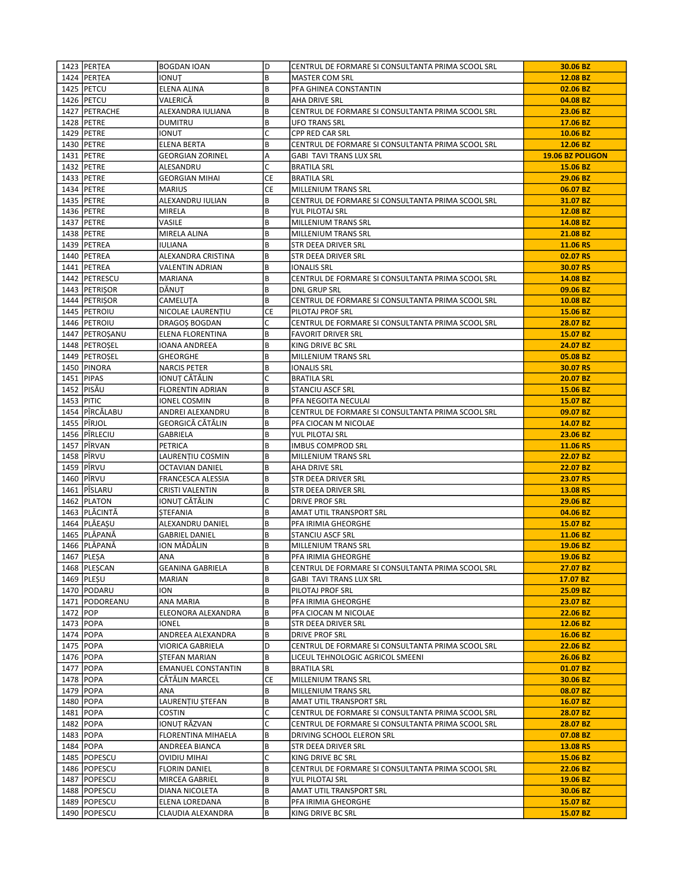| | | | | | |
|---|---|---|---|---|---|
| 1423 | PERȚEA | BOGDAN IOAN | D | CENTRUL DE FORMARE SI CONSULTANTA PRIMA SCOOL SRL | **30.06 BZ** |
| 1424 | PERȚEA | IONUȚ | B | MASTER COM SRL | **12.08 BZ** |
| 1425 | PETCU | ELENA ALINA | B | PFA GHINEA CONSTANTIN | **02.06 BZ** |
| 1426 | PETCU | VALERICĂ | B | AHA DRIVE SRL | **04.08 BZ** |
| 1427 | PETRACHE | ALEXANDRA IULIANA | B | CENTRUL DE FORMARE SI CONSULTANTA PRIMA SCOOL SRL | **23.06 BZ** |
| 1428 | PETRE | DUMITRU | B | UFO TRANS SRL | **17.06 BZ** |
| 1429 | PETRE | IONUT | C | CPP RED CAR SRL | **10.06 BZ** |
| 1430 | PETRE | ELENA BERTA | B | CENTRUL DE FORMARE SI CONSULTANTA PRIMA SCOOL SRL | **12.06 BZ** |
| 1431 | PETRE | GEORGIAN ZORINEL | A | GABI TAVI TRANS LUX SRL | **19.06 BZ POLIGON** |
| 1432 | PETRE | ALESANDRU | C | BRATILA SRL | **15.06 BZ** |
| 1433 | PETRE | GEORGIAN MIHAI | CE | BRATILA SRL | **29.06 BZ** |
| 1434 | PETRE | MARIUS | CE | MILLENIUM TRANS SRL | **06.07 BZ** |
| 1435 | PETRE | ALEXANDRU IULIAN | B | CENTRUL DE FORMARE SI CONSULTANTA PRIMA SCOOL SRL | **31.07 BZ** |
| 1436 | PETRE | MIRELA | B | YUL PILOTAJ SRL | **12.08 BZ** |
| 1437 | PETRE | VASILE | B | MILLENIUM TRANS SRL | **14.08 BZ** |
| 1438 | PETRE | MIRELA ALINA | B | MILLENIUM TRANS SRL | **21.08 BZ** |
| 1439 | PETREA | IULIANA | B | STR DEEA DRIVER SRL | **11.06 RS** |
| 1440 | PETREA | ALEXANDRA CRISTINA | B | STR DEEA DRIVER SRL | **02.07 RS** |
| 1441 | PETREA | VALENTIN ADRIAN | B | IONALIS SRL | **30.07 RS** |
| 1442 | PETRESCU | MARIANA | B | CENTRUL DE FORMARE SI CONSULTANTA PRIMA SCOOL SRL | **14.08 BZ** |
| 1443 | PETRIȘOR | DĂNUȚ | B | DNL GRUP SRL | **09.06 BZ** |
| 1444 | PETRIȘOR | CAMELUȚA | B | CENTRUL DE FORMARE SI CONSULTANTA PRIMA SCOOL SRL | **10.08 BZ** |
| 1445 | PETROIU | NICOLAE LAURENȚIU | CE | PILOTAJ PROF SRL | **15.06 BZ** |
| 1446 | PETROIU | DRAGOȘ BOGDAN | C | CENTRUL DE FORMARE SI CONSULTANTA PRIMA SCOOL SRL | **28.07 BZ** |
| 1447 | PETROȘANU | ELENA FLORENTINA | B | FAVORIT DRIVER SRL | **15.07 BZ** |
| 1448 | PETROȘEL | IOANA ANDREEA | B | KING DRIVE BC SRL | **24.07 BZ** |
| 1449 | PETROȘEL | GHEORGHE | B | MILLENIUM TRANS SRL | **05.08 BZ** |
| 1450 | PINORA | NARCIS PETER | B | IONALIS SRL | **30.07 RS** |
| 1451 | PIPAS | IONUȚ CĂTĂLIN | C | BRATILA SRL | **20.07 BZ** |
| 1452 | PISĂU | FLORENTIN ADRIAN | B | STANCIU ASCF SRL | **15.06 BZ** |
| 1453 | PITIC | IONEL COSMIN | B | PFA NEGOITA NECULAI | **15.07 BZ** |
| 1454 | PÎRCĂLABU | ANDREI ALEXANDRU | B | CENTRUL DE FORMARE SI CONSULTANTA PRIMA SCOOL SRL | **09.07 BZ** |
| 1455 | PÎRJOL | GEORGICĂ CĂTĂLIN | B | PFA CIOCAN M NICOLAE | **14.07 BZ** |
| 1456 | PÎRLECIU | GABRIELA | B | YUL PILOTAJ SRL | **23.06 BZ** |
| 1457 | PÎRVAN | PETRICA | B | IMBUS COMPROD SRL | **11.06 RS** |
| 1458 | PÎRVU | LAURENȚIU COSMIN | B | MILLENIUM TRANS SRL | **22.07 BZ** |
| 1459 | PÎRVU | OCTAVIAN DANIEL | B | AHA DRIVE SRL | **22.07 BZ** |
| 1460 | PÎRVU | FRANCESCA ALESSIA | B | STR DEEA DRIVER SRL | **23.07 RS** |
| 1461 | PÎSLARU | CRISTI VALENTIN | B | STR DEEA DRIVER SRL | **13.08 RS** |
| 1462 | PLATON | IONUȚ CĂTĂLIN | C | DRIVE PROF SRL | **29.06 BZ** |
| 1463 | PLĂCINTĂ | ȘTEFANIA | B | AMAT UTIL TRANSPORT SRL | **04.06 BZ** |
| 1464 | PLĂEAȘU | ALEXANDRU DANIEL | B | PFA IRIMIA GHEORGHE | **15.07 BZ** |
| 1465 | PLĂPANĂ | GABRIEL DANIEL | B | STANCIU ASCF SRL | **11.06 BZ** |
| 1466 | PLĂPANĂ | ION MĂDĂLIN | B | MILLENIUM TRANS SRL | **19.06 BZ** |
| 1467 | PLEȘA | ANA | B | PFA IRIMIA GHEORGHE | **19.06 BZ** |
| 1468 | PLEȘCAN | GEANINA GABRIELA | B | CENTRUL DE FORMARE SI CONSULTANTA PRIMA SCOOL SRL | **27.07 BZ** |
| 1469 | PLEȘU | MARIAN | B | GABI TAVI TRANS LUX SRL | **17.07 BZ** |
| 1470 | PODARU | ION | B | PILOTAJ PROF SRL | **25.09 BZ** |
| 1471 | PODOREANU | ANA MARIA | B | PFA IRIMIA GHEORGHE | **23.07 BZ** |
| 1472 | POP | ELEONORA ALEXANDRA | B | PFA CIOCAN M NICOLAE | **22.06 BZ** |
| 1473 | POPA | IONEL | B | STR DEEA DRIVER SRL | **12.06 BZ** |
| 1474 | POPA | ANDREEA ALEXANDRA | B | DRIVE PROF SRL | **16.06 BZ** |
| 1475 | POPA | VIORICA GABRIELA | D | CENTRUL DE FORMARE SI CONSULTANTA PRIMA SCOOL SRL | **22.06 BZ** |
| 1476 | POPA | ȘTEFAN MARIAN | B | LICEUL TEHNOLOGIC AGRICOL SMEENI | **26.06 BZ** |
| 1477 | POPA | EMANUEL CONSTANTIN | B | BRATILA SRL | **01.07 BZ** |
| 1478 | POPA | CĂTĂLIN MARCEL | CE | MILLENIUM TRANS SRL | **30.06 BZ** |
| 1479 | POPA | ANA | B | MILLENIUM TRANS SRL | **08.07 BZ** |
| 1480 | POPA | LAURENȚIU ȘTEFAN | B | AMAT UTIL TRANSPORT SRL | **16.07 BZ** |
| 1481 | POPA | COSTIN | C | CENTRUL DE FORMARE SI CONSULTANTA PRIMA SCOOL SRL | **28.07 BZ** |
| 1482 | POPA | IONUȚ RĂZVAN | C | CENTRUL DE FORMARE SI CONSULTANTA PRIMA SCOOL SRL | **28.07 BZ** |
| 1483 | POPA | FLORENTINA MIHAELA | B | DRIVING SCHOOL ELERON SRL | **07.08 BZ** |
| 1484 | POPA | ANDREEA BIANCA | B | STR DEEA DRIVER SRL | **13.08 RS** |
| 1485 | POPESCU | OVIDIU MIHAI | C | KING DRIVE BC SRL | **15.06 BZ** |
| 1486 | POPESCU | FLORIN DANIEL | B | CENTRUL DE FORMARE SI CONSULTANTA PRIMA SCOOL SRL | **22.06 BZ** |
| 1487 | POPESCU | MIRCEA GABRIEL | B | YUL PILOTAJ SRL | **19.06 BZ** |
| 1488 | POPESCU | DIANA NICOLETA | B | AMAT UTIL TRANSPORT SRL | **30.06 BZ** |
| 1489 | POPESCU | ELENA LOREDANA | B | PFA IRIMIA GHEORGHE | **15.07 BZ** |
| 1490 | POPESCU | CLAUDIA ALEXANDRA | B | KING DRIVE BC SRL | **15.07 BZ** |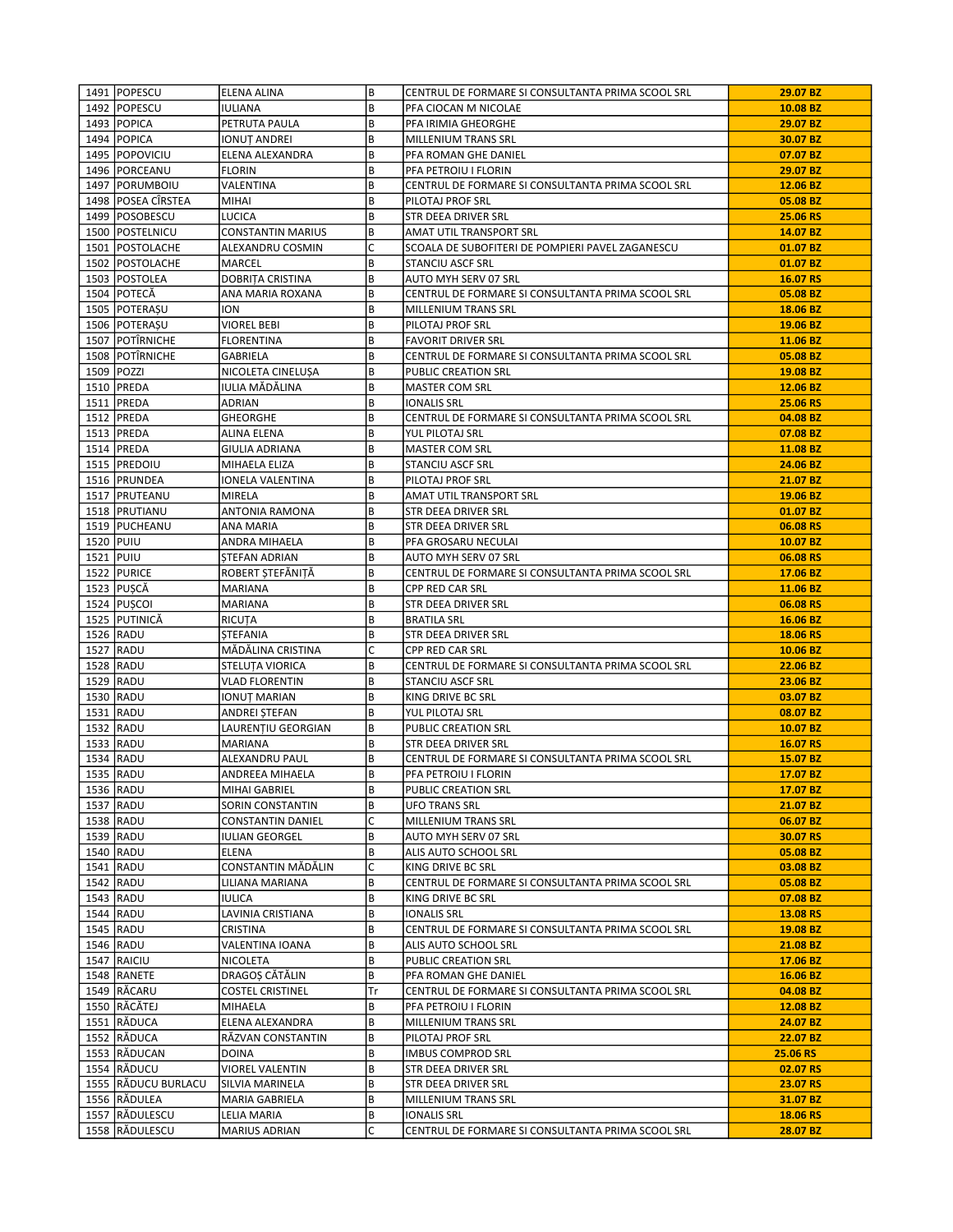| 1491 | POPESCU | ELENA ALINA | B | CENTRUL DE FORMARE SI CONSULTANTA PRIMA SCOOL SRL | **29.07 BZ** |
|---|---|---|---|---|---|
| 1492 | POPESCU | IULIANA | B | PFA CIOCAN M NICOLAE | **10.08 BZ** |
| 1493 | POPICA | PETRUTA PAULA | B | PFA IRIMIA GHEORGHE | **29.07 BZ** |
| 1494 | POPICA | IONUȚ ANDREI | B | MILLENIUM TRANS SRL | **30.07 BZ** |
| 1495 | POPOVICIU | ELENA ALEXANDRA | B | PFA ROMAN GHE DANIEL | **07.07 BZ** |
| 1496 | PORCEANU | FLORIN | B | PFA PETROIU I FLORIN | **29.07 BZ** |
| 1497 | PORUMBOIU | VALENTINA | B | CENTRUL DE FORMARE SI CONSULTANTA PRIMA SCOOL SRL | **12.06 BZ** |
| 1498 | POSEA CÎRSTEA | MIHAI | B | PILOTAJ PROF SRL | **05.08 BZ** |
| 1499 | POSOBESCU | LUCICA | B | STR DEEA DRIVER SRL | **25.06 RS** |
| 1500 | POSTELNICU | CONSTANTIN MARIUS | B | AMAT UTIL TRANSPORT SRL | **14.07 BZ** |
| 1501 | POSTOLACHE | ALEXANDRU COSMIN | C | SCOALA DE SUBOFITERI DE POMPIERI PAVEL ZAGANESCU | **01.07 BZ** |
| 1502 | POSTOLACHE | MARCEL | B | STANCIU ASCF SRL | **01.07 BZ** |
| 1503 | POSTOLEA | DOBRIȚA CRISTINA | B | AUTO MYH SERV 07 SRL | **16.07 RS** |
| 1504 | POTECĂ | ANA MARIA ROXANA | B | CENTRUL DE FORMARE SI CONSULTANTA PRIMA SCOOL SRL | **05.08 BZ** |
| 1505 | POTERAȘU | ION | B | MILLENIUM TRANS SRL | **18.06 BZ** |
| 1506 | POTERAȘU | VIOREL BEBI | B | PILOTAJ PROF SRL | **19.06 BZ** |
| 1507 | POTÎRNICHE | FLORENTINA | B | FAVORIT DRIVER SRL | **11.06 BZ** |
| 1508 | POTÎRNICHE | GABRIELA | B | CENTRUL DE FORMARE SI CONSULTANTA PRIMA SCOOL SRL | **05.08 BZ** |
| 1509 | POZZI | NICOLETA CINELUȘA | B | PUBLIC CREATION SRL | **19.08 BZ** |
| 1510 | PREDA | IULIA MĂDĂLINA | B | MASTER COM SRL | **12.06 BZ** |
| 1511 | PREDA | ADRIAN | B | IONALIS SRL | **25.06 RS** |
| 1512 | PREDA | GHEORGHE | B | CENTRUL DE FORMARE SI CONSULTANTA PRIMA SCOOL SRL | **04.08 BZ** |
| 1513 | PREDA | ALINA ELENA | B | YUL PILOTAJ SRL | **07.08 BZ** |
| 1514 | PREDA | GIULIA ADRIANA | B | MASTER COM SRL | **11.08 BZ** |
| 1515 | PREDOIU | MIHAELA ELIZA | B | STANCIU ASCF SRL | **24.06 BZ** |
| 1516 | PRUNDEA | IONELA VALENTINA | B | PILOTAJ PROF SRL | **21.07 BZ** |
| 1517 | PRUTEANU | MIRELA | B | AMAT UTIL TRANSPORT SRL | **19.06 BZ** |
| 1518 | PRUTIANU | ANTONIA RAMONA | B | STR DEEA DRIVER SRL | **01.07 BZ** |
| 1519 | PUCHEANU | ANA MARIA | B | STR DEEA DRIVER SRL | **06.08 RS** |
| 1520 | PUIU | ANDRA MIHAELA | B | PFA GROSARU NECULAI | **10.07 BZ** |
| 1521 | PUIU | ȘTEFAN ADRIAN | B | AUTO MYH SERV 07 SRL | **06.08 RS** |
| 1522 | PURICE | ROBERT ȘTEFĂNIȚĂ | B | CENTRUL DE FORMARE SI CONSULTANTA PRIMA SCOOL SRL | **17.06 BZ** |
| 1523 | PUȘCĂ | MARIANA | B | CPP RED CAR SRL | **11.06 BZ** |
| 1524 | PUȘCOI | MARIANA | B | STR DEEA DRIVER SRL | **06.08 RS** |
| 1525 | PUTINICĂ | RICUȚA | B | BRATILA SRL | **16.06 BZ** |
| 1526 | RADU | ȘTEFANIA | B | STR DEEA DRIVER SRL | **18.06 RS** |
| 1527 | RADU | MĂDĂLINA CRISTINA | C | CPP RED CAR SRL | **10.06 BZ** |
| 1528 | RADU | STELUȚA VIORICA | B | CENTRUL DE FORMARE SI CONSULTANTA PRIMA SCOOL SRL | **22.06 BZ** |
| 1529 | RADU | VLAD FLORENTIN | B | STANCIU ASCF SRL | **23.06 BZ** |
| 1530 | RADU | IONUȚ MARIAN | B | KING DRIVE BC SRL | **03.07 BZ** |
| 1531 | RADU | ANDREI ȘTEFAN | B | YUL PILOTAJ SRL | **08.07 BZ** |
| 1532 | RADU | LAURENȚIU GEORGIAN | B | PUBLIC CREATION SRL | **10.07 BZ** |
| 1533 | RADU | MARIANA | B | STR DEEA DRIVER SRL | **16.07 RS** |
| 1534 | RADU | ALEXANDRU PAUL | B | CENTRUL DE FORMARE SI CONSULTANTA PRIMA SCOOL SRL | **15.07 BZ** |
| 1535 | RADU | ANDREEA MIHAELA | B | PFA PETROIU I FLORIN | **17.07 BZ** |
| 1536 | RADU | MIHAI GABRIEL | B | PUBLIC CREATION SRL | **17.07 BZ** |
| 1537 | RADU | SORIN CONSTANTIN | B | UFO TRANS SRL | **21.07 BZ** |
| 1538 | RADU | CONSTANTIN DANIEL | C | MILLENIUM TRANS SRL | **06.07 BZ** |
| 1539 | RADU | IULIAN GEORGEL | B | AUTO MYH SERV 07 SRL | **30.07 RS** |
| 1540 | RADU | ELENA | B | ALIS AUTO SCHOOL SRL | **05.08 BZ** |
| 1541 | RADU | CONSTANTIN MĂDĂLIN | C | KING DRIVE BC SRL | **03.08 BZ** |
| 1542 | RADU | LILIANA MARIANA | B | CENTRUL DE FORMARE SI CONSULTANTA PRIMA SCOOL SRL | **05.08 BZ** |
| 1543 | RADU | IULICA | B | KING DRIVE BC SRL | **07.08 BZ** |
| 1544 | RADU | LAVINIA CRISTIANA | B | IONALIS SRL | **13.08 RS** |
| 1545 | RADU | CRISTINA | B | CENTRUL DE FORMARE SI CONSULTANTA PRIMA SCOOL SRL | **19.08 BZ** |
| 1546 | RADU | VALENTINA IOANA | B | ALIS AUTO SCHOOL SRL | **21.08 BZ** |
| 1547 | RAICIU | NICOLETA | B | PUBLIC CREATION SRL | **17.06 BZ** |
| 1548 | RANETE | DRAGOȘ CĂTĂLIN | B | PFA ROMAN GHE DANIEL | **16.06 BZ** |
| 1549 | RĂCARU | COSTEL CRISTINEL | Tr | CENTRUL DE FORMARE SI CONSULTANTA PRIMA SCOOL SRL | **04.08 BZ** |
| 1550 | RĂCĂTEJ | MIHAELA | B | PFA PETROIU I FLORIN | **12.08 BZ** |
| 1551 | RĂDUCA | ELENA ALEXANDRA | B | MILLENIUM TRANS SRL | **24.07 BZ** |
| 1552 | RĂDUCA | RĂZVAN CONSTANTIN | B | PILOTAJ PROF SRL | **22.07 BZ** |
| 1553 | RĂDUCAN | DOINA | B | IMBUS COMPROD SRL | **25.06 RS** |
| 1554 | RĂDUCU | VIOREL VALENTIN | B | STR DEEA DRIVER SRL | **02.07 RS** |
| 1555 | RĂDUCU BURLACU | SILVIA MARINELA | B | STR DEEA DRIVER SRL | **23.07 RS** |
| 1556 | RĂDULEA | MARIA GABRIELA | B | MILLENIUM TRANS SRL | **31.07 BZ** |
| 1557 | RĂDULESCU | LELIA MARIA | B | IONALIS SRL | **18.06 RS** |
| 1558 | RĂDULESCU | MARIUS ADRIAN | C | CENTRUL DE FORMARE SI CONSULTANTA PRIMA SCOOL SRL | **28.07 BZ** |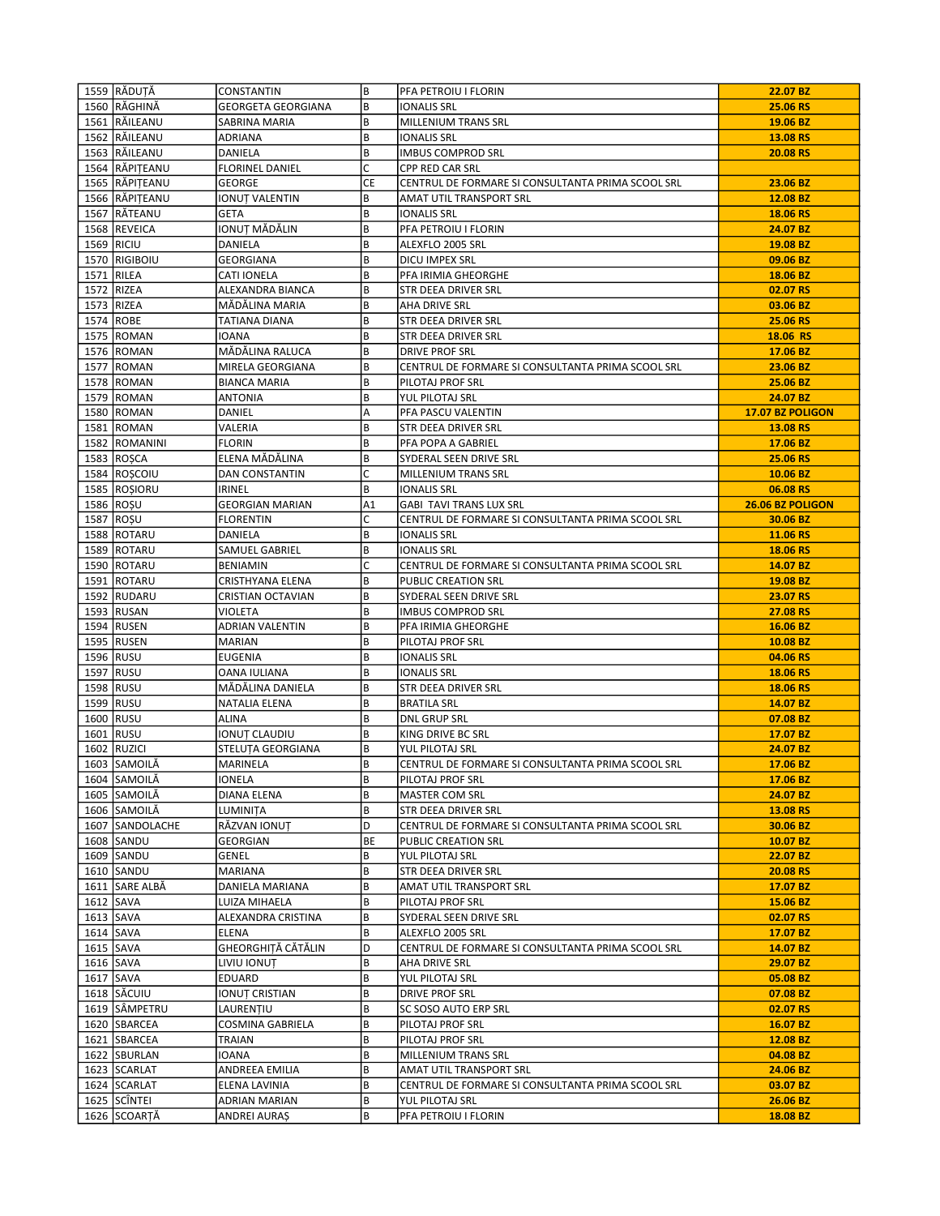| 1559 | RĂDUȚĂ | CONSTANTIN | B | PFA PETROIU I FLORIN | 22.07 BZ |
|---|---|---|---|---|---|
| 1560 | RĂGHINĂ | GEORGETA GEORGIANA | B | IONALIS SRL | 25.06 RS |
| 1561 | RĂILEANU | SABRINA MARIA | B | MILLENIUM TRANS SRL | 19.06 BZ |
| 1562 | RĂILEANU | ADRIANA | B | IONALIS SRL | 13.08 RS |
| 1563 | RĂILEANU | DANIELA | B | IMBUS COMPROD SRL | 20.08 RS |
| 1564 | RĂPIȚEANU | FLORINEL DANIEL | C | CPP RED CAR SRL | |
| 1565 | RĂPIȚEANU | GEORGE | CE | CENTRUL DE FORMARE SI CONSULTANTA PRIMA SCOOL SRL | 23.06 BZ |
| 1566 | RĂPIȚEANU | IONUȚ VALENTIN | B | AMAT UTIL TRANSPORT SRL | 12.08 BZ |
| 1567 | RĂTEANU | GETA | B | IONALIS SRL | 18.06 RS |
| 1568 | REVEICA | IONUȚ MĂDĂLIN | B | PFA PETROIU I FLORIN | 24.07 BZ |
| 1569 | RICIU | DANIELA | B | ALEXFLO 2005 SRL | 19.08 BZ |
| 1570 | RIGIBOIU | GEORGIANA | B | DICU IMPEX SRL | 09.06 BZ |
| 1571 | RILEA | CATI IONELA | B | PFA IRIMIA GHEORGHE | 18.06 BZ |
| 1572 | RIZEA | ALEXANDRA BIANCA | B | STR DEEA DRIVER SRL | 02.07 RS |
| 1573 | RIZEA | MĂDĂLINA MARIA | B | AHA DRIVE SRL | 03.06 BZ |
| 1574 | ROBE | TATIANA DIANA | B | STR DEEA DRIVER SRL | 25.06 RS |
| 1575 | ROMAN | IOANA | B | STR DEEA DRIVER SRL | 18.06 RS |
| 1576 | ROMAN | MĂDĂLINA RALUCA | B | DRIVE PROF SRL | 17.06 BZ |
| 1577 | ROMAN | MIRELA GEORGIANA | B | CENTRUL DE FORMARE SI CONSULTANTA PRIMA SCOOL SRL | 23.06 BZ |
| 1578 | ROMAN | BIANCA MARIA | B | PILOTAJ PROF SRL | 25.06 BZ |
| 1579 | ROMAN | ANTONIA | B | YUL PILOTAJ SRL | 24.07 BZ |
| 1580 | ROMAN | DANIEL | A | PFA PASCU VALENTIN | 17.07 BZ POLIGON |
| 1581 | ROMAN | VALERIA | B | STR DEEA DRIVER SRL | 13.08 RS |
| 1582 | ROMANINI | FLORIN | B | PFA POPA A GABRIEL | 17.06 BZ |
| 1583 | ROȘCA | ELENA MĂDĂLINA | B | SYDERAL SEEN DRIVE SRL | 25.06 RS |
| 1584 | ROȘCOIU | DAN CONSTANTIN | C | MILLENIUM TRANS SRL | 10.06 BZ |
| 1585 | ROȘIORU | IRINEL | B | IONALIS SRL | 06.08 RS |
| 1586 | ROȘU | GEORGIAN MARIAN | A1 | GABI TAVI TRANS LUX SRL | 26.06 BZ POLIGON |
| 1587 | ROȘU | FLORENTIN | C | CENTRUL DE FORMARE SI CONSULTANTA PRIMA SCOOL SRL | 30.06 BZ |
| 1588 | ROTARU | DANIELA | B | IONALIS SRL | 11.06 RS |
| 1589 | ROTARU | SAMUEL GABRIEL | B | IONALIS SRL | 18.06 RS |
| 1590 | ROTARU | BENIAMIN | C | CENTRUL DE FORMARE SI CONSULTANTA PRIMA SCOOL SRL | 14.07 BZ |
| 1591 | ROTARU | CRISTHYANA ELENA | B | PUBLIC CREATION SRL | 19.08 BZ |
| 1592 | RUDARU | CRISTIAN OCTAVIAN | B | SYDERAL SEEN DRIVE SRL | 23.07 RS |
| 1593 | RUSAN | VIOLETA | B | IMBUS COMPROD SRL | 27.08 RS |
| 1594 | RUSEN | ADRIAN VALENTIN | B | PFA IRIMIA GHEORGHE | 16.06 BZ |
| 1595 | RUSEN | MARIAN | B | PILOTAJ PROF SRL | 10.08 BZ |
| 1596 | RUSU | EUGENIA | B | IONALIS SRL | 04.06 RS |
| 1597 | RUSU | OANA IULIANA | B | IONALIS SRL | 18.06 RS |
| 1598 | RUSU | MĂDĂLINA DANIELA | B | STR DEEA DRIVER SRL | 18.06 RS |
| 1599 | RUSU | NATALIA ELENA | B | BRATILA SRL | 14.07 BZ |
| 1600 | RUSU | ALINA | B | DNL GRUP SRL | 07.08 BZ |
| 1601 | RUSU | IONUȚ CLAUDIU | B | KING DRIVE BC SRL | 17.07 BZ |
| 1602 | RUZICI | STELUȚA GEORGIANA | B | YUL PILOTAJ SRL | 24.07 BZ |
| 1603 | SAMOILĂ | MARINELA | B | CENTRUL DE FORMARE SI CONSULTANTA PRIMA SCOOL SRL | 17.06 BZ |
| 1604 | SAMOILĂ | IONELA | B | PILOTAJ PROF SRL | 17.06 BZ |
| 1605 | SAMOILĂ | DIANA ELENA | B | MASTER COM SRL | 24.07 BZ |
| 1606 | SAMOILĂ | LUMINIȚA | B | STR DEEA DRIVER SRL | 13.08 RS |
| 1607 | SANDOLACHE | RĂZVAN IONUȚ | D | CENTRUL DE FORMARE SI CONSULTANTA PRIMA SCOOL SRL | 30.06 BZ |
| 1608 | SANDU | GEORGIAN | BE | PUBLIC CREATION SRL | 10.07 BZ |
| 1609 | SANDU | GENEL | B | YUL PILOTAJ SRL | 22.07 BZ |
| 1610 | SANDU | MARIANA | B | STR DEEA DRIVER SRL | 20.08 RS |
| 1611 | SARE ALBĂ | DANIELA MARIANA | B | AMAT UTIL TRANSPORT SRL | 17.07 BZ |
| 1612 | SAVA | LUIZA MIHAELA | B | PILOTAJ PROF SRL | 15.06 BZ |
| 1613 | SAVA | ALEXANDRA CRISTINA | B | SYDERAL SEEN DRIVE SRL | 02.07 RS |
| 1614 | SAVA | ELENA | B | ALEXFLO 2005 SRL | 17.07 BZ |
| 1615 | SAVA | GHEORGHIȚĂ CĂTĂLIN | D | CENTRUL DE FORMARE SI CONSULTANTA PRIMA SCOOL SRL | 14.07 BZ |
| 1616 | SAVA | LIVIU IONUȚ | B | AHA DRIVE SRL | 29.07 BZ |
| 1617 | SAVA | EDUARD | B | YUL PILOTAJ SRL | 05.08 BZ |
| 1618 | SĂCUIU | IONUȚ CRISTIAN | B | DRIVE PROF SRL | 07.08 BZ |
| 1619 | SÂMPETRU | LAURENȚIU | B | SC SOSO AUTO ERP SRL | 02.07 RS |
| 1620 | SBARCEA | COSMINA GABRIELA | B | PILOTAJ PROF SRL | 16.07 BZ |
| 1621 | SBARCEA | TRAIAN | B | PILOTAJ PROF SRL | 12.08 BZ |
| 1622 | SBURLAN | IOANA | B | MILLENIUM TRANS SRL | 04.08 BZ |
| 1623 | SCARLAT | ANDREEA EMILIA | B | AMAT UTIL TRANSPORT SRL | 24.06 BZ |
| 1624 | SCARLAT | ELENA LAVINIA | B | CENTRUL DE FORMARE SI CONSULTANTA PRIMA SCOOL SRL | 03.07 BZ |
| 1625 | SCÎNTEI | ADRIAN MARIAN | B | YUL PILOTAJ SRL | 26.06 BZ |
| 1626 | SCOARȚĂ | ANDREI AURAȘ | B | PFA PETROIU I FLORIN | 18.08 BZ |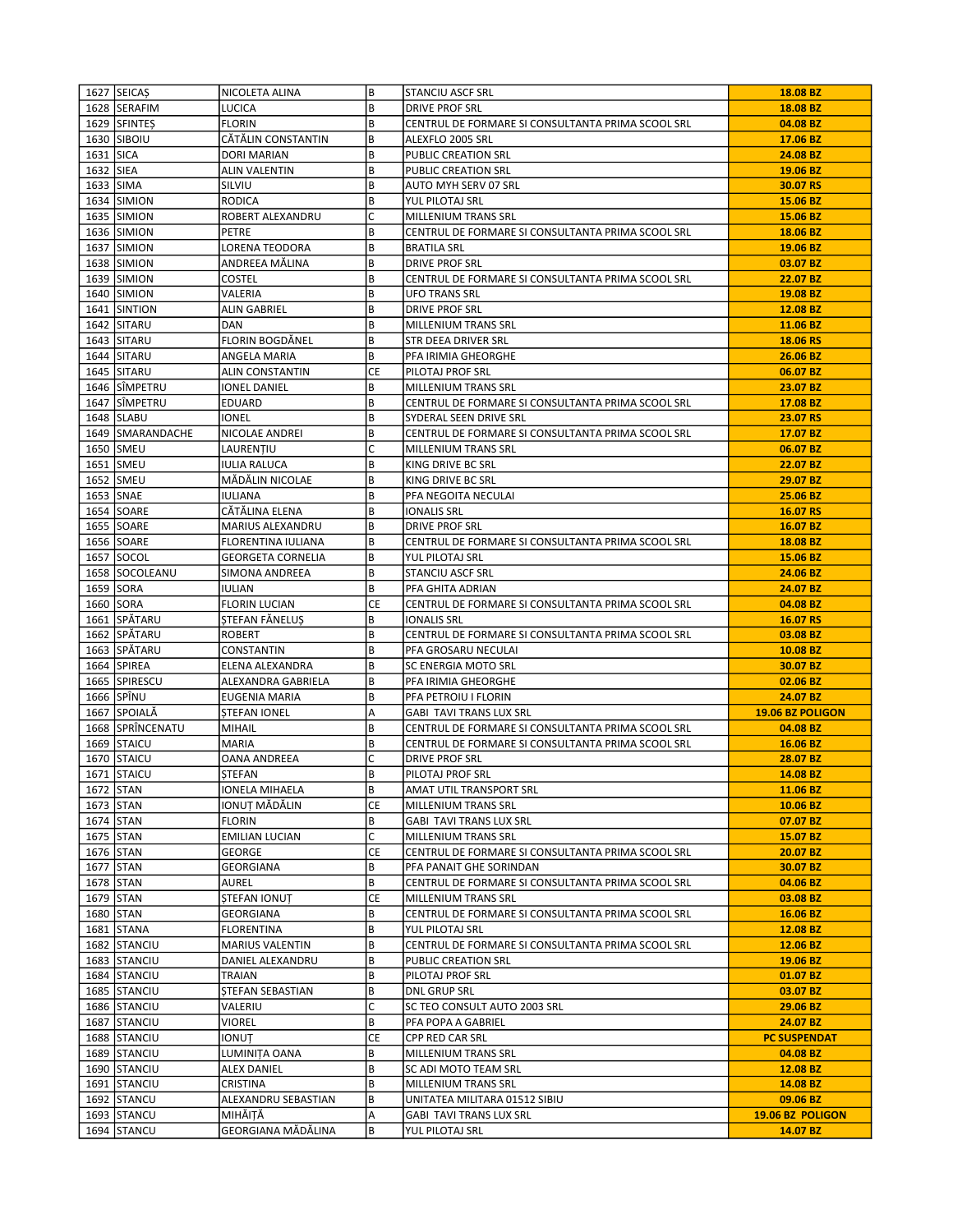| 1627 | SEICAȘ | NICOLETA ALINA | B | STANCIU ASCF SRL | **18.08 BZ** |
|---|---|---|---|---|---|
| 1628 | SERAFIM | LUCICA | B | DRIVE PROF SRL | **18.08 BZ** |
| 1629 | SFINTEȘ | FLORIN | B | CENTRUL DE FORMARE SI CONSULTANTA PRIMA SCOOL SRL | **04.08 BZ** |
| 1630 | SIBOIU | CĂTĂLIN CONSTANTIN | B | ALEXFLO 2005 SRL | **17.06 BZ** |
| 1631 | SICA | DORI MARIAN | B | PUBLIC CREATION SRL | **24.08 BZ** |
| 1632 | SIEA | ALIN VALENTIN | B | PUBLIC CREATION SRL | **19.06 BZ** |
| 1633 | SIMA | SILVIU | B | AUTO MYH SERV 07 SRL | **30.07 RS** |
| 1634 | SIMION | RODICA | B | YUL PILOTAJ SRL | **15.06 BZ** |
| 1635 | SIMION | ROBERT ALEXANDRU | C | MILLENIUM TRANS SRL | **15.06 BZ** |
| 1636 | SIMION | PETRE | B | CENTRUL DE FORMARE SI CONSULTANTA PRIMA SCOOL SRL | **18.06 BZ** |
| 1637 | SIMION | LORENA TEODORA | B | BRATILA SRL | **19.06 BZ** |
| 1638 | SIMION | ANDREEA MĂLINA | B | DRIVE PROF SRL | **03.07 BZ** |
| 1639 | SIMION | COSTEL | B | CENTRUL DE FORMARE SI CONSULTANTA PRIMA SCOOL SRL | **22.07 BZ** |
| 1640 | SIMION | VALERIA | B | UFO TRANS SRL | **19.08 BZ** |
| 1641 | SINTION | ALIN GABRIEL | B | DRIVE PROF SRL | **12.08 BZ** |
| 1642 | SITARU | DAN | B | MILLENIUM TRANS SRL | **11.06 BZ** |
| 1643 | SITARU | FLORIN BOGDĂNEL | B | STR DEEA DRIVER SRL | **18.06 RS** |
| 1644 | SITARU | ANGELA MARIA | B | PFA IRIMIA GHEORGHE | **26.06 BZ** |
| 1645 | SITARU | ALIN CONSTANTIN | CE | PILOTAJ PROF SRL | **06.07 BZ** |
| 1646 | SÎMPETRU | IONEL DANIEL | B | MILLENIUM TRANS SRL | **23.07 BZ** |
| 1647 | SÎMPETRU | EDUARD | B | CENTRUL DE FORMARE SI CONSULTANTA PRIMA SCOOL SRL | **17.08 BZ** |
| 1648 | SLABU | IONEL | B | SYDERAL SEEN DRIVE SRL | **23.07 RS** |
| 1649 | SMARANDACHE | NICOLAE ANDREI | B | CENTRUL DE FORMARE SI CONSULTANTA PRIMA SCOOL SRL | **17.07 BZ** |
| 1650 | SMEU | LAURENȚIU | C | MILLENIUM TRANS SRL | **06.07 BZ** |
| 1651 | SMEU | IULIA RALUCA | B | KING DRIVE BC SRL | **22.07 BZ** |
| 1652 | SMEU | MĂDĂLIN NICOLAE | B | KING DRIVE BC SRL | **29.07 BZ** |
| 1653 | SNAE | IULIANA | B | PFA NEGOITA NECULAI | **25.06 BZ** |
| 1654 | SOARE | CĂTĂLINA ELENA | B | IONALIS SRL | **16.07 RS** |
| 1655 | SOARE | MARIUS ALEXANDRU | B | DRIVE PROF SRL | **16.07 BZ** |
| 1656 | SOARE | FLORENTINA IULIANA | B | CENTRUL DE FORMARE SI CONSULTANTA PRIMA SCOOL SRL | **18.08 BZ** |
| 1657 | SOCOL | GEORGETA CORNELIA | B | YUL PILOTAJ SRL | **15.06 BZ** |
| 1658 | SOCOLEANU | SIMONA ANDREEA | B | STANCIU ASCF SRL | **24.06 BZ** |
| 1659 | SORA | IULIAN | B | PFA GHITA ADRIAN | **24.07 BZ** |
| 1660 | SORA | FLORIN LUCIAN | CE | CENTRUL DE FORMARE SI CONSULTANTA PRIMA SCOOL SRL | **04.08 BZ** |
| 1661 | SPĂTARU | ȘTEFAN FĂNELUȘ | B | IONALIS SRL | **16.07 RS** |
| 1662 | SPĂTARU | ROBERT | B | CENTRUL DE FORMARE SI CONSULTANTA PRIMA SCOOL SRL | **03.08 BZ** |
| 1663 | SPĂTARU | CONSTANTIN | B | PFA GROSARU NECULAI | **10.08 BZ** |
| 1664 | SPIREA | ELENA ALEXANDRA | B | SC ENERGIA MOTO SRL | **30.07 BZ** |
| 1665 | SPIRESCU | ALEXANDRA GABRIELA | B | PFA IRIMIA GHEORGHE | **02.06 BZ** |
| 1666 | SPÎNU | EUGENIA MARIA | B | PFA PETROIU I FLORIN | **24.07 BZ** |
| 1667 | SPOIALĂ | ȘTEFAN IONEL | A | GABI TAVI TRANS LUX SRL | **19.06 BZ POLIGON** |
| 1668 | SPRÎNCENATU | MIHAIL | B | CENTRUL DE FORMARE SI CONSULTANTA PRIMA SCOOL SRL | **04.08 BZ** |
| 1669 | STAICU | MARIA | B | CENTRUL DE FORMARE SI CONSULTANTA PRIMA SCOOL SRL | **16.06 BZ** |
| 1670 | STAICU | OANA ANDREEA | C | DRIVE PROF SRL | **28.07 BZ** |
| 1671 | STAICU | ȘTEFAN | B | PILOTAJ PROF SRL | **14.08 BZ** |
| 1672 | STAN | IONELA MIHAELA | B | AMAT UTIL TRANSPORT SRL | **11.06 BZ** |
| 1673 | STAN | IONUȚ MĂDĂLIN | CE | MILLENIUM TRANS SRL | **10.06 BZ** |
| 1674 | STAN | FLORIN | B | GABI TAVI TRANS LUX SRL | **07.07 BZ** |
| 1675 | STAN | EMILIAN LUCIAN | C | MILLENIUM TRANS SRL | **15.07 BZ** |
| 1676 | STAN | GEORGE | CE | CENTRUL DE FORMARE SI CONSULTANTA PRIMA SCOOL SRL | **20.07 BZ** |
| 1677 | STAN | GEORGIANA | B | PFA PANAIT GHE SORINDAN | **30.07 BZ** |
| 1678 | STAN | AUREL | B | CENTRUL DE FORMARE SI CONSULTANTA PRIMA SCOOL SRL | **04.06 BZ** |
| 1679 | STAN | ȘTEFAN IONUȚ | CE | MILLENIUM TRANS SRL | **03.08 BZ** |
| 1680 | STAN | GEORGIANA | B | CENTRUL DE FORMARE SI CONSULTANTA PRIMA SCOOL SRL | **16.06 BZ** |
| 1681 | STANA | FLORENTINA | B | YUL PILOTAJ SRL | **12.08 BZ** |
| 1682 | STANCIU | MARIUS VALENTIN | B | CENTRUL DE FORMARE SI CONSULTANTA PRIMA SCOOL SRL | **12.06 BZ** |
| 1683 | STANCIU | DANIEL ALEXANDRU | B | PUBLIC CREATION SRL | **19.06 BZ** |
| 1684 | STANCIU | TRAIAN | B | PILOTAJ PROF SRL | **01.07 BZ** |
| 1685 | STANCIU | ȘTEFAN SEBASTIAN | B | DNL GRUP SRL | **03.07 BZ** |
| 1686 | STANCIU | VALERIU | C | SC TEO CONSULT AUTO 2003 SRL | **29.06 BZ** |
| 1687 | STANCIU | VIOREL | B | PFA POPA A GABRIEL | **24.07 BZ** |
| 1688 | STANCIU | IONUȚ | CE | CPP RED CAR SRL | **PC SUSPENDAT** |
| 1689 | STANCIU | LUMINIȚA OANA | B | MILLENIUM TRANS SRL | **04.08 BZ** |
| 1690 | STANCIU | ALEX DANIEL | B | SC ADI MOTO TEAM SRL | **12.08 BZ** |
| 1691 | STANCIU | CRISTINA | B | MILLENIUM TRANS SRL | **14.08 BZ** |
| 1692 | STANCU | ALEXANDRU SEBASTIAN | B | UNITATEA MILITARA 01512 SIBIU | **09.06 BZ** |
| 1693 | STANCU | MIHĂIȚĂ | A | GABI TAVI TRANS LUX SRL | **19.06 BZ POLIGON** |
| 1694 | STANCU | GEORGIANA MĂDĂLINA | B | YUL PILOTAJ SRL | **14.07 BZ** |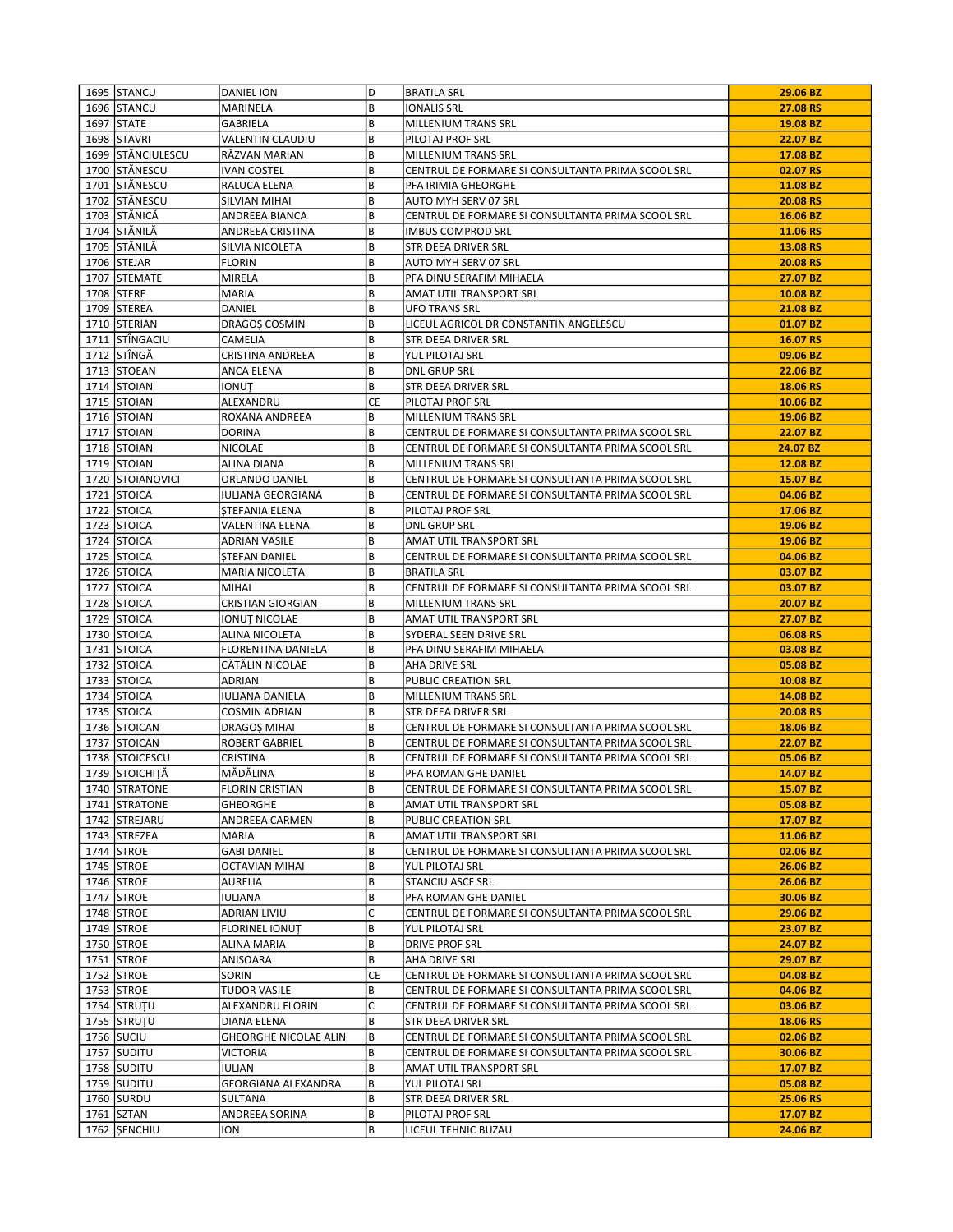| 1695 | STANCU | DANIEL ION | D | BRATILA SRL | 29.06 BZ |
|---|---|---|---|---|---|
| 1696 | STANCU | MARINELA | B | IONALIS SRL | 27.08 RS |
| 1697 | STATE | GABRIELA | B | MILLENIUM TRANS SRL | 19.08 BZ |
| 1698 | STAVRI | VALENTIN CLAUDIU | B | PILOTAJ PROF SRL | 22.07 BZ |
| 1699 | STĂNCIULESCU | RĂZVAN MARIAN | B | MILLENIUM TRANS SRL | 17.08 BZ |
| 1700 | STĂNESCU | IVAN COSTEL | B | CENTRUL DE FORMARE SI CONSULTANTA PRIMA SCOOL SRL | 02.07 RS |
| 1701 | STĂNESCU | RALUCA ELENA | B | PFA IRIMIA GHEORGHE | 11.08 BZ |
| 1702 | STĂNESCU | SILVIAN MIHAI | B | AUTO MYH SERV 07 SRL | 20.08 RS |
| 1703 | STĂNICĂ | ANDREEA BIANCA | B | CENTRUL DE FORMARE SI CONSULTANTA PRIMA SCOOL SRL | 16.06 BZ |
| 1704 | STĂNILĂ | ANDREEA CRISTINA | B | IMBUS COMPROD SRL | 11.06 RS |
| 1705 | STĂNILĂ | SILVIA NICOLETA | B | STR DEEA DRIVER SRL | 13.08 RS |
| 1706 | STEJAR | FLORIN | B | AUTO MYH SERV 07 SRL | 20.08 RS |
| 1707 | STEMATE | MIRELA | B | PFA DINU SERAFIM MIHAELA | 27.07 BZ |
| 1708 | STERE | MARIA | B | AMAT UTIL TRANSPORT SRL | 10.08 BZ |
| 1709 | STEREA | DANIEL | B | UFO TRANS SRL | 21.08 BZ |
| 1710 | STERIAN | DRAGOȘ COSMIN | B | LICEUL AGRICOL DR CONSTANTIN ANGELESCU | 01.07 BZ |
| 1711 | STÎNGACIU | CAMELIA | B | STR DEEA DRIVER SRL | 16.07 RS |
| 1712 | STÎNGĂ | CRISTINA ANDREEA | B | YUL PILOTAJ SRL | 09.06 BZ |
| 1713 | STOEAN | ANCA ELENA | B | DNL GRUP SRL | 22.06 BZ |
| 1714 | STOIAN | IONUȚ | B | STR DEEA DRIVER SRL | 18.06 RS |
| 1715 | STOIAN | ALEXANDRU | CE | PILOTAJ PROF SRL | 10.06 BZ |
| 1716 | STOIAN | ROXANA ANDREEA | B | MILLENIUM TRANS SRL | 19.06 BZ |
| 1717 | STOIAN | DORINA | B | CENTRUL DE FORMARE SI CONSULTANTA PRIMA SCOOL SRL | 22.07 BZ |
| 1718 | STOIAN | NICOLAE | B | CENTRUL DE FORMARE SI CONSULTANTA PRIMA SCOOL SRL | 24.07 BZ |
| 1719 | STOIAN | ALINA DIANA | B | MILLENIUM TRANS SRL | 12.08 BZ |
| 1720 | STOIANOVICI | ORLANDO DANIEL | B | CENTRUL DE FORMARE SI CONSULTANTA PRIMA SCOOL SRL | 15.07 BZ |
| 1721 | STOICA | IULIANA GEORGIANA | B | CENTRUL DE FORMARE SI CONSULTANTA PRIMA SCOOL SRL | 04.06 BZ |
| 1722 | STOICA | ȘTEFANIA ELENA | B | PILOTAJ PROF SRL | 17.06 BZ |
| 1723 | STOICA | VALENTINA ELENA | B | DNL GRUP SRL | 19.06 BZ |
| 1724 | STOICA | ADRIAN VASILE | B | AMAT UTIL TRANSPORT SRL | 19.06 BZ |
| 1725 | STOICA | ȘTEFAN DANIEL | B | CENTRUL DE FORMARE SI CONSULTANTA PRIMA SCOOL SRL | 04.06 BZ |
| 1726 | STOICA | MARIA NICOLETA | B | BRATILA SRL | 03.07 BZ |
| 1727 | STOICA | MIHAI | B | CENTRUL DE FORMARE SI CONSULTANTA PRIMA SCOOL SRL | 03.07 BZ |
| 1728 | STOICA | CRISTIAN GIORGIAN | B | MILLENIUM TRANS SRL | 20.07 BZ |
| 1729 | STOICA | IONUȚ NICOLAE | B | AMAT UTIL TRANSPORT SRL | 27.07 BZ |
| 1730 | STOICA | ALINA NICOLETA | B | SYDERAL SEEN DRIVE SRL | 06.08 RS |
| 1731 | STOICA | FLORENTINA DANIELA | B | PFA DINU SERAFIM MIHAELA | 03.08 BZ |
| 1732 | STOICA | CĂTĂLIN NICOLAE | B | AHA DRIVE SRL | 05.08 BZ |
| 1733 | STOICA | ADRIAN | B | PUBLIC CREATION SRL | 10.08 BZ |
| 1734 | STOICA | IULIANA DANIELA | B | MILLENIUM TRANS SRL | 14.08 BZ |
| 1735 | STOICA | COSMIN ADRIAN | B | STR DEEA DRIVER SRL | 20.08 RS |
| 1736 | STOICAN | DRAGOȘ MIHAI | B | CENTRUL DE FORMARE SI CONSULTANTA PRIMA SCOOL SRL | 18.06 BZ |
| 1737 | STOICAN | ROBERT GABRIEL | B | CENTRUL DE FORMARE SI CONSULTANTA PRIMA SCOOL SRL | 22.07 BZ |
| 1738 | STOICESCU | CRISTINA | B | CENTRUL DE FORMARE SI CONSULTANTA PRIMA SCOOL SRL | 05.06 BZ |
| 1739 | STOICHIȚĂ | MĂDĂLINA | B | PFA ROMAN GHE DANIEL | 14.07 BZ |
| 1740 | STRATONE | FLORIN CRISTIAN | B | CENTRUL DE FORMARE SI CONSULTANTA PRIMA SCOOL SRL | 15.07 BZ |
| 1741 | STRATONE | GHEORGHE | B | AMAT UTIL TRANSPORT SRL | 05.08 BZ |
| 1742 | STREJARU | ANDREEA CARMEN | B | PUBLIC CREATION SRL | 17.07 BZ |
| 1743 | STREZEA | MARIA | B | AMAT UTIL TRANSPORT SRL | 11.06 BZ |
| 1744 | STROE | GABI DANIEL | B | CENTRUL DE FORMARE SI CONSULTANTA PRIMA SCOOL SRL | 02.06 BZ |
| 1745 | STROE | OCTAVIAN MIHAI | B | YUL PILOTAJ SRL | 26.06 BZ |
| 1746 | STROE | AURELIA | B | STANCIU ASCF SRL | 26.06 BZ |
| 1747 | STROE | IULIANA | B | PFA ROMAN GHE DANIEL | 30.06 BZ |
| 1748 | STROE | ADRIAN LIVIU | C | CENTRUL DE FORMARE SI CONSULTANTA PRIMA SCOOL SRL | 29.06 BZ |
| 1749 | STROE | FLORINEL IONUȚ | B | YUL PILOTAJ SRL | 23.07 BZ |
| 1750 | STROE | ALINA MARIA | B | DRIVE PROF SRL | 24.07 BZ |
| 1751 | STROE | ANISOARA | B | AHA DRIVE SRL | 29.07 BZ |
| 1752 | STROE | SORIN | CE | CENTRUL DE FORMARE SI CONSULTANTA PRIMA SCOOL SRL | 04.08 BZ |
| 1753 | STROE | TUDOR VASILE | B | CENTRUL DE FORMARE SI CONSULTANTA PRIMA SCOOL SRL | 04.06 BZ |
| 1754 | STRUȚU | ALEXANDRU FLORIN | C | CENTRUL DE FORMARE SI CONSULTANTA PRIMA SCOOL SRL | 03.06 BZ |
| 1755 | STRUȚU | DIANA ELENA | B | STR DEEA DRIVER SRL | 18.06 RS |
| 1756 | SUCIU | GHEORGHE NICOLAE ALIN | B | CENTRUL DE FORMARE SI CONSULTANTA PRIMA SCOOL SRL | 02.06 BZ |
| 1757 | SUDITU | VICTORIA | B | CENTRUL DE FORMARE SI CONSULTANTA PRIMA SCOOL SRL | 30.06 BZ |
| 1758 | SUDITU | IULIAN | B | AMAT UTIL TRANSPORT SRL | 17.07 BZ |
| 1759 | SUDITU | GEORGIANA ALEXANDRA | B | YUL PILOTAJ SRL | 05.08 BZ |
| 1760 | SURDU | SULTANA | B | STR DEEA DRIVER SRL | 25.06 RS |
| 1761 | SZTAN | ANDREEA SORINA | B | PILOTAJ PROF SRL | 17.07 BZ |
| 1762 | ȘENCHIU | ION | B | LICEUL TEHNIC BUZAU | 24.06 BZ |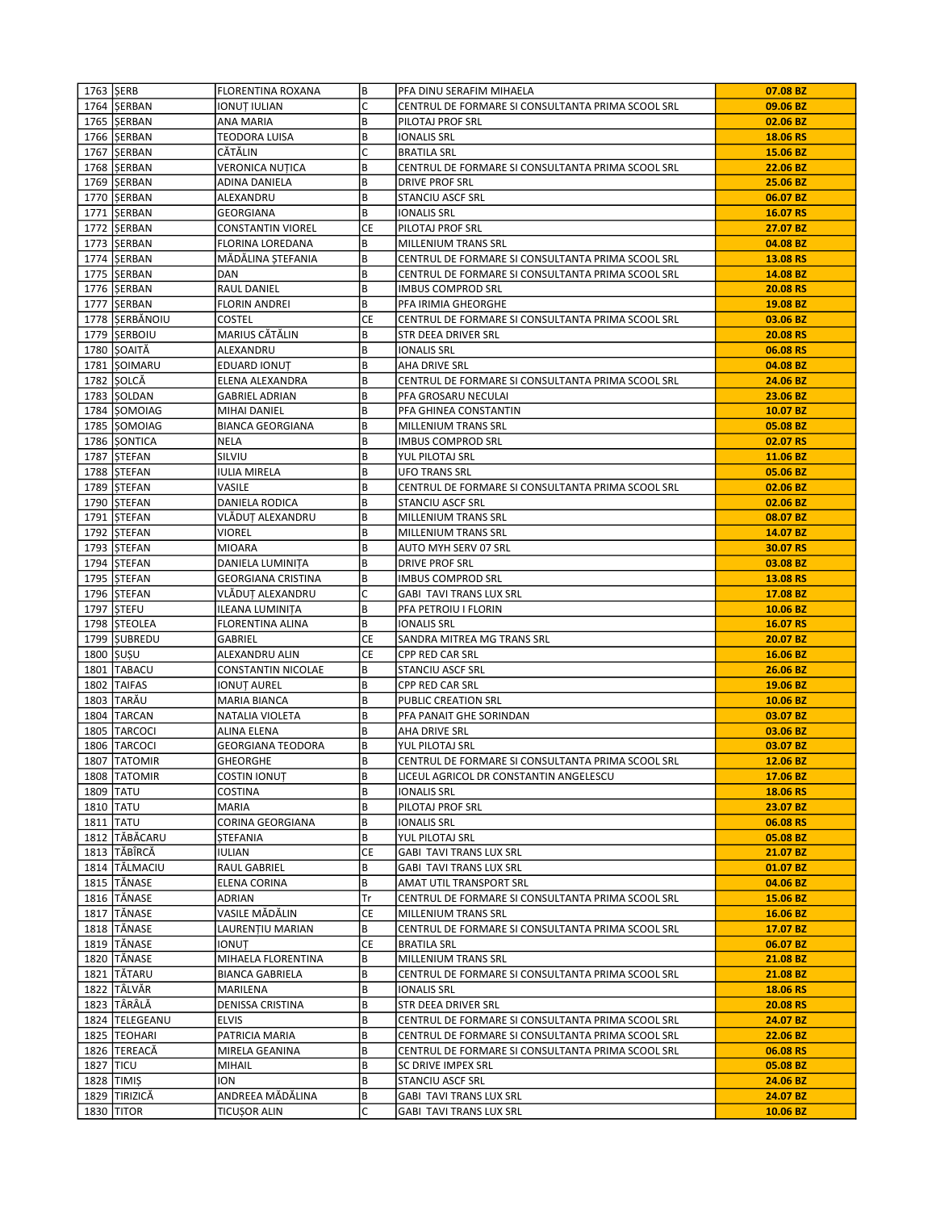| | | | | | |
|---|---|---|---|---|---|
| 1763 | ȘERB | FLORENTINA ROXANA | B | PFA DINU SERAFIM MIHAELA | 07.08 BZ |
| 1764 | ȘERBAN | IONUȚ IULIAN | C | CENTRUL DE FORMARE SI CONSULTANTA PRIMA SCOOL SRL | 09.06 BZ |
| 1765 | ȘERBAN | ANA MARIA | B | PILOTAJ PROF SRL | 02.06 BZ |
| 1766 | ȘERBAN | TEODORA LUISA | B | IONALIS SRL | 18.06 RS |
| 1767 | ȘERBAN | CĂTĂLIN | C | BRATILA SRL | 15.06 BZ |
| 1768 | ȘERBAN | VERONICA NUȚICA | B | CENTRUL DE FORMARE SI CONSULTANTA PRIMA SCOOL SRL | 22.06 BZ |
| 1769 | ȘERBAN | ADINA DANIELA | B | DRIVE PROF SRL | 25.06 BZ |
| 1770 | ȘERBAN | ALEXANDRU | B | STANCIU ASCF SRL | 06.07 BZ |
| 1771 | ȘERBAN | GEORGIANA | B | IONALIS SRL | 16.07 RS |
| 1772 | ȘERBAN | CONSTANTIN VIOREL | CE | PILOTAJ PROF SRL | 27.07 BZ |
| 1773 | ȘERBAN | FLORINA LOREDANA | B | MILLENIUM TRANS SRL | 04.08 BZ |
| 1774 | ȘERBAN | MĂDĂLINA ȘTEFANIA | B | CENTRUL DE FORMARE SI CONSULTANTA PRIMA SCOOL SRL | 13.08 RS |
| 1775 | ȘERBAN | DAN | B | CENTRUL DE FORMARE SI CONSULTANTA PRIMA SCOOL SRL | 14.08 BZ |
| 1776 | ȘERBAN | RAUL DANIEL | B | IMBUS COMPROD SRL | 20.08 RS |
| 1777 | ȘERBAN | FLORIN ANDREI | B | PFA IRIMIA GHEORGHE | 19.08 BZ |
| 1778 | ȘERBĂNOIU | COSTEL | CE | CENTRUL DE FORMARE SI CONSULTANTA PRIMA SCOOL SRL | 03.06 BZ |
| 1779 | ȘERBOIU | MARIUS CĂTĂLIN | B | STR DEEA DRIVER SRL | 20.08 RS |
| 1780 | ȘOAITĂ | ALEXANDRU | B | IONALIS SRL | 06.08 RS |
| 1781 | ȘOIMARU | EDUARD IONUȚ | B | AHA DRIVE SRL | 04.08 BZ |
| 1782 | ȘOLCĂ | ELENA ALEXANDRA | B | CENTRUL DE FORMARE SI CONSULTANTA PRIMA SCOOL SRL | 24.06 BZ |
| 1783 | ȘOLDAN | GABRIEL ADRIAN | B | PFA GROSARU NECULAI | 23.06 BZ |
| 1784 | ȘOMOIAG | MIHAI DANIEL | B | PFA GHINEA CONSTANTIN | 10.07 BZ |
| 1785 | ȘOMOIAG | BIANCA GEORGIANA | B | MILLENIUM TRANS SRL | 05.08 BZ |
| 1786 | ȘONTICA | NELA | B | IMBUS COMPROD SRL | 02.07 RS |
| 1787 | ȘTEFAN | SILVIU | B | YUL PILOTAJ SRL | 11.06 BZ |
| 1788 | ȘTEFAN | IULIA MIRELA | B | UFO TRANS SRL | 05.06 BZ |
| 1789 | ȘTEFAN | VASILE | B | CENTRUL DE FORMARE SI CONSULTANTA PRIMA SCOOL SRL | 02.06 BZ |
| 1790 | ȘTEFAN | DANIELA RODICA | B | STANCIU ASCF SRL | 02.06 BZ |
| 1791 | ȘTEFAN | VLĂDUȚ ALEXANDRU | B | MILLENIUM TRANS SRL | 08.07 BZ |
| 1792 | ȘTEFAN | VIOREL | B | MILLENIUM TRANS SRL | 14.07 BZ |
| 1793 | ȘTEFAN | MIOARA | B | AUTO MYH SERV 07 SRL | 30.07 RS |
| 1794 | ȘTEFAN | DANIELA LUMINIȚA | B | DRIVE PROF SRL | 03.08 BZ |
| 1795 | ȘTEFAN | GEORGIANA CRISTINA | B | IMBUS COMPROD SRL | 13.08 RS |
| 1796 | ȘTEFAN | VLĂDUȚ ALEXANDRU | C | GABI TAVI TRANS LUX SRL | 17.08 BZ |
| 1797 | ȘTEFU | ILEANA LUMINIȚA | B | PFA PETROIU I FLORIN | 10.06 BZ |
| 1798 | ȘTEOLEA | FLORENTINA ALINA | B | IONALIS SRL | 16.07 RS |
| 1799 | ȘUBREDU | GABRIEL | CE | SANDRA MITREA MG TRANS SRL | 20.07 BZ |
| 1800 | ȘUȘU | ALEXANDRU ALIN | CE | CPP RED CAR SRL | 16.06 BZ |
| 1801 | TABACU | CONSTANTIN NICOLAE | B | STANCIU ASCF SRL | 26.06 BZ |
| 1802 | TAIFAS | IONUȚ AUREL | B | CPP RED CAR SRL | 19.06 BZ |
| 1803 | TARĂU | MARIA BIANCA | B | PUBLIC CREATION SRL | 10.06 BZ |
| 1804 | TARCAN | NATALIA VIOLETA | B | PFA PANAIT GHE SORINDAN | 03.07 BZ |
| 1805 | TARCOCI | ALINA ELENA | B | AHA DRIVE SRL | 03.06 BZ |
| 1806 | TARCOCI | GEORGIANA TEODORA | B | YUL PILOTAJ SRL | 03.07 BZ |
| 1807 | TATOMIR | GHEORGHE | B | CENTRUL DE FORMARE SI CONSULTANTA PRIMA SCOOL SRL | 12.06 BZ |
| 1808 | TATOMIR | COSTIN IONUȚ | B | LICEUL AGRICOL DR CONSTANTIN ANGELESCU | 17.06 BZ |
| 1809 | TATU | COSTINA | B | IONALIS SRL | 18.06 RS |
| 1810 | TATU | MARIA | B | PILOTAJ PROF SRL | 23.07 BZ |
| 1811 | TATU | CORINA GEORGIANA | B | IONALIS SRL | 06.08 RS |
| 1812 | TĂBĂCARU | ȘTEFANIA | B | YUL PILOTAJ SRL | 05.08 BZ |
| 1813 | TĂBÎRCĂ | IULIAN | CE | GABI TAVI TRANS LUX SRL | 21.07 BZ |
| 1814 | TĂLMACIU | RAUL GABRIEL | B | GABI TAVI TRANS LUX SRL | 01.07 BZ |
| 1815 | TĂNASE | ELENA CORINA | B | AMAT UTIL TRANSPORT SRL | 04.06 BZ |
| 1816 | TĂNASE | ADRIAN | Tr | CENTRUL DE FORMARE SI CONSULTANTA PRIMA SCOOL SRL | 15.06 BZ |
| 1817 | TĂNASE | VASILE MĂDĂLIN | CE | MILLENIUM TRANS SRL | 16.06 BZ |
| 1818 | TĂNASE | LAURENȚIU MARIAN | B | CENTRUL DE FORMARE SI CONSULTANTA PRIMA SCOOL SRL | 17.07 BZ |
| 1819 | TĂNASE | IONUȚ | CE | BRATILA SRL | 06.07 BZ |
| 1820 | TĂNASE | MIHAELA FLORENTINA | B | MILLENIUM TRANS SRL | 21.08 BZ |
| 1821 | TĂTARU | BIANCA GABRIELA | B | CENTRUL DE FORMARE SI CONSULTANTA PRIMA SCOOL SRL | 21.08 BZ |
| 1822 | TĂLVĂR | MARILENA | B | IONALIS SRL | 18.06 RS |
| 1823 | TĂRÂLĂ | DENISSA CRISTINA | B | STR DEEA DRIVER SRL | 20.08 RS |
| 1824 | TELEGEANU | ELVIS | B | CENTRUL DE FORMARE SI CONSULTANTA PRIMA SCOOL SRL | 24.07 BZ |
| 1825 | TEOHARI | PATRICIA MARIA | B | CENTRUL DE FORMARE SI CONSULTANTA PRIMA SCOOL SRL | 22.06 BZ |
| 1826 | TEREACĂ | MIRELA GEANINA | B | CENTRUL DE FORMARE SI CONSULTANTA PRIMA SCOOL SRL | 06.08 RS |
| 1827 | TICU | MIHAIL | B | SC DRIVE IMPEX SRL | 05.08 BZ |
| 1828 | TIMIȘ | ION | B | STANCIU ASCF SRL | 24.06 BZ |
| 1829 | TIRIZICĂ | ANDREEA MĂDĂLINA | B | GABI TAVI TRANS LUX SRL | 24.07 BZ |
| 1830 | TITOR | TICUȘOR ALIN | C | GABI TAVI TRANS LUX SRL | 10.06 BZ |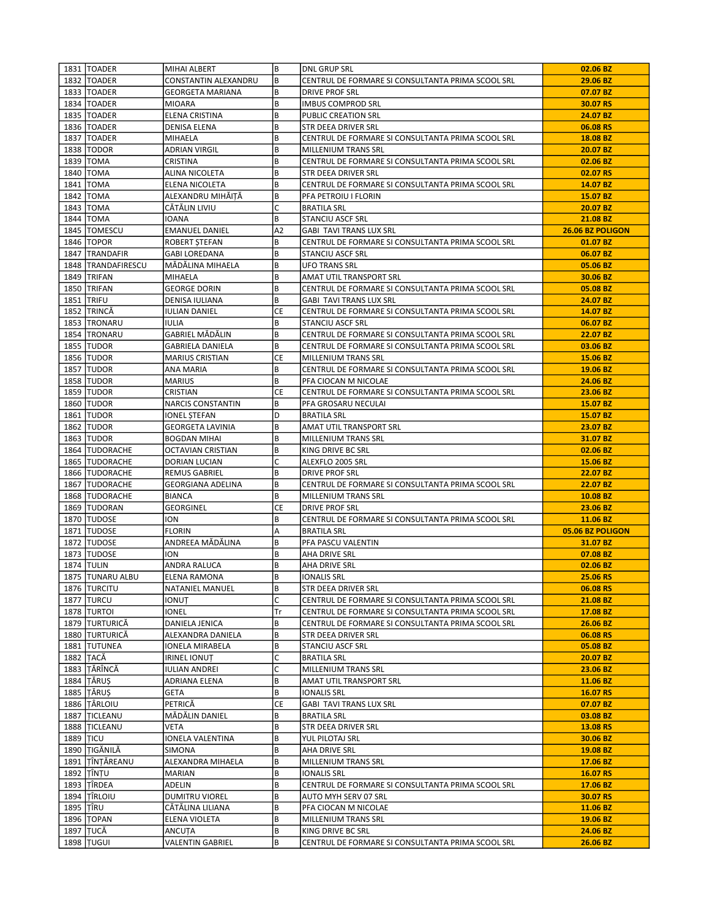| 1831 | TOADER | MIHAI ALBERT | B | DNL GRUP SRL | 02.06 BZ |
|---|---|---|---|---|---|
| 1832 | TOADER | CONSTANTIN ALEXANDRU | B | CENTRUL DE FORMARE SI CONSULTANTA PRIMA SCOOL SRL | 29.06 BZ |
| 1833 | TOADER | GEORGETA MARIANA | B | DRIVE PROF SRL | 07.07 BZ |
| 1834 | TOADER | MIOARA | B | IMBUS COMPROD SRL | 30.07 RS |
| 1835 | TOADER | ELENA CRISTINA | B | PUBLIC CREATION SRL | 24.07 BZ |
| 1836 | TOADER | DENISA ELENA | B | STR DEEA DRIVER SRL | 06.08 RS |
| 1837 | TOADER | MIHAELA | B | CENTRUL DE FORMARE SI CONSULTANTA PRIMA SCOOL SRL | 18.08 BZ |
| 1838 | TODOR | ADRIAN VIRGIL | B | MILLENIUM TRANS SRL | 20.07 BZ |
| 1839 | TOMA | CRISTINA | B | CENTRUL DE FORMARE SI CONSULTANTA PRIMA SCOOL SRL | 02.06 BZ |
| 1840 | TOMA | ALINA NICOLETA | B | STR DEEA DRIVER SRL | 02.07 RS |
| 1841 | TOMA | ELENA NICOLETA | B | CENTRUL DE FORMARE SI CONSULTANTA PRIMA SCOOL SRL | 14.07 BZ |
| 1842 | TOMA | ALEXANDRU MIHĂIȚĂ | B | PFA PETROIU I FLORIN | 15.07 BZ |
| 1843 | TOMA | CĂTĂLIN LIVIU | C | BRATILA SRL | 20.07 BZ |
| 1844 | TOMA | IOANA | B | STANCIU ASCF SRL | 21.08 BZ |
| 1845 | TOMESCU | EMANUEL DANIEL | A2 | GABI TAVI TRANS LUX SRL | 26.06 BZ POLIGON |
| 1846 | TOPOR | ROBERT ȘTEFAN | B | CENTRUL DE FORMARE SI CONSULTANTA PRIMA SCOOL SRL | 01.07 BZ |
| 1847 | TRANDAFIR | GABI LOREDANA | B | STANCIU ASCF SRL | 06.07 BZ |
| 1848 | TRANDAFIRESCU | MĂDĂLINA MIHAELA | B | UFO TRANS SRL | 05.06 BZ |
| 1849 | TRIFAN | MIHAELA | B | AMAT UTIL TRANSPORT SRL | 30.06 BZ |
| 1850 | TRIFAN | GEORGE DORIN | B | CENTRUL DE FORMARE SI CONSULTANTA PRIMA SCOOL SRL | 05.08 BZ |
| 1851 | TRIFU | DENISA IULIANA | B | GABI TAVI TRANS LUX SRL | 24.07 BZ |
| 1852 | TRINCĂ | IULIAN DANIEL | CE | CENTRUL DE FORMARE SI CONSULTANTA PRIMA SCOOL SRL | 14.07 BZ |
| 1853 | TRONARU | IULIA | B | STANCIU ASCF SRL | 06.07 BZ |
| 1854 | TRONARU | GABRIEL MĂDĂLIN | B | CENTRUL DE FORMARE SI CONSULTANTA PRIMA SCOOL SRL | 22.07 BZ |
| 1855 | TUDOR | GABRIELA DANIELA | B | CENTRUL DE FORMARE SI CONSULTANTA PRIMA SCOOL SRL | 03.06 BZ |
| 1856 | TUDOR | MARIUS CRISTIAN | CE | MILLENIUM TRANS SRL | 15.06 BZ |
| 1857 | TUDOR | ANA MARIA | B | CENTRUL DE FORMARE SI CONSULTANTA PRIMA SCOOL SRL | 19.06 BZ |
| 1858 | TUDOR | MARIUS | B | PFA CIOCAN M NICOLAE | 24.06 BZ |
| 1859 | TUDOR | CRISTIAN | CE | CENTRUL DE FORMARE SI CONSULTANTA PRIMA SCOOL SRL | 23.06 BZ |
| 1860 | TUDOR | NARCIS CONSTANTIN | B | PFA GROSARU NECULAI | 15.07 BZ |
| 1861 | TUDOR | IONEL ȘTEFAN | D | BRATILA SRL | 15.07 BZ |
| 1862 | TUDOR | GEORGETA LAVINIA | B | AMAT UTIL TRANSPORT SRL | 23.07 BZ |
| 1863 | TUDOR | BOGDAN MIHAI | B | MILLENIUM TRANS SRL | 31.07 BZ |
| 1864 | TUDORACHE | OCTAVIAN CRISTIAN | B | KING DRIVE BC SRL | 02.06 BZ |
| 1865 | TUDORACHE | DORIAN LUCIAN | C | ALEXFLO 2005 SRL | 15.06 BZ |
| 1866 | TUDORACHE | REMUS GABRIEL | B | DRIVE PROF SRL | 22.07 BZ |
| 1867 | TUDORACHE | GEORGIANA ADELINA | B | CENTRUL DE FORMARE SI CONSULTANTA PRIMA SCOOL SRL | 22.07 BZ |
| 1868 | TUDORACHE | BIANCA | B | MILLENIUM TRANS SRL | 10.08 BZ |
| 1869 | TUDORAN | GEORGINEL | CE | DRIVE PROF SRL | 23.06 BZ |
| 1870 | TUDOSE | ION | B | CENTRUL DE FORMARE SI CONSULTANTA PRIMA SCOOL SRL | 11.06 BZ |
| 1871 | TUDOSE | FLORIN | A | BRATILA SRL | 05.06 BZ POLIGON |
| 1872 | TUDOSE | ANDREEA MĂDĂLINA | B | PFA PASCU VALENTIN | 31.07 BZ |
| 1873 | TUDOSE | ION | B | AHA DRIVE SRL | 07.08 BZ |
| 1874 | TULIN | ANDRA RALUCA | B | AHA DRIVE SRL | 02.06 BZ |
| 1875 | TUNARU ALBU | ELENA RAMONA | B | IONALIS SRL | 25.06 RS |
| 1876 | TURCITU | NATANIEL MANUEL | B | STR DEEA DRIVER SRL | 06.08 RS |
| 1877 | TURCU | IONUȚ | C | CENTRUL DE FORMARE SI CONSULTANTA PRIMA SCOOL SRL | 21.08 BZ |
| 1878 | TURTOI | IONEL | Tr | CENTRUL DE FORMARE SI CONSULTANTA PRIMA SCOOL SRL | 17.08 BZ |
| 1879 | TURTURICĂ | DANIELA JENICA | B | CENTRUL DE FORMARE SI CONSULTANTA PRIMA SCOOL SRL | 26.06 BZ |
| 1880 | TURTURICĂ | ALEXANDRA DANIELA | B | STR DEEA DRIVER SRL | 06.08 RS |
| 1881 | TUTUNEA | IONELA MIRABELA | B | STANCIU ASCF SRL | 05.08 BZ |
| 1882 | ȚACĂ | IRINEL IONUȚ | C | BRATILA SRL | 20.07 BZ |
| 1883 | ȚĂRÎNCĂ | IULIAN ANDREI | C | MILLENIUM TRANS SRL | 23.06 BZ |
| 1884 | ȚĂRUȘ | ADRIANA ELENA | B | AMAT UTIL TRANSPORT SRL | 11.06 BZ |
| 1885 | ȚĂRUȘ | GETA | B | IONALIS SRL | 16.07 RS |
| 1886 | ȚÂRLOIU | PETRICĂ | CE | GABI TAVI TRANS LUX SRL | 07.07 BZ |
| 1887 | ȚICLEANU | MĂDĂLIN DANIEL | B | BRATILA SRL | 03.08 BZ |
| 1888 | ȚICLEANU | VETA | B | STR DEEA DRIVER SRL | 13.08 RS |
| 1889 | ȚICU | IONELA VALENTINA | B | YUL PILOTAJ SRL | 30.06 BZ |
| 1890 | ȚIGĂNILĂ | SIMONA | B | AHA DRIVE SRL | 19.08 BZ |
| 1891 | ȚÎNȚĂREANU | ALEXANDRA MIHAELA | B | MILLENIUM TRANS SRL | 17.06 BZ |
| 1892 | ȚÎNȚU | MARIAN | B | IONALIS SRL | 16.07 RS |
| 1893 | ȚÎRDEA | ADELIN | B | CENTRUL DE FORMARE SI CONSULTANTA PRIMA SCOOL SRL | 17.06 BZ |
| 1894 | ȚÎRLOIU | DUMITRU VIOREL | B | AUTO MYH SERV 07 SRL | 30.07 RS |
| 1895 | ȚÎRU | CĂTĂLINA LILIANA | B | PFA CIOCAN M NICOLAE | 11.06 BZ |
| 1896 | ȚOPAN | ELENA VIOLETA | B | MILLENIUM TRANS SRL | 19.06 BZ |
| 1897 | ȚUCĂ | ANCUȚA | B | KING DRIVE BC SRL | 24.06 BZ |
| 1898 | ȚUGUI | VALENTIN GABRIEL | B | CENTRUL DE FORMARE SI CONSULTANTA PRIMA SCOOL SRL | 26.06 BZ |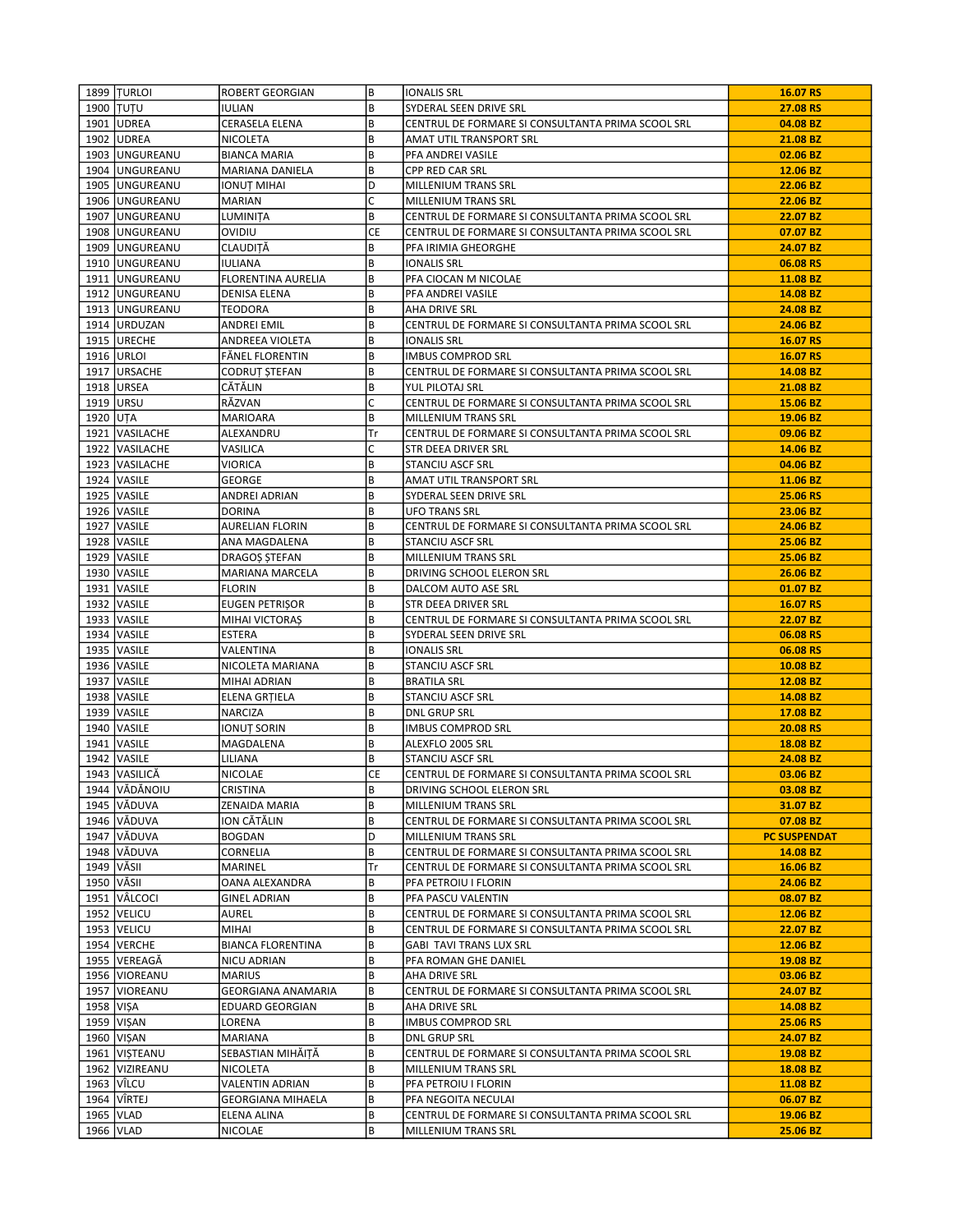| | | | | | |
|---|---|---|---|---|---|
| 1899 | ȚURLOI | ROBERT GEORGIAN | B | IONALIS SRL | **16.07 RS** |
| 1900 | ȚUȚU | IULIAN | B | SYDERAL SEEN DRIVE SRL | **27.08 RS** |
| 1901 | UDREA | CERASELA ELENA | B | CENTRUL DE FORMARE SI CONSULTANTA PRIMA SCOOL SRL | **04.08 BZ** |
| 1902 | UDREA | NICOLETA | B | AMAT UTIL TRANSPORT SRL | **21.08 BZ** |
| 1903 | UNGUREANU | BIANCA MARIA | B | PFA ANDREI VASILE | **02.06 BZ** |
| 1904 | UNGUREANU | MARIANA DANIELA | B | CPP RED CAR SRL | **12.06 BZ** |
| 1905 | UNGUREANU | IONUȚ MIHAI | D | MILLENIUM TRANS SRL | **22.06 BZ** |
| 1906 | UNGUREANU | MARIAN | C | MILLENIUM TRANS SRL | **22.06 BZ** |
| 1907 | UNGUREANU | LUMINIȚA | B | CENTRUL DE FORMARE SI CONSULTANTA PRIMA SCOOL SRL | **22.07 BZ** |
| 1908 | UNGUREANU | OVIDIU | CE | CENTRUL DE FORMARE SI CONSULTANTA PRIMA SCOOL SRL | **07.07 BZ** |
| 1909 | UNGUREANU | CLAUDIȚĂ | B | PFA IRIMIA GHEORGHE | **24.07 BZ** |
| 1910 | UNGUREANU | IULIANA | B | IONALIS SRL | **06.08 RS** |
| 1911 | UNGUREANU | FLORENTINA AURELIA | B | PFA CIOCAN M NICOLAE | **11.08 BZ** |
| 1912 | UNGUREANU | DENISA ELENA | B | PFA ANDREI VASILE | **14.08 BZ** |
| 1913 | UNGUREANU | TEODORA | B | AHA DRIVE SRL | **24.08 BZ** |
| 1914 | URDUZAN | ANDREI EMIL | B | CENTRUL DE FORMARE SI CONSULTANTA PRIMA SCOOL SRL | **24.06 BZ** |
| 1915 | URECHE | ANDREEA VIOLETA | B | IONALIS SRL | **16.07 RS** |
| 1916 | URLOI | FĂNEL FLORENTIN | B | IMBUS COMPROD SRL | **16.07 RS** |
| 1917 | URSACHE | CODRUȚ ȘTEFAN | B | CENTRUL DE FORMARE SI CONSULTANTA PRIMA SCOOL SRL | **14.08 BZ** |
| 1918 | URSEA | CĂTĂLIN | B | YUL PILOTAJ SRL | **21.08 BZ** |
| 1919 | URSU | RĂZVAN | C | CENTRUL DE FORMARE SI CONSULTANTA PRIMA SCOOL SRL | **15.06 BZ** |
| 1920 | UȚA | MARIOARA | B | MILLENIUM TRANS SRL | **19.06 BZ** |
| 1921 | VASILACHE | ALEXANDRU | Tr | CENTRUL DE FORMARE SI CONSULTANTA PRIMA SCOOL SRL | **09.06 BZ** |
| 1922 | VASILACHE | VASILICA | C | STR DEEA DRIVER SRL | **14.06 BZ** |
| 1923 | VASILACHE | VIORICA | B | STANCIU ASCF SRL | **04.06 BZ** |
| 1924 | VASILE | GEORGE | B | AMAT UTIL TRANSPORT SRL | **11.06 BZ** |
| 1925 | VASILE | ANDREI ADRIAN | B | SYDERAL SEEN DRIVE SRL | **25.06 RS** |
| 1926 | VASILE | DORINA | B | UFO TRANS SRL | **23.06 BZ** |
| 1927 | VASILE | AURELIAN FLORIN | B | CENTRUL DE FORMARE SI CONSULTANTA PRIMA SCOOL SRL | **24.06 BZ** |
| 1928 | VASILE | ANA MAGDALENA | B | STANCIU ASCF SRL | **25.06 BZ** |
| 1929 | VASILE | DRAGOȘ ȘTEFAN | B | MILLENIUM TRANS SRL | **25.06 BZ** |
| 1930 | VASILE | MARIANA MARCELA | B | DRIVING SCHOOL ELERON SRL | **26.06 BZ** |
| 1931 | VASILE | FLORIN | B | DALCOM AUTO ASE SRL | **01.07 BZ** |
| 1932 | VASILE | EUGEN PETRIȘOR | B | STR DEEA DRIVER SRL | **16.07 RS** |
| 1933 | VASILE | MIHAI VICTORAȘ | B | CENTRUL DE FORMARE SI CONSULTANTA PRIMA SCOOL SRL | **22.07 BZ** |
| 1934 | VASILE | ESTERA | B | SYDERAL SEEN DRIVE SRL | **06.08 RS** |
| 1935 | VASILE | VALENTINA | B | IONALIS SRL | **06.08 RS** |
| 1936 | VASILE | NICOLETA MARIANA | B | STANCIU ASCF SRL | **10.08 BZ** |
| 1937 | VASILE | MIHAI ADRIAN | B | BRATILA SRL | **12.08 BZ** |
| 1938 | VASILE | ELENA GRȚIELA | B | STANCIU ASCF SRL | **14.08 BZ** |
| 1939 | VASILE | NARCIZA | B | DNL GRUP SRL | **17.08 BZ** |
| 1940 | VASILE | IONUȚ SORIN | B | IMBUS COMPROD SRL | **20.08 RS** |
| 1941 | VASILE | MAGDALENA | B | ALEXFLO 2005 SRL | **18.08 BZ** |
| 1942 | VASILE | LILIANA | B | STANCIU ASCF SRL | **24.08 BZ** |
| 1943 | VASILICĂ | NICOLAE | CE | CENTRUL DE FORMARE SI CONSULTANTA PRIMA SCOOL SRL | **03.06 BZ** |
| 1944 | VĂDĂNOIU | CRISTINA | B | DRIVING SCHOOL ELERON SRL | **03.08 BZ** |
| 1945 | VĂDUVA | ZENAIDA MARIA | B | MILLENIUM TRANS SRL | **31.07 BZ** |
| 1946 | VĂDUVA | ION CĂTĂLIN | B | CENTRUL DE FORMARE SI CONSULTANTA PRIMA SCOOL SRL | **07.08 BZ** |
| 1947 | VĂDUVA | BOGDAN | D | MILLENIUM TRANS SRL | **PC SUSPENDAT** |
| 1948 | VĂDUVA | CORNELIA | B | CENTRUL DE FORMARE SI CONSULTANTA PRIMA SCOOL SRL | **14.08 BZ** |
| 1949 | VĂSII | MARINEL | Tr | CENTRUL DE FORMARE SI CONSULTANTA PRIMA SCOOL SRL | **16.06 BZ** |
| 1950 | VĂSII | OANA ALEXANDRA | B | PFA PETROIU I FLORIN | **24.06 BZ** |
| 1951 | VÂLCOCI | GINEL ADRIAN | B | PFA PASCU VALENTIN | **08.07 BZ** |
| 1952 | VELICU | AUREL | B | CENTRUL DE FORMARE SI CONSULTANTA PRIMA SCOOL SRL | **12.06 BZ** |
| 1953 | VELICU | MIHAI | B | CENTRUL DE FORMARE SI CONSULTANTA PRIMA SCOOL SRL | **22.07 BZ** |
| 1954 | VERCHE | BIANCA FLORENTINA | B | GABI TAVI TRANS LUX SRL | **12.06 BZ** |
| 1955 | VEREAGĂ | NICU ADRIAN | B | PFA ROMAN GHE DANIEL | **19.08 BZ** |
| 1956 | VIOREANU | MARIUS | B | AHA DRIVE SRL | **03.06 BZ** |
| 1957 | VIOREANU | GEORGIANA ANAMARIA | B | CENTRUL DE FORMARE SI CONSULTANTA PRIMA SCOOL SRL | **24.07 BZ** |
| 1958 | VIȘA | EDUARD GEORGIAN | B | AHA DRIVE SRL | **14.08 BZ** |
| 1959 | VIȘAN | LORENA | B | IMBUS COMPROD SRL | **25.06 RS** |
| 1960 | VIȘAN | MARIANA | B | DNL GRUP SRL | **24.07 BZ** |
| 1961 | VIȘTEANU | SEBASTIAN MIHĂIȚĂ | B | CENTRUL DE FORMARE SI CONSULTANTA PRIMA SCOOL SRL | **19.08 BZ** |
| 1962 | VIZIREANU | NICOLETA | B | MILLENIUM TRANS SRL | **18.08 BZ** |
| 1963 | VÎLCU | VALENTIN ADRIAN | B | PFA PETROIU I FLORIN | **11.08 BZ** |
| 1964 | VÎRTEJ | GEORGIANA MIHAELA | B | PFA NEGOITA NECULAI | **06.07 BZ** |
| 1965 | VLAD | ELENA ALINA | B | CENTRUL DE FORMARE SI CONSULTANTA PRIMA SCOOL SRL | **19.06 BZ** |
| 1966 | VLAD | NICOLAE | B | MILLENIUM TRANS SRL | **25.06 BZ** |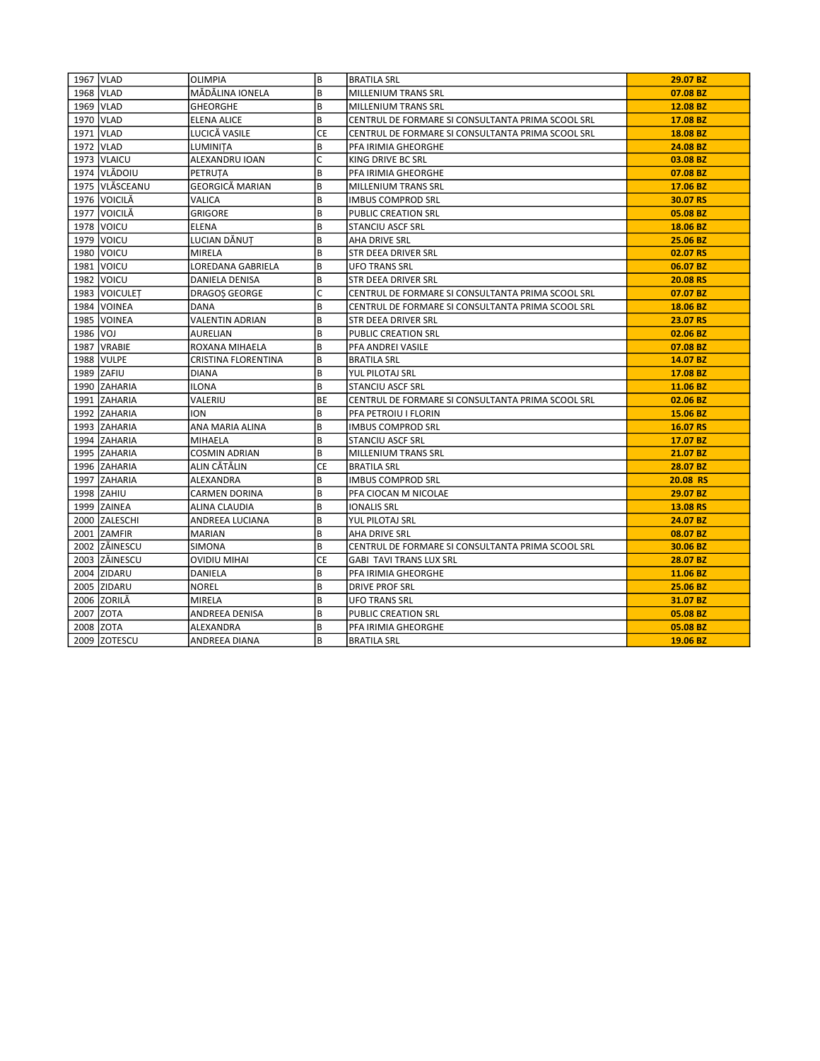| | | | | | |
|---|---|---|---|---|---|
| 1967 | VLAD | OLIMPIA | B | BRATILA SRL | 29.07 BZ |
| 1968 | VLAD | MĂDĂLINA IONELA | B | MILLENIUM TRANS SRL | 07.08 BZ |
| 1969 | VLAD | GHEORGHE | B | MILLENIUM TRANS SRL | 12.08 BZ |
| 1970 | VLAD | ELENA ALICE | B | CENTRUL DE FORMARE SI CONSULTANTA PRIMA SCOOL SRL | 17.08 BZ |
| 1971 | VLAD | LUCICĂ VASILE | CE | CENTRUL DE FORMARE SI CONSULTANTA PRIMA SCOOL SRL | 18.08 BZ |
| 1972 | VLAD | LUMINIȚA | B | PFA IRIMIA GHEORGHE | 24.08 BZ |
| 1973 | VLAICU | ALEXANDRU IOAN | C | KING DRIVE BC SRL | 03.08 BZ |
| 1974 | VLĂDOIU | PETRUȚA | B | PFA IRIMIA GHEORGHE | 07.08 BZ |
| 1975 | VLĂSCEANU | GEORGICĂ MARIAN | B | MILLENIUM TRANS SRL | 17.06 BZ |
| 1976 | VOICILĂ | VALICA | B | IMBUS COMPROD SRL | 30.07 RS |
| 1977 | VOICILĂ | GRIGORE | B | PUBLIC CREATION SRL | 05.08 BZ |
| 1978 | VOICU | ELENA | B | STANCIU ASCF SRL | 18.06 BZ |
| 1979 | VOICU | LUCIAN DĂNUȚ | B | AHA DRIVE SRL | 25.06 BZ |
| 1980 | VOICU | MIRELA | B | STR DEEA DRIVER SRL | 02.07 RS |
| 1981 | VOICU | LOREDANA GABRIELA | B | UFO TRANS SRL | 06.07 BZ |
| 1982 | VOICU | DANIELA DENISA | B | STR DEEA DRIVER SRL | 20.08 RS |
| 1983 | VOICULEȚ | DRAGOȘ GEORGE | C | CENTRUL DE FORMARE SI CONSULTANTA PRIMA SCOOL SRL | 07.07 BZ |
| 1984 | VOINEA | DANA | B | CENTRUL DE FORMARE SI CONSULTANTA PRIMA SCOOL SRL | 18.06 BZ |
| 1985 | VOINEA | VALENTIN ADRIAN | B | STR DEEA DRIVER SRL | 23.07 RS |
| 1986 | VOJ | AURELIAN | B | PUBLIC CREATION SRL | 02.06 BZ |
| 1987 | VRABIE | ROXANA MIHAELA | B | PFA ANDREI VASILE | 07.08 BZ |
| 1988 | VULPE | CRISTINA FLORENTINA | B | BRATILA SRL | 14.07 BZ |
| 1989 | ZAFIU | DIANA | B | YUL PILOTAJ SRL | 17.08 BZ |
| 1990 | ZAHARIA | ILONA | B | STANCIU ASCF SRL | 11.06 BZ |
| 1991 | ZAHARIA | VALERIU | BE | CENTRUL DE FORMARE SI CONSULTANTA PRIMA SCOOL SRL | 02.06 BZ |
| 1992 | ZAHARIA | ION | B | PFA PETROIU I FLORIN | 15.06 BZ |
| 1993 | ZAHARIA | ANA MARIA ALINA | B | IMBUS COMPROD SRL | 16.07 RS |
| 1994 | ZAHARIA | MIHAELA | B | STANCIU ASCF SRL | 17.07 BZ |
| 1995 | ZAHARIA | COSMIN ADRIAN | B | MILLENIUM TRANS SRL | 21.07 BZ |
| 1996 | ZAHARIA | ALIN CĂTĂLIN | CE | BRATILA SRL | 28.07 BZ |
| 1997 | ZAHARIA | ALEXANDRA | B | IMBUS COMPROD SRL | 20.08 RS |
| 1998 | ZAHIU | CARMEN DORINA | B | PFA CIOCAN M NICOLAE | 29.07 BZ |
| 1999 | ZAINEA | ALINA CLAUDIA | B | IONALIS SRL | 13.08 RS |
| 2000 | ZALESCHI | ANDREEA LUCIANA | B | YUL PILOTAJ SRL | 24.07 BZ |
| 2001 | ZAMFIR | MARIAN | B | AHA DRIVE SRL | 08.07 BZ |
| 2002 | ZĂINESCU | SIMONA | B | CENTRUL DE FORMARE SI CONSULTANTA PRIMA SCOOL SRL | 30.06 BZ |
| 2003 | ZĂINESCU | OVIDIU MIHAI | CE | GABI TAVI TRANS LUX SRL | 28.07 BZ |
| 2004 | ZIDARU | DANIELA | B | PFA IRIMIA GHEORGHE | 11.06 BZ |
| 2005 | ZIDARU | NOREL | B | DRIVE PROF SRL | 25.06 BZ |
| 2006 | ZORILĂ | MIRELA | B | UFO TRANS SRL | 31.07 BZ |
| 2007 | ZOTA | ANDREEA DENISA | B | PUBLIC CREATION SRL | 05.08 BZ |
| 2008 | ZOTA | ALEXANDRA | B | PFA IRIMIA GHEORGHE | 05.08 BZ |
| 2009 | ZOTESCU | ANDREEA DIANA | B | BRATILA SRL | 19.06 BZ |